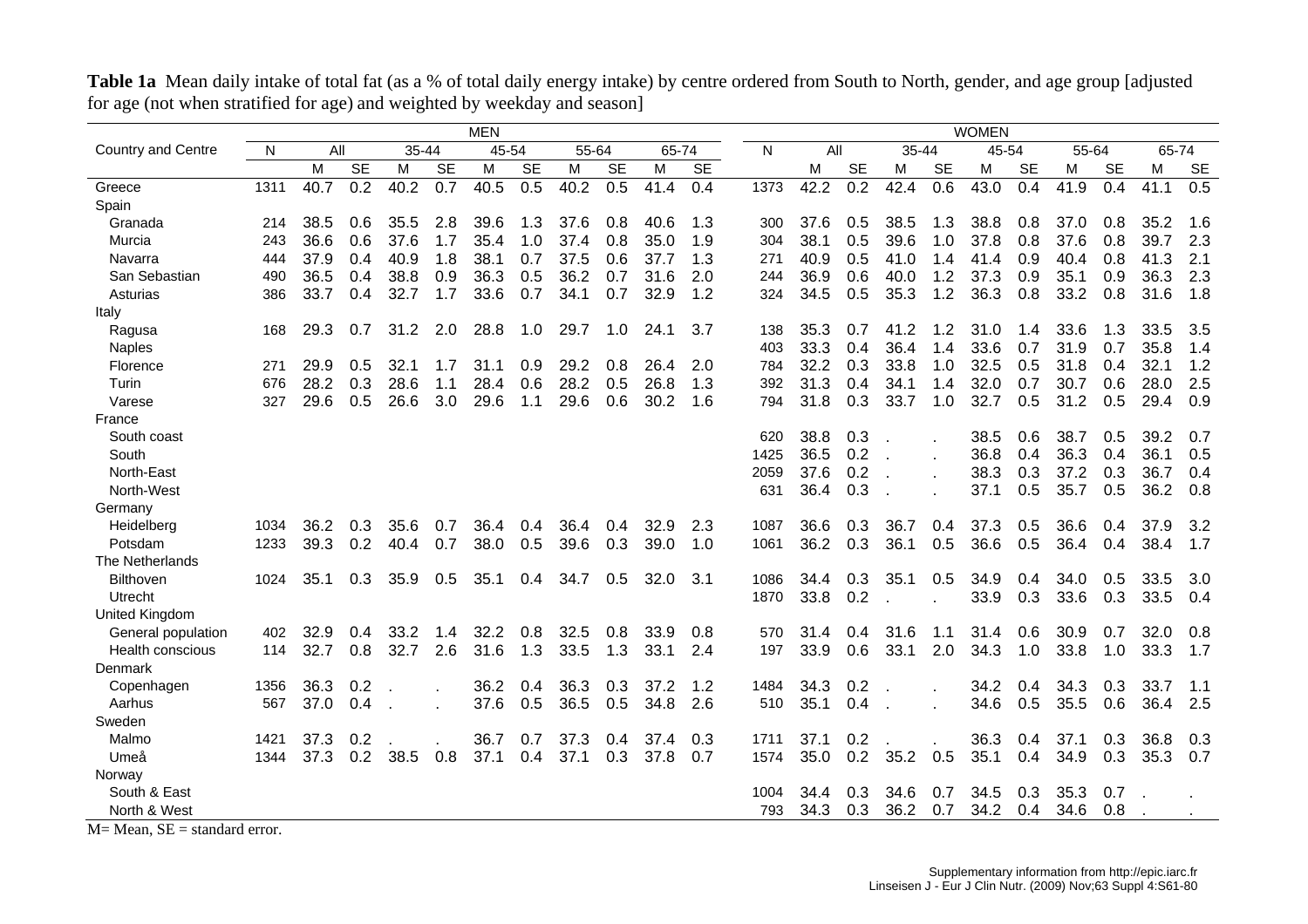**Table 1a** Mean daily intake of total fat (as a % of total daily energy intake) by centre ordered from South to North, gender, and age group [adjusted for age (not when stratified for age) and weighted by weekday and season]

| Country and Centre | MEN | | | | | | | | | | | | WOMEN | | | | | | | | | | | |
|---|---|---|---|---|---|---|---|---|---|---|---|---|---|---|---|---|---|---|---|---|---|---|---|---|
| | N | All | | 35-44 | | 45-54 | | 55-64 | | 65-74 | | | N | All | | 35-44 | | 45-54 | | 55-64 | | 65-74 | | |
| | | M | SE | M | SE | M | SE | M | SE | M | SE | | | M | SE | M | SE | M | SE | M | SE | M | SE | |
| Greece | 1311 | 40.7 | 0.2 | 40.2 | 0.7 | 40.5 | 0.5 | 40.2 | 0.5 | 41.4 | 0.4 | | 1373 | 42.2 | 0.2 | 42.4 | 0.6 | 43.0 | 0.4 | 41.9 | 0.4 | 41.1 | 0.5 | |
| Spain | | | | | | | | | | | | | | | | | | | | | | | | |
| Granada | 214 | 38.5 | 0.6 | 35.5 | 2.8 | 39.6 | 1.3 | 37.6 | 0.8 | 40.6 | 1.3 | | 300 | 37.6 | 0.5 | 38.5 | 1.3 | 38.8 | 0.8 | 37.0 | 0.8 | 35.2 | 1.6 | |
| Murcia | 243 | 36.6 | 0.6 | 37.6 | 1.7 | 35.4 | 1.0 | 37.4 | 0.8 | 35.0 | 1.9 | | 304 | 38.1 | 0.5 | 39.6 | 1.0 | 37.8 | 0.8 | 37.6 | 0.8 | 39.7 | 2.3 | |
| Navarra | 444 | 37.9 | 0.4 | 40.9 | 1.8 | 38.1 | 0.7 | 37.5 | 0.6 | 37.7 | 1.3 | | 271 | 40.9 | 0.5 | 41.0 | 1.4 | 41.4 | 0.9 | 40.4 | 0.8 | 41.3 | 2.1 | |
| San Sebastian | 490 | 36.5 | 0.4 | 38.8 | 0.9 | 36.3 | 0.5 | 36.2 | 0.7 | 31.6 | 2.0 | | 244 | 36.9 | 0.6 | 40.0 | 1.2 | 37.3 | 0.9 | 35.1 | 0.9 | 36.3 | 2.3 | |
| Asturias | 386 | 33.7 | 0.4 | 32.7 | 1.7 | 33.6 | 0.7 | 34.1 | 0.7 | 32.9 | 1.2 | | 324 | 34.5 | 0.5 | 35.3 | 1.2 | 36.3 | 0.8 | 33.2 | 0.8 | 31.6 | 1.8 | |
| Italy | | | | | | | | | | | | | | | | | | | | | | | | |
| Ragusa | 168 | 29.3 | 0.7 | 31.2 | 2.0 | 28.8 | 1.0 | 29.7 | 1.0 | 24.1 | 3.7 | | 138 | 35.3 | 0.7 | 41.2 | 1.2 | 31.0 | 1.4 | 33.6 | 1.3 | 33.5 | 3.5 | |
| Naples | | | | | | | | | | | | | 403 | 33.3 | 0.4 | 36.4 | 1.4 | 33.6 | 0.7 | 31.9 | 0.7 | 35.8 | 1.4 | |
| Florence | 271 | 29.9 | 0.5 | 32.1 | 1.7 | 31.1 | 0.9 | 29.2 | 0.8 | 26.4 | 2.0 | | 784 | 32.2 | 0.3 | 33.8 | 1.0 | 32.5 | 0.5 | 31.8 | 0.4 | 32.1 | 1.2 | |
| Turin | 676 | 28.2 | 0.3 | 28.6 | 1.1 | 28.4 | 0.6 | 28.2 | 0.5 | 26.8 | 1.3 | | 392 | 31.3 | 0.4 | 34.1 | 1.4 | 32.0 | 0.7 | 30.7 | 0.6 | 28.0 | 2.5 | |
| Varese | 327 | 29.6 | 0.5 | 26.6 | 3.0 | 29.6 | 1.1 | 29.6 | 0.6 | 30.2 | 1.6 | | 794 | 31.8 | 0.3 | 33.7 | 1.0 | 32.7 | 0.5 | 31.2 | 0.5 | 29.4 | 0.9 | |
| France | | | | | | | | | | | | | | | | | | | | | | | | |
| South coast | | | | | | | | | | | | | 620 | 38.8 | 0.3 | . | . | 38.5 | 0.6 | 38.7 | 0.5 | 39.2 | 0.7 | |
| South | | | | | | | | | | | | | 1425 | 36.5 | 0.2 | . | . | 36.8 | 0.4 | 36.3 | 0.4 | 36.1 | 0.5 | |
| North-East | | | | | | | | | | | | | 2059 | 37.6 | 0.2 | . | . | 38.3 | 0.3 | 37.2 | 0.3 | 36.7 | 0.4 | |
| North-West | | | | | | | | | | | | | 631 | 36.4 | 0.3 | . | . | 37.1 | 0.5 | 35.7 | 0.5 | 36.2 | 0.8 | |
| Germany | | | | | | | | | | | | | | | | | | | | | | | | |
| Heidelberg | 1034 | 36.2 | 0.3 | 35.6 | 0.7 | 36.4 | 0.4 | 36.4 | 0.4 | 32.9 | 2.3 | | 1087 | 36.6 | 0.3 | 36.7 | 0.4 | 37.3 | 0.5 | 36.6 | 0.4 | 37.9 | 3.2 | |
| Potsdam | 1233 | 39.3 | 0.2 | 40.4 | 0.7 | 38.0 | 0.5 | 39.6 | 0.3 | 39.0 | 1.0 | | 1061 | 36.2 | 0.3 | 36.1 | 0.5 | 36.6 | 0.5 | 36.4 | 0.4 | 38.4 | 1.7 | |
| The Netherlands | | | | | | | | | | | | | | | | | | | | | | | | |
| Bilthoven | 1024 | 35.1 | 0.3 | 35.9 | 0.5 | 35.1 | 0.4 | 34.7 | 0.5 | 32.0 | 3.1 | | 1086 | 34.4 | 0.3 | 35.1 | 0.5 | 34.9 | 0.4 | 34.0 | 0.5 | 33.5 | 3.0 | |
| Utrecht | | | | | | | | | | | | | 1870 | 33.8 | 0.2 | . | . | 33.9 | 0.3 | 33.6 | 0.3 | 33.5 | 0.4 | |
| United Kingdom | | | | | | | | | | | | | | | | | | | | | | | | |
| General population | 402 | 32.9 | 0.4 | 33.2 | 1.4 | 32.2 | 0.8 | 32.5 | 0.8 | 33.9 | 0.8 | | 570 | 31.4 | 0.4 | 31.6 | 1.1 | 31.4 | 0.6 | 30.9 | 0.7 | 32.0 | 0.8 | |
| Health conscious | 114 | 32.7 | 0.8 | 32.7 | 2.6 | 31.6 | 1.3 | 33.5 | 1.3 | 33.1 | 2.4 | | 197 | 33.9 | 0.6 | 33.1 | 2.0 | 34.3 | 1.0 | 33.8 | 1.0 | 33.3 | 1.7 | |
| Denmark | | | | | | | | | | | | | | | | | | | | | | | | |
| Copenhagen | 1356 | 36.3 | 0.2 | . | . | 36.2 | 0.4 | 36.3 | 0.3 | 37.2 | 1.2 | | 1484 | 34.3 | 0.2 | . | . | 34.2 | 0.4 | 34.3 | 0.3 | 33.7 | 1.1 | |
| Aarhus | 567 | 37.0 | 0.4 | . | . | 37.6 | 0.5 | 36.5 | 0.5 | 34.8 | 2.6 | | 510 | 35.1 | 0.4 | . | . | 34.6 | 0.5 | 35.5 | 0.6 | 36.4 | 2.5 | |
| Sweden | | | | | | | | | | | | | | | | | | | | | | | | |
| Malmo | 1421 | 37.3 | 0.2 | . | . | 36.7 | 0.7 | 37.3 | 0.4 | 37.4 | 0.3 | | 1711 | 37.1 | 0.2 | . | . | 36.3 | 0.4 | 37.1 | 0.3 | 36.8 | 0.3 | |
| Umeå | 1344 | 37.3 | 0.2 | 38.5 | 0.8 | 37.1 | 0.4 | 37.1 | 0.3 | 37.8 | 0.7 | | 1574 | 35.0 | 0.2 | 35.2 | 0.5 | 35.1 | 0.4 | 34.9 | 0.3 | 35.3 | 0.7 | |
| Norway | | | | | | | | | | | | | | | | | | | | | | | | |
| South & East | | | | | | | | | | | | | 1004 | 34.4 | 0.3 | 34.6 | 0.7 | 34.5 | 0.3 | 35.3 | 0.7 | . | . | |
| North & West | | | | | | | | | | | | | 793 | 34.3 | 0.3 | 36.2 | 0.7 | 34.2 | 0.4 | 34.6 | 0.8 | . | . | |

M= Mean, SE = standard error.

Supplementary information from http://epic.iarc.fr
Linseisen J - Eur J Clin Nutr. (2009) Nov;63 Suppl 4:S61-80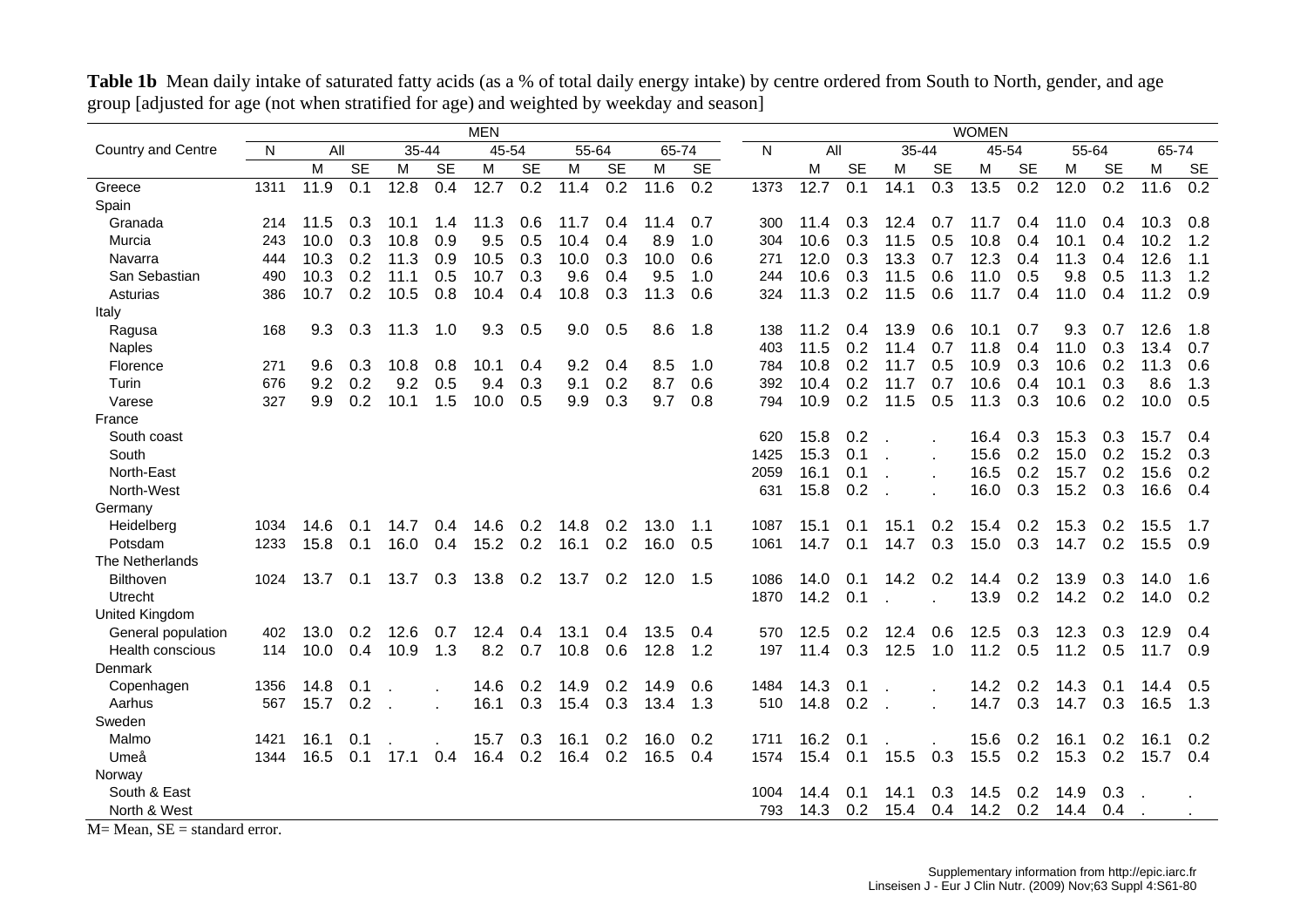**Table 1b** Mean daily intake of saturated fatty acids (as a % of total daily energy intake) by centre ordered from South to North, gender, and age group [adjusted for age (not when stratified for age) and weighted by weekday and season]

| Country and Centre | MEN | | | | | | | | | | | WOMEN | | | | | | | | | | |
|---|---|---|---|---|---|---|---|---|---|---|---|---|---|---|---|---|---|---|---|---|---|---|
| | N | All | | 35-44 | | 45-54 | | 55-64 | | 65-74 | | N | All | | 35-44 | | 45-54 | | 55-64 | | 65-74 | |
| | | M | SE | M | SE | M | SE | M | SE | M | SE | | M | SE | M | SE | M | SE | M | SE | M | SE |
| Greece | 1311 | 11.9 | 0.1 | 12.8 | 0.4 | 12.7 | 0.2 | 11.4 | 0.2 | 11.6 | 0.2 | 1373 | 12.7 | 0.1 | 14.1 | 0.3 | 13.5 | 0.2 | 12.0 | 0.2 | 11.6 | 0.2 |
| Spain | | | | | | | | | | | | | | | | | | | | | | |
| Granada | 214 | 11.5 | 0.3 | 10.1 | 1.4 | 11.3 | 0.6 | 11.7 | 0.4 | 11.4 | 0.7 | 300 | 11.4 | 0.3 | 12.4 | 0.7 | 11.7 | 0.4 | 11.0 | 0.4 | 10.3 | 0.8 |
| Murcia | 243 | 10.0 | 0.3 | 10.8 | 0.9 | 9.5 | 0.5 | 10.4 | 0.4 | 8.9 | 1.0 | 304 | 10.6 | 0.3 | 11.5 | 0.5 | 10.8 | 0.4 | 10.1 | 0.4 | 10.2 | 1.2 |
| Navarra | 444 | 10.3 | 0.2 | 11.3 | 0.9 | 10.5 | 0.3 | 10.0 | 0.3 | 10.0 | 0.6 | 271 | 12.0 | 0.3 | 13.3 | 0.7 | 12.3 | 0.4 | 11.3 | 0.4 | 12.6 | 1.1 |
| San Sebastian | 490 | 10.3 | 0.2 | 11.1 | 0.5 | 10.7 | 0.3 | 9.6 | 0.4 | 9.5 | 1.0 | 244 | 10.6 | 0.3 | 11.5 | 0.6 | 11.0 | 0.5 | 9.8 | 0.5 | 11.3 | 1.2 |
| Asturias | 386 | 10.7 | 0.2 | 10.5 | 0.8 | 10.4 | 0.4 | 10.8 | 0.3 | 11.3 | 0.6 | 324 | 11.3 | 0.2 | 11.5 | 0.6 | 11.7 | 0.4 | 11.0 | 0.4 | 11.2 | 0.9 |
| Italy | | | | | | | | | | | | | | | | | | | | | | |
| Ragusa | 168 | 9.3 | 0.3 | 11.3 | 1.0 | 9.3 | 0.5 | 9.0 | 0.5 | 8.6 | 1.8 | 138 | 11.2 | 0.4 | 13.9 | 0.6 | 10.1 | 0.7 | 9.3 | 0.7 | 12.6 | 1.8 |
| Naples | | | | | | | | | | | | 403 | 11.5 | 0.2 | 11.4 | 0.7 | 11.8 | 0.4 | 11.0 | 0.3 | 13.4 | 0.7 |
| Florence | 271 | 9.6 | 0.3 | 10.8 | 0.8 | 10.1 | 0.4 | 9.2 | 0.4 | 8.5 | 1.0 | 784 | 10.8 | 0.2 | 11.7 | 0.5 | 10.9 | 0.3 | 10.6 | 0.2 | 11.3 | 0.6 |
| Turin | 676 | 9.2 | 0.2 | 9.2 | 0.5 | 9.4 | 0.3 | 9.1 | 0.2 | 8.7 | 0.6 | 392 | 10.4 | 0.2 | 11.7 | 0.7 | 10.6 | 0.4 | 10.1 | 0.3 | 8.6 | 1.3 |
| Varese | 327 | 9.9 | 0.2 | 10.1 | 1.5 | 10.0 | 0.5 | 9.9 | 0.3 | 9.7 | 0.8 | 794 | 10.9 | 0.2 | 11.5 | 0.5 | 11.3 | 0.3 | 10.6 | 0.2 | 10.0 | 0.5 |
| France | | | | | | | | | | | | | | | | | | | | | | |
| South coast | | | | | | | | | | | | 620 | 15.8 | 0.2 | . | . | 16.4 | 0.3 | 15.3 | 0.3 | 15.7 | 0.4 |
| South | | | | | | | | | | | | 1425 | 15.3 | 0.1 | . | . | 15.6 | 0.2 | 15.0 | 0.2 | 15.2 | 0.3 |
| North-East | | | | | | | | | | | | 2059 | 16.1 | 0.1 | . | . | 16.5 | 0.2 | 15.7 | 0.2 | 15.6 | 0.2 |
| North-West | | | | | | | | | | | | 631 | 15.8 | 0.2 | . | . | 16.0 | 0.3 | 15.2 | 0.3 | 16.6 | 0.4 |
| Germany | | | | | | | | | | | | | | | | | | | | | | |
| Heidelberg | 1034 | 14.6 | 0.1 | 14.7 | 0.4 | 14.6 | 0.2 | 14.8 | 0.2 | 13.0 | 1.1 | 1087 | 15.1 | 0.1 | 15.1 | 0.2 | 15.4 | 0.2 | 15.3 | 0.2 | 15.5 | 1.7 |
| Potsdam | 1233 | 15.8 | 0.1 | 16.0 | 0.4 | 15.2 | 0.2 | 16.1 | 0.2 | 16.0 | 0.5 | 1061 | 14.7 | 0.1 | 14.7 | 0.3 | 15.0 | 0.3 | 14.7 | 0.2 | 15.5 | 0.9 |
| The Netherlands | | | | | | | | | | | | | | | | | | | | | | |
| Bilthoven | 1024 | 13.7 | 0.1 | 13.7 | 0.3 | 13.8 | 0.2 | 13.7 | 0.2 | 12.0 | 1.5 | 1086 | 14.0 | 0.1 | 14.2 | 0.2 | 14.4 | 0.2 | 13.9 | 0.3 | 14.0 | 1.6 |
| Utrecht | | | | | | | | | | | | 1870 | 14.2 | 0.1 | . | . | 13.9 | 0.2 | 14.2 | 0.2 | 14.0 | 0.2 |
| United Kingdom | | | | | | | | | | | | | | | | | | | | | | |
| General population | 402 | 13.0 | 0.2 | 12.6 | 0.7 | 12.4 | 0.4 | 13.1 | 0.4 | 13.5 | 0.4 | 570 | 12.5 | 0.2 | 12.4 | 0.6 | 12.5 | 0.3 | 12.3 | 0.3 | 12.9 | 0.4 |
| Health conscious | 114 | 10.0 | 0.4 | 10.9 | 1.3 | 8.2 | 0.7 | 10.8 | 0.6 | 12.8 | 1.2 | 197 | 11.4 | 0.3 | 12.5 | 1.0 | 11.2 | 0.5 | 11.2 | 0.5 | 11.7 | 0.9 |
| Denmark | | | | | | | | | | | | | | | | | | | | | | |
| Copenhagen | 1356 | 14.8 | 0.1 | . | . | 14.6 | 0.2 | 14.9 | 0.2 | 14.9 | 0.6 | 1484 | 14.3 | 0.1 | . | . | 14.2 | 0.2 | 14.3 | 0.1 | 14.4 | 0.5 |
| Aarhus | 567 | 15.7 | 0.2 | . | . | 16.1 | 0.3 | 15.4 | 0.3 | 13.4 | 1.3 | 510 | 14.8 | 0.2 | . | . | 14.7 | 0.3 | 14.7 | 0.3 | 16.5 | 1.3 |
| Sweden | | | | | | | | | | | | | | | | | | | | | | |
| Malmo | 1421 | 16.1 | 0.1 | . | . | 15.7 | 0.3 | 16.1 | 0.2 | 16.0 | 0.2 | 1711 | 16.2 | 0.1 | . | . | 15.6 | 0.2 | 16.1 | 0.2 | 16.1 | 0.2 |
| Umeå | 1344 | 16.5 | 0.1 | 17.1 | 0.4 | 16.4 | 0.2 | 16.4 | 0.2 | 16.5 | 0.4 | 1574 | 15.4 | 0.1 | 15.5 | 0.3 | 15.5 | 0.2 | 15.3 | 0.2 | 15.7 | 0.4 |
| Norway | | | | | | | | | | | | | | | | | | | | | | |
| South & East | | | | | | | | | | | | 1004 | 14.4 | 0.1 | 14.1 | 0.3 | 14.5 | 0.2 | 14.9 | 0.3 | . | . |
| North & West | | | | | | | | | | | | 793 | 14.3 | 0.2 | 15.4 | 0.4 | 14.2 | 0.2 | 14.4 | 0.4 | . | . |

M= Mean, SE = standard error.

Supplementary information from http://epic.iarc.fr
Linseisen J - Eur J Clin Nutr. (2009) Nov;63 Suppl 4:S61-80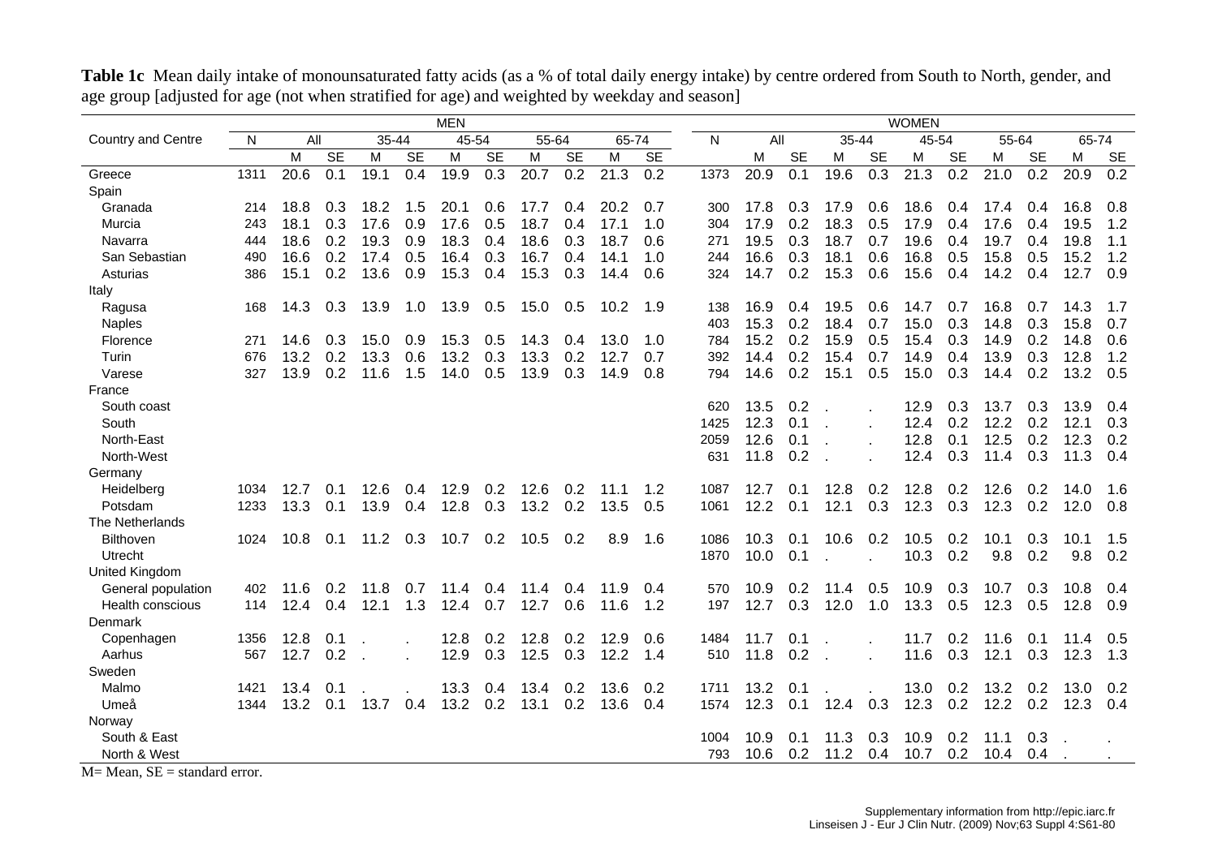**Table 1c** Mean daily intake of monounsaturated fatty acids (as a % of total daily energy intake) by centre ordered from South to North, gender, and age group [adjusted for age (not when stratified for age) and weighted by weekday and season]

| | MEN | | | | | | | | | | | WOMEN | | | | | | | | | | |
|---|---|---|---|---|---|---|---|---|---|---|---|---|---|---|---|---|---|---|---|---|---|---|
| Country and Centre | N | All | | 35-44 | | 45-54 | | 55-64 | | 65-74 | | N | All | | 35-44 | | 45-54 | | 55-64 | | 65-74 | |
| | | M | SE | M | SE | M | SE | M | SE | M | SE | | M | SE | M | SE | M | SE | M | SE | M | SE |
| Greece | 1311 | 20.6 | 0.1 | 19.1 | 0.4 | 19.9 | 0.3 | 20.7 | 0.2 | 21.3 | 0.2 | 1373 | 20.9 | 0.1 | 19.6 | 0.3 | 21.3 | 0.2 | 21.0 | 0.2 | 20.9 | 0.2 |
| Spain | | | | | | | | | | | | | | | | | | | | | | |
| Granada | 214 | 18.8 | 0.3 | 18.2 | 1.5 | 20.1 | 0.6 | 17.7 | 0.4 | 20.2 | 0.7 | 300 | 17.8 | 0.3 | 17.9 | 0.6 | 18.6 | 0.4 | 17.4 | 0.4 | 16.8 | 0.8 |
| Murcia | 243 | 18.1 | 0.3 | 17.6 | 0.9 | 17.6 | 0.5 | 18.7 | 0.4 | 17.1 | 1.0 | 304 | 17.9 | 0.2 | 18.3 | 0.5 | 17.9 | 0.4 | 17.6 | 0.4 | 19.5 | 1.2 |
| Navarra | 444 | 18.6 | 0.2 | 19.3 | 0.9 | 18.3 | 0.4 | 18.6 | 0.3 | 18.7 | 0.6 | 271 | 19.5 | 0.3 | 18.7 | 0.7 | 19.6 | 0.4 | 19.7 | 0.4 | 19.8 | 1.1 |
| San Sebastian | 490 | 16.6 | 0.2 | 17.4 | 0.5 | 16.4 | 0.3 | 16.7 | 0.4 | 14.1 | 1.0 | 244 | 16.6 | 0.3 | 18.1 | 0.6 | 16.8 | 0.5 | 15.8 | 0.5 | 15.2 | 1.2 |
| Asturias | 386 | 15.1 | 0.2 | 13.6 | 0.9 | 15.3 | 0.4 | 15.3 | 0.3 | 14.4 | 0.6 | 324 | 14.7 | 0.2 | 15.3 | 0.6 | 15.6 | 0.4 | 14.2 | 0.4 | 12.7 | 0.9 |
| Italy | | | | | | | | | | | | | | | | | | | | | | |
| Ragusa | 168 | 14.3 | 0.3 | 13.9 | 1.0 | 13.9 | 0.5 | 15.0 | 0.5 | 10.2 | 1.9 | 138 | 16.9 | 0.4 | 19.5 | 0.6 | 14.7 | 0.7 | 16.8 | 0.7 | 14.3 | 1.7 |
| Naples | | | | | | | | | | | | 403 | 15.3 | 0.2 | 18.4 | 0.7 | 15.0 | 0.3 | 14.8 | 0.3 | 15.8 | 0.7 |
| Florence | 271 | 14.6 | 0.3 | 15.0 | 0.9 | 15.3 | 0.5 | 14.3 | 0.4 | 13.0 | 1.0 | 784 | 15.2 | 0.2 | 15.9 | 0.5 | 15.4 | 0.3 | 14.9 | 0.2 | 14.8 | 0.6 |
| Turin | 676 | 13.2 | 0.2 | 13.3 | 0.6 | 13.2 | 0.3 | 13.3 | 0.2 | 12.7 | 0.7 | 392 | 14.4 | 0.2 | 15.4 | 0.7 | 14.9 | 0.4 | 13.9 | 0.3 | 12.8 | 1.2 |
| Varese | 327 | 13.9 | 0.2 | 11.6 | 1.5 | 14.0 | 0.5 | 13.9 | 0.3 | 14.9 | 0.8 | 794 | 14.6 | 0.2 | 15.1 | 0.5 | 15.0 | 0.3 | 14.4 | 0.2 | 13.2 | 0.5 |
| France | | | | | | | | | | | | | | | | | | | | | | |
| South coast | | | | | | | | | | | | 620 | 13.5 | 0.2 | . | . | 12.9 | 0.3 | 13.7 | 0.3 | 13.9 | 0.4 |
| South | | | | | | | | | | | | 1425 | 12.3 | 0.1 | . | . | 12.4 | 0.2 | 12.2 | 0.2 | 12.1 | 0.3 |
| North-East | | | | | | | | | | | | 2059 | 12.6 | 0.1 | . | . | 12.8 | 0.1 | 12.5 | 0.2 | 12.3 | 0.2 |
| North-West | | | | | | | | | | | | 631 | 11.8 | 0.2 | . | . | 12.4 | 0.3 | 11.4 | 0.3 | 11.3 | 0.4 |
| Germany | | | | | | | | | | | | | | | | | | | | | | |
| Heidelberg | 1034 | 12.7 | 0.1 | 12.6 | 0.4 | 12.9 | 0.2 | 12.6 | 0.2 | 11.1 | 1.2 | 1087 | 12.7 | 0.1 | 12.8 | 0.2 | 12.8 | 0.2 | 12.6 | 0.2 | 14.0 | 1.6 |
| Potsdam | 1233 | 13.3 | 0.1 | 13.9 | 0.4 | 12.8 | 0.3 | 13.2 | 0.2 | 13.5 | 0.5 | 1061 | 12.2 | 0.1 | 12.1 | 0.3 | 12.3 | 0.3 | 12.3 | 0.2 | 12.0 | 0.8 |
| The Netherlands | | | | | | | | | | | | | | | | | | | | | | |
| Bilthoven | 1024 | 10.8 | 0.1 | 11.2 | 0.3 | 10.7 | 0.2 | 10.5 | 0.2 | 8.9 | 1.6 | 1086 | 10.3 | 0.1 | 10.6 | 0.2 | 10.5 | 0.2 | 10.1 | 0.3 | 10.1 | 1.5 |
| Utrecht | | | | | | | | | | | | 1870 | 10.0 | 0.1 | . | . | 10.3 | 0.2 | 9.8 | 0.2 | 9.8 | 0.2 |
| United Kingdom | | | | | | | | | | | | | | | | | | | | | | |
| General population | 402 | 11.6 | 0.2 | 11.8 | 0.7 | 11.4 | 0.4 | 11.4 | 0.4 | 11.9 | 0.4 | 570 | 10.9 | 0.2 | 11.4 | 0.5 | 10.9 | 0.3 | 10.7 | 0.3 | 10.8 | 0.4 |
| Health conscious | 114 | 12.4 | 0.4 | 12.1 | 1.3 | 12.4 | 0.7 | 12.7 | 0.6 | 11.6 | 1.2 | 197 | 12.7 | 0.3 | 12.0 | 1.0 | 13.3 | 0.5 | 12.3 | 0.5 | 12.8 | 0.9 |
| Denmark | | | | | | | | | | | | | | | | | | | | | | |
| Copenhagen | 1356 | 12.8 | 0.1 | . | . | 12.8 | 0.2 | 12.8 | 0.2 | 12.9 | 0.6 | 1484 | 11.7 | 0.1 | . | . | 11.7 | 0.2 | 11.6 | 0.1 | 11.4 | 0.5 |
| Aarhus | 567 | 12.7 | 0.2 | . | . | 12.9 | 0.3 | 12.5 | 0.3 | 12.2 | 1.4 | 510 | 11.8 | 0.2 | . | . | 11.6 | 0.3 | 12.1 | 0.3 | 12.3 | 1.3 |
| Sweden | | | | | | | | | | | | | | | | | | | | | | |
| Malmo | 1421 | 13.4 | 0.1 | . | . | 13.3 | 0.4 | 13.4 | 0.2 | 13.6 | 0.2 | 1711 | 13.2 | 0.1 | . | . | 13.0 | 0.2 | 13.2 | 0.2 | 13.0 | 0.2 |
| Umeå | 1344 | 13.2 | 0.1 | 13.7 | 0.4 | 13.2 | 0.2 | 13.1 | 0.2 | 13.6 | 0.4 | 1574 | 12.3 | 0.1 | 12.4 | 0.3 | 12.3 | 0.2 | 12.2 | 0.2 | 12.3 | 0.4 |
| Norway | | | | | | | | | | | | | | | | | | | | | | |
| South & East | | | | | | | | | | | | 1004 | 10.9 | 0.1 | 11.3 | 0.3 | 10.9 | 0.2 | 11.1 | 0.3 | . | . |
| North & West | | | | | | | | | | | | 793 | 10.6 | 0.2 | 11.2 | 0.4 | 10.7 | 0.2 | 10.4 | 0.4 | . | . |

M= Mean, SE = standard error.

Supplementary information from http://epic.iarc.fr
Linseisen J - Eur J Clin Nutr. (2009) Nov;63 Suppl 4:S61-80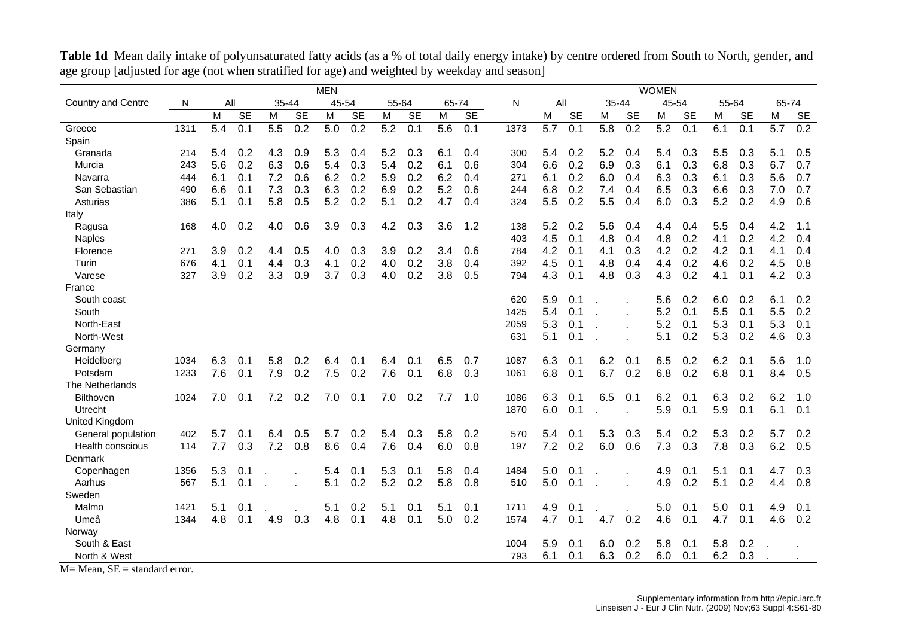**Table 1d** Mean daily intake of polyunsaturated fatty acids (as a % of total daily energy intake) by centre ordered from South to North, gender, and age group [adjusted for age (not when stratified for age) and weighted by weekday and season]

| | MEN | | | | | | | | | | | WOMEN | | | | | | | | | | |
|---|---|---|---|---|---|---|---|---|---|---|---|---|---|---|---|---|---|---|---|---|---|---|
| Country and Centre | N | All | | 35-44 | | 45-54 | | 55-64 | | 65-74 | | N | All | | 35-44 | | 45-54 | | 55-64 | | 65-74 | |
| | | M | SE | M | SE | M | SE | M | SE | M | SE | | M | SE | M | SE | M | SE | M | SE | M | SE |
| Greece | 1311 | 5.4 | 0.1 | 5.5 | 0.2 | 5.0 | 0.2 | 5.2 | 0.1 | 5.6 | 0.1 | 1373 | 5.7 | 0.1 | 5.8 | 0.2 | 5.2 | 0.1 | 6.1 | 0.1 | 5.7 | 0.2 |
| Spain | | | | | | | | | | | | | | | | | | | | | | |
| Granada | 214 | 5.4 | 0.2 | 4.3 | 0.9 | 5.3 | 0.4 | 5.2 | 0.3 | 6.1 | 0.4 | 300 | 5.4 | 0.2 | 5.2 | 0.4 | 5.4 | 0.3 | 5.5 | 0.3 | 5.1 | 0.5 |
| Murcia | 243 | 5.6 | 0.2 | 6.3 | 0.6 | 5.4 | 0.3 | 5.4 | 0.2 | 6.1 | 0.6 | 304 | 6.6 | 0.2 | 6.9 | 0.3 | 6.1 | 0.3 | 6.8 | 0.3 | 6.7 | 0.7 |
| Navarra | 444 | 6.1 | 0.1 | 7.2 | 0.6 | 6.2 | 0.2 | 5.9 | 0.2 | 6.2 | 0.4 | 271 | 6.1 | 0.2 | 6.0 | 0.4 | 6.3 | 0.3 | 6.1 | 0.3 | 5.6 | 0.7 |
| San Sebastian | 490 | 6.6 | 0.1 | 7.3 | 0.3 | 6.3 | 0.2 | 6.9 | 0.2 | 5.2 | 0.6 | 244 | 6.8 | 0.2 | 7.4 | 0.4 | 6.5 | 0.3 | 6.6 | 0.3 | 7.0 | 0.7 |
| Asturias | 386 | 5.1 | 0.1 | 5.8 | 0.5 | 5.2 | 0.2 | 5.1 | 0.2 | 4.7 | 0.4 | 324 | 5.5 | 0.2 | 5.5 | 0.4 | 6.0 | 0.3 | 5.2 | 0.2 | 4.9 | 0.6 |
| Italy | | | | | | | | | | | | | | | | | | | | | | |
| Ragusa | 168 | 4.0 | 0.2 | 4.0 | 0.6 | 3.9 | 0.3 | 4.2 | 0.3 | 3.6 | 1.2 | 138 | 5.2 | 0.2 | 5.6 | 0.4 | 4.4 | 0.4 | 5.5 | 0.4 | 4.2 | 1.1 |
| Naples | | | | | | | | | | | | 403 | 4.5 | 0.1 | 4.8 | 0.4 | 4.8 | 0.2 | 4.1 | 0.2 | 4.2 | 0.4 |
| Florence | 271 | 3.9 | 0.2 | 4.4 | 0.5 | 4.0 | 0.3 | 3.9 | 0.2 | 3.4 | 0.6 | 784 | 4.2 | 0.1 | 4.1 | 0.3 | 4.2 | 0.2 | 4.2 | 0.1 | 4.1 | 0.4 |
| Turin | 676 | 4.1 | 0.1 | 4.4 | 0.3 | 4.1 | 0.2 | 4.0 | 0.2 | 3.8 | 0.4 | 392 | 4.5 | 0.1 | 4.8 | 0.4 | 4.4 | 0.2 | 4.6 | 0.2 | 4.5 | 0.8 |
| Varese | 327 | 3.9 | 0.2 | 3.3 | 0.9 | 3.7 | 0.3 | 4.0 | 0.2 | 3.8 | 0.5 | 794 | 4.3 | 0.1 | 4.8 | 0.3 | 4.3 | 0.2 | 4.1 | 0.1 | 4.2 | 0.3 |
| France | | | | | | | | | | | | | | | | | | | | | | |
| South coast | | | | | | | | | | | | 620 | 5.9 | 0.1 | . | . | 5.6 | 0.2 | 6.0 | 0.2 | 6.1 | 0.2 |
| South | | | | | | | | | | | | 1425 | 5.4 | 0.1 | . | . | 5.2 | 0.1 | 5.5 | 0.1 | 5.5 | 0.2 |
| North-East | | | | | | | | | | | | 2059 | 5.3 | 0.1 | . | . | 5.2 | 0.1 | 5.3 | 0.1 | 5.3 | 0.1 |
| North-West | | | | | | | | | | | | 631 | 5.1 | 0.1 | . | . | 5.1 | 0.2 | 5.3 | 0.2 | 4.6 | 0.3 |
| Germany | | | | | | | | | | | | | | | | | | | | | | |
| Heidelberg | 1034 | 6.3 | 0.1 | 5.8 | 0.2 | 6.4 | 0.1 | 6.4 | 0.1 | 6.5 | 0.7 | 1087 | 6.3 | 0.1 | 6.2 | 0.1 | 6.5 | 0.2 | 6.2 | 0.1 | 5.6 | 1.0 |
| Potsdam | 1233 | 7.6 | 0.1 | 7.9 | 0.2 | 7.5 | 0.2 | 7.6 | 0.1 | 6.8 | 0.3 | 1061 | 6.8 | 0.1 | 6.7 | 0.2 | 6.8 | 0.2 | 6.8 | 0.1 | 8.4 | 0.5 |
| The Netherlands | | | | | | | | | | | | | | | | | | | | | | |
| Bilthoven | 1024 | 7.0 | 0.1 | 7.2 | 0.2 | 7.0 | 0.1 | 7.0 | 0.2 | 7.7 | 1.0 | 1086 | 6.3 | 0.1 | 6.5 | 0.1 | 6.2 | 0.1 | 6.3 | 0.2 | 6.2 | 1.0 |
| Utrecht | | | | | | | | | | | | 1870 | 6.0 | 0.1 | . | . | 5.9 | 0.1 | 5.9 | 0.1 | 6.1 | 0.1 |
| United Kingdom | | | | | | | | | | | | | | | | | | | | | | |
| General population | 402 | 5.7 | 0.1 | 6.4 | 0.5 | 5.7 | 0.2 | 5.4 | 0.3 | 5.8 | 0.2 | 570 | 5.4 | 0.1 | 5.3 | 0.3 | 5.4 | 0.2 | 5.3 | 0.2 | 5.7 | 0.2 |
| Health conscious | 114 | 7.7 | 0.3 | 7.2 | 0.8 | 8.6 | 0.4 | 7.6 | 0.4 | 6.0 | 0.8 | 197 | 7.2 | 0.2 | 6.0 | 0.6 | 7.3 | 0.3 | 7.8 | 0.3 | 6.2 | 0.5 |
| Denmark | | | | | | | | | | | | | | | | | | | | | | |
| Copenhagen | 1356 | 5.3 | 0.1 | . | . | 5.4 | 0.1 | 5.3 | 0.1 | 5.8 | 0.4 | 1484 | 5.0 | 0.1 | . | . | 4.9 | 0.1 | 5.1 | 0.1 | 4.7 | 0.3 |
| Aarhus | 567 | 5.1 | 0.1 | . | . | 5.1 | 0.2 | 5.2 | 0.2 | 5.8 | 0.8 | 510 | 5.0 | 0.1 | . | . | 4.9 | 0.2 | 5.1 | 0.2 | 4.4 | 0.8 |
| Sweden | | | | | | | | | | | | | | | | | | | | | | |
| Malmo | 1421 | 5.1 | 0.1 | . | . | 5.1 | 0.2 | 5.1 | 0.1 | 5.1 | 0.1 | 1711 | 4.9 | 0.1 | . | . | 5.0 | 0.1 | 5.0 | 0.1 | 4.9 | 0.1 |
| Umeå | 1344 | 4.8 | 0.1 | 4.9 | 0.3 | 4.8 | 0.1 | 4.8 | 0.1 | 5.0 | 0.2 | 1574 | 4.7 | 0.1 | 4.7 | 0.2 | 4.6 | 0.1 | 4.7 | 0.1 | 4.6 | 0.2 |
| Norway | | | | | | | | | | | | | | | | | | | | | | |
| South & East | | | | | | | | | | | | 1004 | 5.9 | 0.1 | 6.0 | 0.2 | 5.8 | 0.1 | 5.8 | 0.2 | . | . |
| North & West | | | | | | | | | | | | 793 | 6.1 | 0.1 | 6.3 | 0.2 | 6.0 | 0.1 | 6.2 | 0.3 | . | . |

M= Mean, SE = standard error.

Supplementary information from http://epic.iarc.fr
Linseisen J - Eur J Clin Nutr. (2009) Nov;63 Suppl 4:S61-80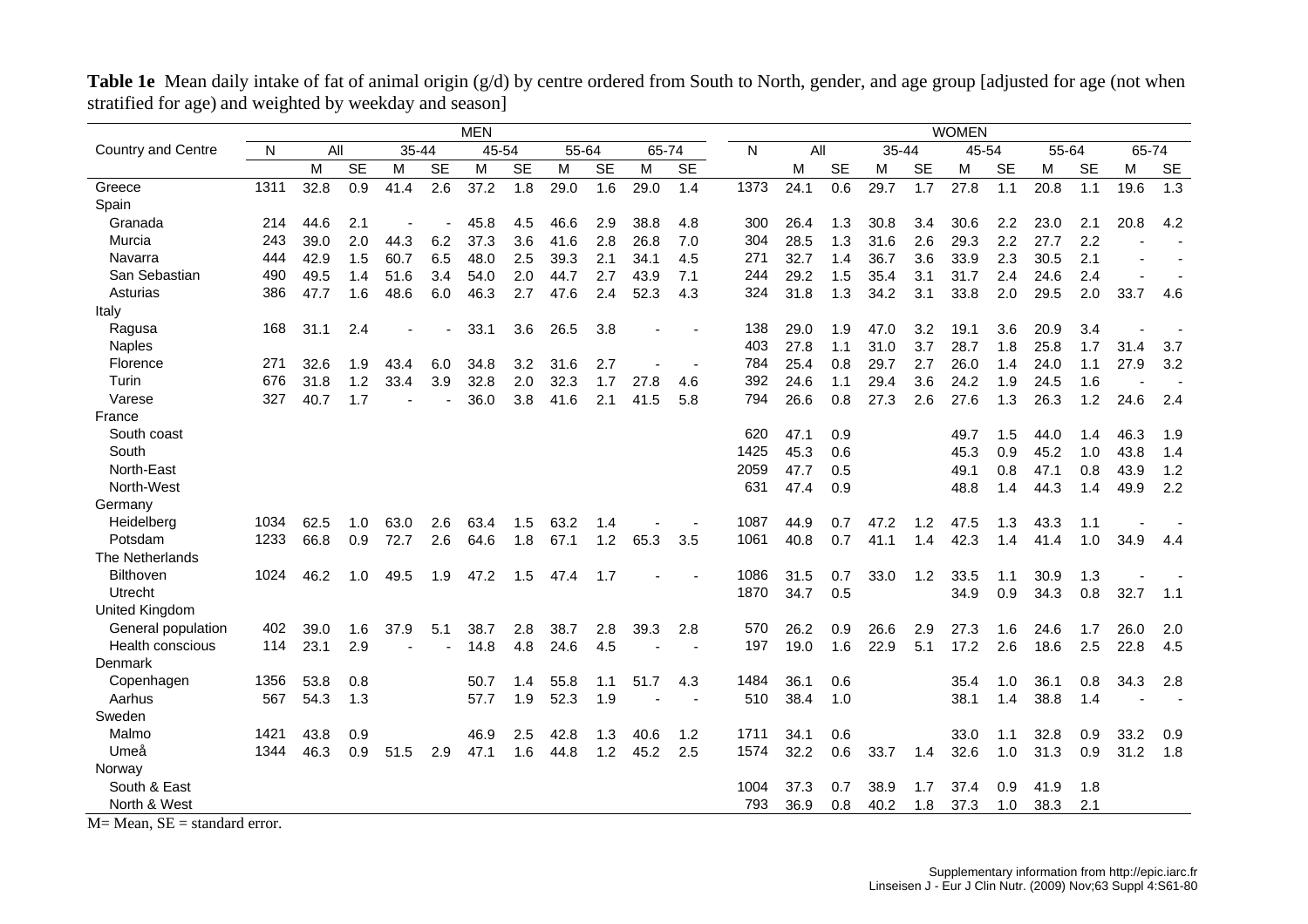**Table 1e** Mean daily intake of fat of animal origin (g/d) by centre ordered from South to North, gender, and age group [adjusted for age (not when stratified for age) and weighted by weekday and season]

| | MEN | | | | | | | | | | | WOMEN | | | | | | | | | | |
|---|---|---|---|---|---|---|---|---|---|---|---|---|---|---|---|---|---|---|---|---|---|---|
| Country and Centre | N | All | | 35-44 | | 45-54 | | 55-64 | | 65-74 | | N | All | | 35-44 | | 45-54 | | 55-64 | | 65-74 | |
| | | M | SE | M | SE | M | SE | M | SE | M | SE | | M | SE | M | SE | M | SE | M | SE | M | SE |
| Greece | 1311 | 32.8 | 0.9 | 41.4 | 2.6 | 37.2 | 1.8 | 29.0 | 1.6 | 29.0 | 1.4 | 1373 | 24.1 | 0.6 | 29.7 | 1.7 | 27.8 | 1.1 | 20.8 | 1.1 | 19.6 | 1.3 |
| Spain | | | | | | | | | | | | | | | | | | | | | | |
| Granada | 214 | 44.6 | 2.1 | - | - | 45.8 | 4.5 | 46.6 | 2.9 | 38.8 | 4.8 | 300 | 26.4 | 1.3 | 30.8 | 3.4 | 30.6 | 2.2 | 23.0 | 2.1 | 20.8 | 4.2 |
| Murcia | 243 | 39.0 | 2.0 | 44.3 | 6.2 | 37.3 | 3.6 | 41.6 | 2.8 | 26.8 | 7.0 | 304 | 28.5 | 1.3 | 31.6 | 2.6 | 29.3 | 2.2 | 27.7 | 2.2 | - | - |
| Navarra | 444 | 42.9 | 1.5 | 60.7 | 6.5 | 48.0 | 2.5 | 39.3 | 2.1 | 34.1 | 4.5 | 271 | 32.7 | 1.4 | 36.7 | 3.6 | 33.9 | 2.3 | 30.5 | 2.1 | - | - |
| San Sebastian | 490 | 49.5 | 1.4 | 51.6 | 3.4 | 54.0 | 2.0 | 44.7 | 2.7 | 43.9 | 7.1 | 244 | 29.2 | 1.5 | 35.4 | 3.1 | 31.7 | 2.4 | 24.6 | 2.4 | - | - |
| Asturias | 386 | 47.7 | 1.6 | 48.6 | 6.0 | 46.3 | 2.7 | 47.6 | 2.4 | 52.3 | 4.3 | 324 | 31.8 | 1.3 | 34.2 | 3.1 | 33.8 | 2.0 | 29.5 | 2.0 | 33.7 | 4.6 |
| Italy | | | | | | | | | | | | | | | | | | | | | | |
| Ragusa | 168 | 31.1 | 2.4 | - | - | 33.1 | 3.6 | 26.5 | 3.8 | - | - | 138 | 29.0 | 1.9 | 47.0 | 3.2 | 19.1 | 3.6 | 20.9 | 3.4 | - | - |
| Naples | | | | | | | | | | | | 403 | 27.8 | 1.1 | 31.0 | 3.7 | 28.7 | 1.8 | 25.8 | 1.7 | 31.4 | 3.7 |
| Florence | 271 | 32.6 | 1.9 | 43.4 | 6.0 | 34.8 | 3.2 | 31.6 | 2.7 | - | - | 784 | 25.4 | 0.8 | 29.7 | 2.7 | 26.0 | 1.4 | 24.0 | 1.1 | 27.9 | 3.2 |
| Turin | 676 | 31.8 | 1.2 | 33.4 | 3.9 | 32.8 | 2.0 | 32.3 | 1.7 | 27.8 | 4.6 | 392 | 24.6 | 1.1 | 29.4 | 3.6 | 24.2 | 1.9 | 24.5 | 1.6 | - | - |
| Varese | 327 | 40.7 | 1.7 | - | - | 36.0 | 3.8 | 41.6 | 2.1 | 41.5 | 5.8 | 794 | 26.6 | 0.8 | 27.3 | 2.6 | 27.6 | 1.3 | 26.3 | 1.2 | 24.6 | 2.4 |
| France | | | | | | | | | | | | | | | | | | | | | | |
| South coast | | | | | | | | | | | | 620 | 47.1 | 0.9 | | | 49.7 | 1.5 | 44.0 | 1.4 | 46.3 | 1.9 |
| South | | | | | | | | | | | | 1425 | 45.3 | 0.6 | | | 45.3 | 0.9 | 45.2 | 1.0 | 43.8 | 1.4 |
| North-East | | | | | | | | | | | | 2059 | 47.7 | 0.5 | | | 49.1 | 0.8 | 47.1 | 0.8 | 43.9 | 1.2 |
| North-West | | | | | | | | | | | | 631 | 47.4 | 0.9 | | | 48.8 | 1.4 | 44.3 | 1.4 | 49.9 | 2.2 |
| Germany | | | | | | | | | | | | | | | | | | | | | | |
| Heidelberg | 1034 | 62.5 | 1.0 | 63.0 | 2.6 | 63.4 | 1.5 | 63.2 | 1.4 | - | - | 1087 | 44.9 | 0.7 | 47.2 | 1.2 | 47.5 | 1.3 | 43.3 | 1.1 | - | - |
| Potsdam | 1233 | 66.8 | 0.9 | 72.7 | 2.6 | 64.6 | 1.8 | 67.1 | 1.2 | 65.3 | 3.5 | 1061 | 40.8 | 0.7 | 41.1 | 1.4 | 42.3 | 1.4 | 41.4 | 1.0 | 34.9 | 4.4 |
| The Netherlands | | | | | | | | | | | | | | | | | | | | | | |
| Bilthoven | 1024 | 46.2 | 1.0 | 49.5 | 1.9 | 47.2 | 1.5 | 47.4 | 1.7 | - | - | 1086 | 31.5 | 0.7 | 33.0 | 1.2 | 33.5 | 1.1 | 30.9 | 1.3 | - | - |
| Utrecht | | | | | | | | | | | | 1870 | 34.7 | 0.5 | | | 34.9 | 0.9 | 34.3 | 0.8 | 32.7 | 1.1 |
| United Kingdom | | | | | | | | | | | | | | | | | | | | | | |
| General population | 402 | 39.0 | 1.6 | 37.9 | 5.1 | 38.7 | 2.8 | 38.7 | 2.8 | 39.3 | 2.8 | 570 | 26.2 | 0.9 | 26.6 | 2.9 | 27.3 | 1.6 | 24.6 | 1.7 | 26.0 | 2.0 |
| Health conscious | 114 | 23.1 | 2.9 | - | - | 14.8 | 4.8 | 24.6 | 4.5 | - | - | 197 | 19.0 | 1.6 | 22.9 | 5.1 | 17.2 | 2.6 | 18.6 | 2.5 | 22.8 | 4.5 |
| Denmark | | | | | | | | | | | | | | | | | | | | | | |
| Copenhagen | 1356 | 53.8 | 0.8 | | | 50.7 | 1.4 | 55.8 | 1.1 | 51.7 | 4.3 | 1484 | 36.1 | 0.6 | | | 35.4 | 1.0 | 36.1 | 0.8 | 34.3 | 2.8 |
| Aarhus | 567 | 54.3 | 1.3 | | | 57.7 | 1.9 | 52.3 | 1.9 | - | - | 510 | 38.4 | 1.0 | | | 38.1 | 1.4 | 38.8 | 1.4 | - | - |
| Sweden | | | | | | | | | | | | | | | | | | | | | | |
| Malmo | 1421 | 43.8 | 0.9 | | | 46.9 | 2.5 | 42.8 | 1.3 | 40.6 | 1.2 | 1711 | 34.1 | 0.6 | | | 33.0 | 1.1 | 32.8 | 0.9 | 33.2 | 0.9 |
| Umeå | 1344 | 46.3 | 0.9 | 51.5 | 2.9 | 47.1 | 1.6 | 44.8 | 1.2 | 45.2 | 2.5 | 1574 | 32.2 | 0.6 | 33.7 | 1.4 | 32.6 | 1.0 | 31.3 | 0.9 | 31.2 | 1.8 |
| Norway | | | | | | | | | | | | | | | | | | | | | | |
| South & East | | | | | | | | | | | | 1004 | 37.3 | 0.7 | 38.9 | 1.7 | 37.4 | 0.9 | 41.9 | 1.8 | | |
| North & West | | | | | | | | | | | | 793 | 36.9 | 0.8 | 40.2 | 1.8 | 37.3 | 1.0 | 38.3 | 2.1 | | |

M= Mean, SE = standard error.

Supplementary information from http://epic.iarc.fr
Linseisen J - Eur J Clin Nutr. (2009) Nov;63 Suppl 4:S61-80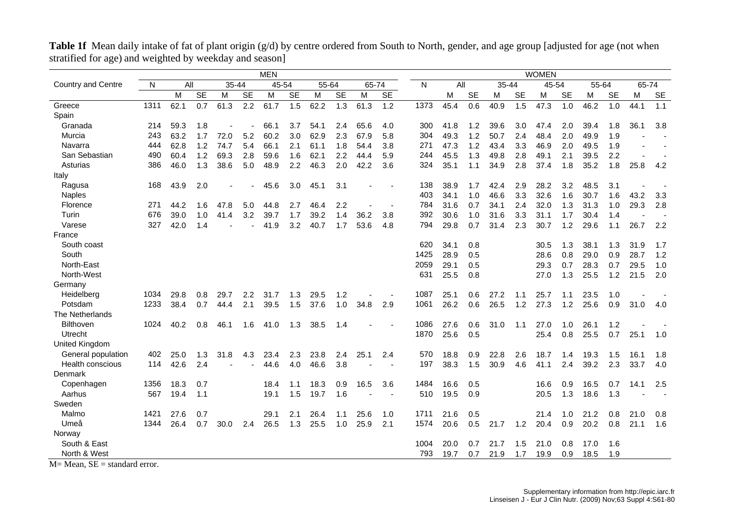**Table 1f** Mean daily intake of fat of plant origin (g/d) by centre ordered from South to North, gender, and age group [adjusted for age (not when stratified for age) and weighted by weekday and season]

| Country and Centre | MEN | | | | | | | | | | | | WOMEN | | | | | | | | | | | |
|---|---|---|---|---|---|---|---|---|---|---|---|---|---|---|---|---|---|---|---|---|---|---|---|---|
| | N | All | | 35-44 | | 45-54 | | 55-64 | | 65-74 | | | N | All | | 35-44 | | 45-54 | | 55-64 | | 65-74 | |
| | | M | SE | M | SE | M | SE | M | SE | M | SE | | | M | SE | M | SE | M | SE | M | SE | M | SE |
| Greece | 1311 | 62.1 | 0.7 | 61.3 | 2.2 | 61.7 | 1.5 | 62.2 | 1.3 | 61.3 | 1.2 | | 1373 | 45.4 | 0.6 | 40.9 | 1.5 | 47.3 | 1.0 | 46.2 | 1.0 | 44.1 | 1.1 |
| Spain | | | | | | | | | | | | | | | | | | | | | | | |
| Granada | 214 | 59.3 | 1.8 | - | - | 66.1 | 3.7 | 54.1 | 2.4 | 65.6 | 4.0 | | 300 | 41.8 | 1.2 | 39.6 | 3.0 | 47.4 | 2.0 | 39.4 | 1.8 | 36.1 | 3.8 |
| Murcia | 243 | 63.2 | 1.7 | 72.0 | 5.2 | 60.2 | 3.0 | 62.9 | 2.3 | 67.9 | 5.8 | | 304 | 49.3 | 1.2 | 50.7 | 2.4 | 48.4 | 2.0 | 49.9 | 1.9 | - | - |
| Navarra | 444 | 62.8 | 1.2 | 74.7 | 5.4 | 66.1 | 2.1 | 61.1 | 1.8 | 54.4 | 3.8 | | 271 | 47.3 | 1.2 | 43.4 | 3.3 | 46.9 | 2.0 | 49.5 | 1.9 | - | - |
| San Sebastian | 490 | 60.4 | 1.2 | 69.3 | 2.8 | 59.6 | 1.6 | 62.1 | 2.2 | 44.4 | 5.9 | | 244 | 45.5 | 1.3 | 49.8 | 2.8 | 49.1 | 2.1 | 39.5 | 2.2 | - | - |
| Asturias | 386 | 46.0 | 1.3 | 38.6 | 5.0 | 48.9 | 2.2 | 46.3 | 2.0 | 42.2 | 3.6 | | 324 | 35.1 | 1.1 | 34.9 | 2.8 | 37.4 | 1.8 | 35.2 | 1.8 | 25.8 | 4.2 |
| Italy | | | | | | | | | | | | | | | | | | | | | | | |
| Ragusa | 168 | 43.9 | 2.0 | - | - | 45.6 | 3.0 | 45.1 | 3.1 | - | - | | 138 | 38.9 | 1.7 | 42.4 | 2.9 | 28.2 | 3.2 | 48.5 | 3.1 | - | - |
| Naples | | | | | | | | | | | | | 403 | 34.1 | 1.0 | 46.6 | 3.3 | 32.6 | 1.6 | 30.7 | 1.6 | 43.2 | 3.3 |
| Florence | 271 | 44.2 | 1.6 | 47.8 | 5.0 | 44.8 | 2.7 | 46.4 | 2.2 | - | - | | 784 | 31.6 | 0.7 | 34.1 | 2.4 | 32.0 | 1.3 | 31.3 | 1.0 | 29.3 | 2.8 |
| Turin | 676 | 39.0 | 1.0 | 41.4 | 3.2 | 39.7 | 1.7 | 39.2 | 1.4 | 36.2 | 3.8 | | 392 | 30.6 | 1.0 | 31.6 | 3.3 | 31.1 | 1.7 | 30.4 | 1.4 | - | - |
| Varese | 327 | 42.0 | 1.4 | - | - | 41.9 | 3.2 | 40.7 | 1.7 | 53.6 | 4.8 | | 794 | 29.8 | 0.7 | 31.4 | 2.3 | 30.7 | 1.2 | 29.6 | 1.1 | 26.7 | 2.2 |
| France | | | | | | | | | | | | | | | | | | | | | | | |
| South coast | | | | | | | | | | | | | 620 | 34.1 | 0.8 | | | 30.5 | 1.3 | 38.1 | 1.3 | 31.9 | 1.7 |
| South | | | | | | | | | | | | | 1425 | 28.9 | 0.5 | | | 28.6 | 0.8 | 29.0 | 0.9 | 28.7 | 1.2 |
| North-East | | | | | | | | | | | | | 2059 | 29.1 | 0.5 | | | 29.3 | 0.7 | 28.3 | 0.7 | 29.5 | 1.0 |
| North-West | | | | | | | | | | | | | 631 | 25.5 | 0.8 | | | 27.0 | 1.3 | 25.5 | 1.2 | 21.5 | 2.0 |
| Germany | | | | | | | | | | | | | | | | | | | | | | | |
| Heidelberg | 1034 | 29.8 | 0.8 | 29.7 | 2.2 | 31.7 | 1.3 | 29.5 | 1.2 | - | - | | 1087 | 25.1 | 0.6 | 27.2 | 1.1 | 25.7 | 1.1 | 23.5 | 1.0 | - | - |
| Potsdam | 1233 | 38.4 | 0.7 | 44.4 | 2.1 | 39.5 | 1.5 | 37.6 | 1.0 | 34.8 | 2.9 | | 1061 | 26.2 | 0.6 | 26.5 | 1.2 | 27.3 | 1.2 | 25.6 | 0.9 | 31.0 | 4.0 |
| The Netherlands | | | | | | | | | | | | | | | | | | | | | | | |
| Bilthoven | 1024 | 40.2 | 0.8 | 46.1 | 1.6 | 41.0 | 1.3 | 38.5 | 1.4 | - | - | | 1086 | 27.6 | 0.6 | 31.0 | 1.1 | 27.0 | 1.0 | 26.1 | 1.2 | - | - |
| Utrecht | | | | | | | | | | | | | 1870 | 25.6 | 0.5 | | | 25.4 | 0.8 | 25.5 | 0.7 | 25.1 | 1.0 |
| United Kingdom | | | | | | | | | | | | | | | | | | | | | | | |
| General population | 402 | 25.0 | 1.3 | 31.8 | 4.3 | 23.4 | 2.3 | 23.8 | 2.4 | 25.1 | 2.4 | | 570 | 18.8 | 0.9 | 22.8 | 2.6 | 18.7 | 1.4 | 19.3 | 1.5 | 16.1 | 1.8 |
| Health conscious | 114 | 42.6 | 2.4 | - | - | 44.6 | 4.0 | 46.6 | 3.8 | - | - | | 197 | 38.3 | 1.5 | 30.9 | 4.6 | 41.1 | 2.4 | 39.2 | 2.3 | 33.7 | 4.0 |
| Denmark | | | | | | | | | | | | | | | | | | | | | | | |
| Copenhagen | 1356 | 18.3 | 0.7 | | | 18.4 | 1.1 | 18.3 | 0.9 | 16.5 | 3.6 | | 1484 | 16.6 | 0.5 | | | 16.6 | 0.9 | 16.5 | 0.7 | 14.1 | 2.5 |
| Aarhus | 567 | 19.4 | 1.1 | | | 19.1 | 1.5 | 19.7 | 1.6 | - | - | | 510 | 19.5 | 0.9 | | | 20.5 | 1.3 | 18.6 | 1.3 | - | - |
| Sweden | | | | | | | | | | | | | | | | | | | | | | | |
| Malmo | 1421 | 27.6 | 0.7 | | | 29.1 | 2.1 | 26.4 | 1.1 | 25.6 | 1.0 | | 1711 | 21.6 | 0.5 | | | 21.4 | 1.0 | 21.2 | 0.8 | 21.0 | 0.8 |
| Umeå | 1344 | 26.4 | 0.7 | 30.0 | 2.4 | 26.5 | 1.3 | 25.5 | 1.0 | 25.9 | 2.1 | | 1574 | 20.6 | 0.5 | 21.7 | 1.2 | 20.4 | 0.9 | 20.2 | 0.8 | 21.1 | 1.6 |
| Norway | | | | | | | | | | | | | | | | | | | | | | | |
| South & East | | | | | | | | | | | | | 1004 | 20.0 | 0.7 | 21.7 | 1.5 | 21.0 | 0.8 | 17.0 | 1.6 | | |
| North & West | | | | | | | | | | | | | 793 | 19.7 | 0.7 | 21.9 | 1.7 | 19.9 | 0.9 | 18.5 | 1.9 | | |

M= Mean, SE = standard error.

Supplementary information from http://epic.iarc.fr
Linseisen J - Eur J Clin Nutr. (2009) Nov;63 Suppl 4:S61-80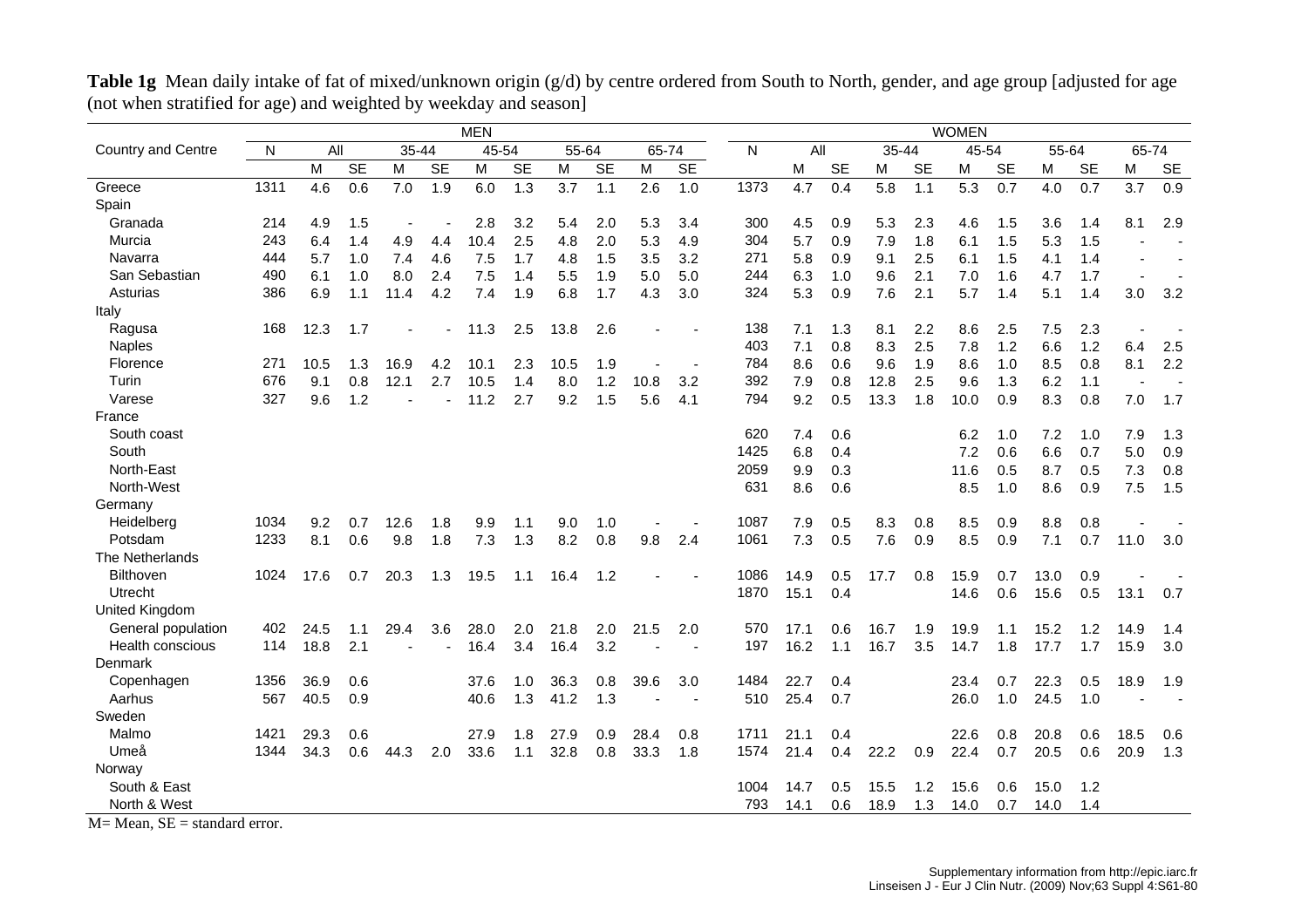**Table 1g** Mean daily intake of fat of mixed/unknown origin (g/d) by centre ordered from South to North, gender, and age group [adjusted for age (not when stratified for age) and weighted by weekday and season]

| Country and Centre | MEN | | | | | | | | | | | WOMEN | | | | | | | | | | |
|---|---|---|---|---|---|---|---|---|---|---|---|---|---|---|---|---|---|---|---|---|---|---|
| | N | All | | 35-44 | | 45-54 | | 55-64 | | 65-74 | | N | All | | 35-44 | | 45-54 | | 55-64 | | 65-74 | |
| | | M | SE | M | SE | M | SE | M | SE | M | SE | | M | SE | M | SE | M | SE | M | SE | M | SE |
| Greece | 1311 | 4.6 | 0.6 | 7.0 | 1.9 | 6.0 | 1.3 | 3.7 | 1.1 | 2.6 | 1.0 | 1373 | 4.7 | 0.4 | 5.8 | 1.1 | 5.3 | 0.7 | 4.0 | 0.7 | 3.7 | 0.9 |
| Spain | | | | | | | | | | | | | | | | | | | | | | |
| Granada | 214 | 4.9 | 1.5 | - | - | 2.8 | 3.2 | 5.4 | 2.0 | 5.3 | 3.4 | 300 | 4.5 | 0.9 | 5.3 | 2.3 | 4.6 | 1.5 | 3.6 | 1.4 | 8.1 | 2.9 |
| Murcia | 243 | 6.4 | 1.4 | 4.9 | 4.4 | 10.4 | 2.5 | 4.8 | 2.0 | 5.3 | 4.9 | 304 | 5.7 | 0.9 | 7.9 | 1.8 | 6.1 | 1.5 | 5.3 | 1.5 | - | - |
| Navarra | 444 | 5.7 | 1.0 | 7.4 | 4.6 | 7.5 | 1.7 | 4.8 | 1.5 | 3.5 | 3.2 | 271 | 5.8 | 0.9 | 9.1 | 2.5 | 6.1 | 1.5 | 4.1 | 1.4 | - | - |
| San Sebastian | 490 | 6.1 | 1.0 | 8.0 | 2.4 | 7.5 | 1.4 | 5.5 | 1.9 | 5.0 | 5.0 | 244 | 6.3 | 1.0 | 9.6 | 2.1 | 7.0 | 1.6 | 4.7 | 1.7 | - | - |
| Asturias | 386 | 6.9 | 1.1 | 11.4 | 4.2 | 7.4 | 1.9 | 6.8 | 1.7 | 4.3 | 3.0 | 324 | 5.3 | 0.9 | 7.6 | 2.1 | 5.7 | 1.4 | 5.1 | 1.4 | 3.0 | 3.2 |
| Italy | | | | | | | | | | | | | | | | | | | | | | |
| Ragusa | 168 | 12.3 | 1.7 | - | - | 11.3 | 2.5 | 13.8 | 2.6 | - | - | 138 | 7.1 | 1.3 | 8.1 | 2.2 | 8.6 | 2.5 | 7.5 | 2.3 | - | - |
| Naples | | | | | | | | | | | | 403 | 7.1 | 0.8 | 8.3 | 2.5 | 7.8 | 1.2 | 6.6 | 1.2 | 6.4 | 2.5 |
| Florence | 271 | 10.5 | 1.3 | 16.9 | 4.2 | 10.1 | 2.3 | 10.5 | 1.9 | - | - | 784 | 8.6 | 0.6 | 9.6 | 1.9 | 8.6 | 1.0 | 8.5 | 0.8 | 8.1 | 2.2 |
| Turin | 676 | 9.1 | 0.8 | 12.1 | 2.7 | 10.5 | 1.4 | 8.0 | 1.2 | 10.8 | 3.2 | 392 | 7.9 | 0.8 | 12.8 | 2.5 | 9.6 | 1.3 | 6.2 | 1.1 | - | - |
| Varese | 327 | 9.6 | 1.2 | - | - | 11.2 | 2.7 | 9.2 | 1.5 | 5.6 | 4.1 | 794 | 9.2 | 0.5 | 13.3 | 1.8 | 10.0 | 0.9 | 8.3 | 0.8 | 7.0 | 1.7 |
| France | | | | | | | | | | | | | | | | | | | | | | |
| South coast | | | | | | | | | | | | 620 | 7.4 | 0.6 | | | 6.2 | 1.0 | 7.2 | 1.0 | 7.9 | 1.3 |
| South | | | | | | | | | | | | 1425 | 6.8 | 0.4 | | | 7.2 | 0.6 | 6.6 | 0.7 | 5.0 | 0.9 |
| North-East | | | | | | | | | | | | 2059 | 9.9 | 0.3 | | | 11.6 | 0.5 | 8.7 | 0.5 | 7.3 | 0.8 |
| North-West | | | | | | | | | | | | 631 | 8.6 | 0.6 | | | 8.5 | 1.0 | 8.6 | 0.9 | 7.5 | 1.5 |
| Germany | | | | | | | | | | | | | | | | | | | | | | |
| Heidelberg | 1034 | 9.2 | 0.7 | 12.6 | 1.8 | 9.9 | 1.1 | 9.0 | 1.0 | - | - | 1087 | 7.9 | 0.5 | 8.3 | 0.8 | 8.5 | 0.9 | 8.8 | 0.8 | - | - |
| Potsdam | 1233 | 8.1 | 0.6 | 9.8 | 1.8 | 7.3 | 1.3 | 8.2 | 0.8 | 9.8 | 2.4 | 1061 | 7.3 | 0.5 | 7.6 | 0.9 | 8.5 | 0.9 | 7.1 | 0.7 | 11.0 | 3.0 |
| The Netherlands | | | | | | | | | | | | | | | | | | | | | | |
| Bilthoven | 1024 | 17.6 | 0.7 | 20.3 | 1.3 | 19.5 | 1.1 | 16.4 | 1.2 | - | - | 1086 | 14.9 | 0.5 | 17.7 | 0.8 | 15.9 | 0.7 | 13.0 | 0.9 | - | - |
| Utrecht | | | | | | | | | | | | 1870 | 15.1 | 0.4 | | | 14.6 | 0.6 | 15.6 | 0.5 | 13.1 | 0.7 |
| United Kingdom | | | | | | | | | | | | | | | | | | | | | | |
| General population | 402 | 24.5 | 1.1 | 29.4 | 3.6 | 28.0 | 2.0 | 21.8 | 2.0 | 21.5 | 2.0 | 570 | 17.1 | 0.6 | 16.7 | 1.9 | 19.9 | 1.1 | 15.2 | 1.2 | 14.9 | 1.4 |
| Health conscious | 114 | 18.8 | 2.1 | - | - | 16.4 | 3.4 | 16.4 | 3.2 | - | - | 197 | 16.2 | 1.1 | 16.7 | 3.5 | 14.7 | 1.8 | 17.7 | 1.7 | 15.9 | 3.0 |
| Denmark | | | | | | | | | | | | | | | | | | | | | | |
| Copenhagen | 1356 | 36.9 | 0.6 | | | 37.6 | 1.0 | 36.3 | 0.8 | 39.6 | 3.0 | 1484 | 22.7 | 0.4 | | | 23.4 | 0.7 | 22.3 | 0.5 | 18.9 | 1.9 |
| Aarhus | 567 | 40.5 | 0.9 | | | 40.6 | 1.3 | 41.2 | 1.3 | - | - | 510 | 25.4 | 0.7 | | | 26.0 | 1.0 | 24.5 | 1.0 | - | - |
| Sweden | | | | | | | | | | | | | | | | | | | | | | |
| Malmo | 1421 | 29.3 | 0.6 | | | 27.9 | 1.8 | 27.9 | 0.9 | 28.4 | 0.8 | 1711 | 21.1 | 0.4 | | | 22.6 | 0.8 | 20.8 | 0.6 | 18.5 | 0.6 |
| Umeå | 1344 | 34.3 | 0.6 | 44.3 | 2.0 | 33.6 | 1.1 | 32.8 | 0.8 | 33.3 | 1.8 | 1574 | 21.4 | 0.4 | 22.2 | 0.9 | 22.4 | 0.7 | 20.5 | 0.6 | 20.9 | 1.3 |
| Norway | | | | | | | | | | | | | | | | | | | | | | |
| South & East | | | | | | | | | | | | 1004 | 14.7 | 0.5 | 15.5 | 1.2 | 15.6 | 0.6 | 15.0 | 1.2 | | |
| North & West | | | | | | | | | | | | 793 | 14.1 | 0.6 | 18.9 | 1.3 | 14.0 | 0.7 | 14.0 | 1.4 | | |

M= Mean, SE = standard error.

Supplementary information from http://epic.iarc.fr
Linseisen J - Eur J Clin Nutr. (2009) Nov;63 Suppl 4:S61-80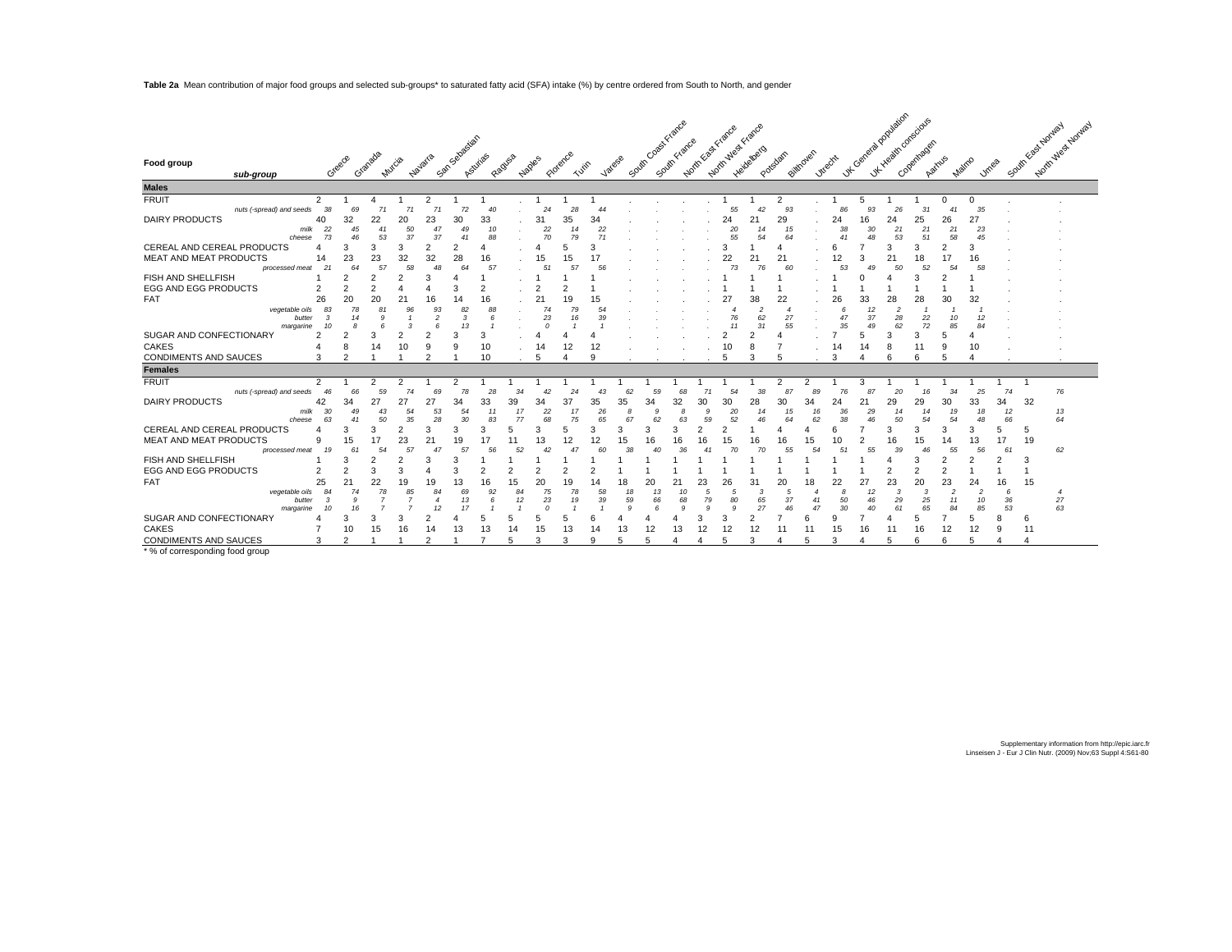**Table 2a** Mean contribution of major food groups and selected sub-groups* to saturated fatty acid (SFA) intake (%) by centre ordered from South to North, and gender

| Food group / *sub-group* | Greece | Granada | Murcia | Navarra | San Sebastian | Asturias | Ragusa | Naples | Florence | Turin | Varese | South Coast France | South France | North East France | North West France | Heidelberg | Potsdam | Bilthoven | Utrecht | UK General population | UK Health conscious | Copenhagen | Aarhus | Malmo | Umea | South East Norway | North West Norway |
|---|---|---|---|---|---|---|---|---|---|---|---|---|---|---|---|---|---|---|---|---|---|---|---|---|---|---|---|
| **Males** | | | | | | | | | | | | | | | | | | | | | | | | | | | |
| FRUIT | 2 | 1 | 4 | 1 | 2 | 1 | 1 | . | 1 | 1 | 1 | . | . | . | . | 1 | 1 | 2 | . | 1 | 5 | 1 | 1 | 0 | 0 | . | . |
| *nuts (-spread) and seeds* | 38 | 69 | 71 | 71 | 71 | 72 | 40 | . | 24 | 28 | 44 | . | . | . | . | 55 | 42 | 93 | . | 86 | 93 | 26 | 31 | 41 | 35 | . | . |
| DAIRY PRODUCTS | 40 | 32 | 22 | 20 | 23 | 30 | 33 | . | 31 | 35 | 34 | . | . | . | . | 24 | 21 | 29 | . | 24 | 16 | 24 | 25 | 26 | 27 | . | . |
| *milk* | 22 | 45 | 41 | 50 | 47 | 49 | 10 | . | 22 | 14 | 22 | . | . | . | . | 20 | 14 | 15 | . | 38 | 30 | 21 | 21 | 21 | 23 | . | . |
| *cheese* | 73 | 46 | 53 | 37 | 37 | 41 | 88 | . | 70 | 79 | 71 | . | . | . | . | 55 | 54 | 64 | . | 41 | 48 | 53 | 51 | 58 | 45 | . | . |
| CEREAL AND CEREAL PRODUCTS | 4 | 3 | 3 | 3 | 2 | 2 | 4 | . | 4 | 5 | 3 | . | . | . | . | 3 | 1 | 4 | . | 6 | 7 | 3 | 3 | 2 | 3 | . | . |
| MEAT AND MEAT PRODUCTS | 14 | 23 | 23 | 32 | 32 | 28 | 16 | . | 15 | 15 | 17 | . | . | . | . | 22 | 21 | 21 | . | 12 | 3 | 21 | 18 | 17 | 16 | . | . |
| *processed meat* | 21 | 64 | 57 | 58 | 48 | 64 | 57 | . | 51 | 57 | 56 | . | . | . | . | 73 | 76 | 60 | . | 53 | 49 | 50 | 52 | 54 | 58 | . | . |
| FISH AND SHELLFISH | 1 | 2 | 2 | 2 | 3 | 4 | 1 | . | 1 | 1 | 1 | . | . | . | . | 1 | 1 | 1 | . | 1 | 0 | 4 | 3 | 2 | 1 | . | . |
| EGG AND EGG PRODUCTS | 2 | 2 | 2 | 4 | 4 | 3 | 2 | . | 2 | 2 | 1 | . | . | . | . | 1 | 1 | 1 | . | 1 | 1 | 1 | 1 | 1 | 1 | . | . |
| FAT | 26 | 20 | 20 | 21 | 16 | 14 | 16 | . | 21 | 19 | 15 | . | . | . | . | 27 | 38 | 22 | . | 26 | 33 | 28 | 28 | 30 | 32 | . | . |
| *vegetable oils* | 83 | 78 | 81 | 96 | 93 | 82 | 88 | . | 74 | 79 | 54 | . | . | . | . | 4 | 2 | 4 | . | 6 | 12 | 2 | 1 | 1 | 1 | . | . |
| *butter* | 3 | 14 | 9 | 1 | 2 | 3 | 6 | . | 23 | 16 | 39 | . | . | . | . | 76 | 62 | 27 | . | 47 | 37 | 28 | 22 | 10 | 12 | . | . |
| *margarine* | 10 | 8 | 6 | 3 | 6 | 13 | 1 | . | 0 | 1 | 1 | . | . | . | . | 11 | 31 | 55 | . | 35 | 49 | 62 | 72 | 85 | 84 | . | . |
| SUGAR AND CONFECTIONARY | 2 | 2 | 3 | 2 | 2 | 3 | 3 | . | 4 | 4 | 4 | . | . | . | . | 2 | 2 | 4 | . | 7 | 5 | 3 | 3 | 5 | 4 | . | . |
| CAKES | 4 | 8 | 14 | 10 | 9 | 9 | 10 | . | 14 | 12 | 12 | . | . | . | . | 10 | 8 | 7 | . | 14 | 14 | 8 | 11 | 9 | 10 | . | . |
| CONDIMENTS AND SAUCES | 3 | 2 | 1 | 1 | 2 | 1 | 10 | . | 5 | 4 | 9 | . | . | . | . | 5 | 3 | 5 | . | 3 | 4 | 6 | 6 | 5 | 4 | . | . |
| **Females** | | | | | | | | | | | | | | | | | | | | | | | | | | | |
| FRUIT | 2 | 1 | 2 | 2 | 1 | 2 | 1 | 1 | 1 | 1 | 1 | 1 | 1 | 1 | 1 | 1 | 1 | 2 | 2 | 1 | 3 | 1 | 1 | 1 | 1 | 1 | 1 |
| *nuts (-spread) and seeds* | 46 | 66 | 59 | 74 | 69 | 78 | 28 | 34 | 42 | 24 | 43 | 62 | 59 | 68 | 71 | 54 | 38 | 87 | 89 | 76 | 87 | 20 | 16 | 34 | 25 | 74 | 76 |
| DAIRY PRODUCTS | 42 | 34 | 27 | 27 | 27 | 34 | 33 | 39 | 34 | 37 | 35 | 35 | 34 | 32 | 30 | 30 | 28 | 30 | 34 | 24 | 21 | 29 | 29 | 30 | 33 | 34 | 32 |
| *milk* | 30 | 49 | 43 | 54 | 53 | 54 | 11 | 17 | 22 | 17 | 26 | 8 | 9 | 8 | 9 | 20 | 14 | 15 | 16 | 36 | 29 | 14 | 14 | 19 | 18 | 12 | 13 |
| *cheese* | 63 | 41 | 50 | 35 | 28 | 30 | 83 | 77 | 68 | 75 | 65 | 67 | 62 | 63 | 59 | 52 | 46 | 64 | 62 | 38 | 46 | 50 | 54 | 54 | 48 | 66 | 64 |
| CEREAL AND CEREAL PRODUCTS | 4 | 3 | 3 | 2 | 3 | 3 | 3 | 5 | 3 | 5 | 3 | 3 | 3 | 3 | 2 | 2 | 1 | 4 | 4 | 6 | 7 | 3 | 3 | 3 | 3 | 5 | 5 |
| MEAT AND MEAT PRODUCTS | 9 | 15 | 17 | 23 | 21 | 19 | 17 | 11 | 13 | 12 | 12 | 15 | 16 | 16 | 16 | 15 | 16 | 16 | 15 | 10 | 2 | 16 | 15 | 14 | 13 | 17 | 19 |
| *processed meat* | 19 | 61 | 54 | 57 | 47 | 57 | 56 | 52 | 42 | 47 | 60 | 38 | 40 | 36 | 41 | 70 | 70 | 55 | 54 | 51 | 55 | 39 | 46 | 55 | 56 | 61 | 62 |
| FISH AND SHELLFISH | 1 | 3 | 2 | 2 | 3 | 3 | 1 | 1 | 1 | 1 | 1 | 1 | 1 | 1 | 1 | 1 | 1 | 1 | 1 | 1 | 1 | 4 | 3 | 2 | 2 | 2 | 3 |
| EGG AND EGG PRODUCTS | 2 | 2 | 3 | 3 | 4 | 3 | 2 | 2 | 2 | 2 | 2 | 1 | 1 | 1 | 1 | 1 | 1 | 1 | 1 | 1 | 1 | 2 | 2 | 2 | 1 | 1 | 1 |
| FAT | 25 | 21 | 22 | 19 | 19 | 13 | 16 | 15 | 20 | 19 | 14 | 18 | 20 | 21 | 23 | 26 | 31 | 20 | 18 | 22 | 27 | 23 | 20 | 23 | 24 | 16 | 15 |
| *vegetable oils* | 84 | 74 | 78 | 85 | 84 | 69 | 92 | 84 | 75 | 78 | 58 | 18 | 13 | 10 | 5 | 5 | 3 | 5 | 4 | 8 | 12 | 3 | 3 | 2 | 2 | 6 | 4 |
| *butter* | 3 | 9 | 7 | 7 | 4 | 13 | 6 | 12 | 23 | 19 | 39 | 59 | 66 | 68 | 79 | 80 | 65 | 37 | 41 | 50 | 46 | 29 | 25 | 11 | 10 | 36 | 27 |
| *margarine* | 10 | 16 | 7 | 7 | 12 | 17 | 1 | 1 | 0 | 1 | 1 | 9 | 6 | 9 | 9 | 9 | 27 | 46 | 47 | 30 | 40 | 61 | 65 | 84 | 85 | 53 | 63 |
| SUGAR AND CONFECTIONARY | 4 | 3 | 3 | 3 | 2 | 4 | 5 | 5 | 5 | 5 | 6 | 4 | 4 | 4 | 3 | 3 | 2 | 7 | 6 | 9 | 7 | 4 | 5 | 7 | 5 | 8 | 6 |
| CAKES | 7 | 10 | 15 | 16 | 14 | 13 | 13 | 14 | 15 | 13 | 14 | 13 | 12 | 13 | 12 | 12 | 12 | 11 | 11 | 15 | 16 | 11 | 16 | 12 | 12 | 9 | 11 |
| CONDIMENTS AND SAUCES | 3 | 2 | 1 | 1 | 2 | 1 | 7 | 5 | 3 | 3 | 9 | 5 | 5 | 4 | 4 | 5 | 3 | 4 | 5 | 3 | 4 | 5 | 6 | 6 | 5 | 4 | 4 |

\* % of corresponding food group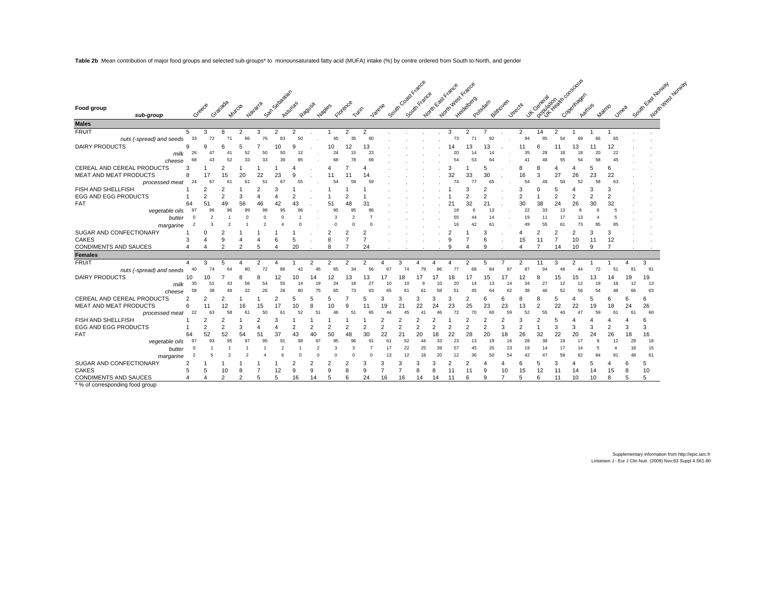**Table 2b** Mean contribution of major food groups and selected sub-groups* to monounsaturated fatty acid (MUFA) intake (%) by centre ordered from South to North, and gender

| Food group / *sub-group* | Greece | Granada | Murcia | Navarra | San Sebastian | Asturias | Ragusa | Naples | Florence | Turin | Varese | South Coast France | South France | North East France | North West France | Heidelberg | Potsdam | Bilthoven | Utrecht | UK General population | UK Health conscious | Copenhagen | Aarhus | Malmo | Umea | South East Norway | North West Norway |
|---|---|---|---|---|---|---|---|---|---|---|---|---|---|---|---|---|---|---|---|---|---|---|---|---|---|---|---|
| **Males** | | | | | | | | | | | | | | | | | | | | | | | | | | | |
| FRUIT | 5 | 3 | 8 | 2 | 3 | 2 | 2 | . | 1 | 2 | 2 | . | . | . | . | 3 | 2 | 7 | . | 2 | 14 | 2 | 1 | 1 | 1 | . | . |
| *nuts (-spread) and seeds* | 33 | 72 | 71 | 66 | 76 | 83 | 50 | . | 45 | 35 | 60 | . | . | . | . | 73 | 71 | 92 | . | 94 | 95 | 54 | 69 | 66 | 65 | . | . |
| DAIRY PRODUCTS | 9 | 9 | 6 | 5 | 7 | 10 | 9 | . | 10 | 12 | 13 | . | . | . | . | 14 | 13 | 13 | . | 11 | 6 | 11 | 13 | 11 | 12 | . | . |
| *milk* | 26 | 47 | 41 | 52 | 50 | 50 | 12 | . | 24 | 15 | 23 | . | . | . | . | 20 | 14 | 14 | . | 35 | 28 | 18 | 18 | 20 | 22 | . | . |
| *cheese* | 68 | 43 | 52 | 33 | 33 | 39 | 85 | . | 68 | 78 | 69 | . | . | . | . | 54 | 53 | 64 | . | 41 | 48 | 55 | 54 | 58 | 45 | . | . |
| CEREAL AND CEREAL PRODUCTS | 3 | 1 | 2 | 1 | 1 | 1 | 4 | . | 4 | 7 | 4 | . | . | . | . | 3 | 1 | 5 | . | 8 | 8 | 4 | 4 | 5 | 6 | . | . |
| MEAT AND MEAT PRODUCTS | 8 | 17 | 15 | 20 | 22 | 23 | 9 | . | 11 | 11 | 14 | . | . | . | . | 32 | 33 | 30 | . | 16 | 3 | 27 | 26 | 23 | 22 | . | . |
| *processed meat* | 24 | 67 | 61 | 61 | 51 | 67 | 55 | . | 54 | 59 | 59 | . | . | . | . | 74 | 77 | 65 | . | 54 | 49 | 50 | 52 | 58 | 63 | . | . |
| FISH AND SHELLFISH | 1 | 2 | 2 | 1 | 2 | 3 | 1 | . | 1 | 1 | 1 | . | . | . | . | 1 | 3 | 2 | . | 3 | 0 | 5 | 4 | 3 | 3 | . | . |
| EGG AND EGG PRODUCTS | 1 | 2 | 2 | 3 | 4 | 4 | 2 | . | 1 | 2 | 1 | . | . | . | . | 1 | 2 | 2 | . | 2 | 1 | 2 | 2 | 2 | 2 | . | . |
| FAT | 64 | 51 | 49 | 56 | 46 | 42 | 43 | . | 51 | 48 | 31 | . | . | . | . | 21 | 32 | 21 | . | 30 | 38 | 24 | 26 | 30 | 32 | . | . |
| *vegetable oils* | 97 | 96 | 96 | 99 | 98 | 95 | 96 | . | 95 | 95 | 86 | . | . | . | . | 18 | 6 | 13 | . | 22 | 33 | 13 | 8 | 6 | 5 | . | . |
| *butter* | 0 | 2 | 1 | 0 | 0 | 0 | 1 | . | 3 | 2 | 7 | . | . | . | . | 55 | 44 | 14 | . | 19 | 11 | 17 | 13 | 4 | 5 | . | . |
| *margarine* | 2 | 3 | 2 | 1 | 2 | 4 | 0 | . | 0 | 0 | 0 | . | . | . | . | 16 | 42 | 61 | . | 49 | 55 | 61 | 73 | 85 | 85 | . | . |
| SUGAR AND CONFECTIONARY | 1 | 0 | 2 | 1 | 1 | 1 | 1 | . | 2 | 2 | 2 | . | . | . | . | 2 | 1 | 3 | . | 4 | 2 | 2 | 2 | 3 | 3 | . | . |
| CAKES | 3 | 4 | 9 | 4 | 4 | 6 | 5 | . | 8 | 7 | 7 | . | . | . | . | 9 | 7 | 6 | . | 15 | 11 | 7 | 10 | 11 | 12 | . | . |
| CONDIMENTS AND SAUCES | 4 | 4 | 2 | 2 | 5 | 4 | 20 | . | 8 | 7 | 24 | . | . | . | . | 9 | 4 | 9 | . | 4 | 7 | 14 | 10 | 9 | 7 | . | . |
| **Females** | | | | | | | | | | | | | | | | | | | | | | | | | | | |
| FRUIT | 4 | 3 | 5 | 4 | 2 | 4 | 1 | 2 | 2 | 2 | 2 | 4 | 3 | 4 | 4 | 4 | 2 | 5 | 7 | 2 | 11 | 3 | 2 | 1 | 1 | 4 | 3 |
| *nuts (-spread) and seeds* | 40 | 74 | 64 | 80 | 72 | 86 | 42 | 45 | 65 | 34 | 56 | 67 | 74 | 79 | 86 | 77 | 68 | 84 | 87 | 87 | 94 | 46 | 44 | 72 | 51 | 81 | 91 |
| DAIRY PRODUCTS | 10 | 10 | 7 | 8 | 8 | 12 | 10 | 14 | 12 | 13 | 13 | 17 | 18 | 17 | 17 | 18 | 17 | 15 | 17 | 12 | 8 | 15 | 15 | 13 | 14 | 19 | 19 |
| *milk* | 35 | 51 | 43 | 56 | 54 | 55 | 14 | 19 | 24 | 18 | 27 | 10 | 10 | 9 | 10 | 20 | 14 | 13 | 14 | 34 | 27 | 12 | 12 | 19 | 18 | 12 | 13 |
| *cheese* | 58 | 38 | 49 | 32 | 26 | 28 | 80 | 75 | 65 | 73 | 63 | 65 | 61 | 61 | 58 | 51 | 45 | 64 | 62 | 38 | 46 | 52 | 56 | 54 | 48 | 66 | 63 |
| CEREAL AND CEREAL PRODUCTS | 2 | 2 | 2 | 1 | 1 | 2 | 5 | 5 | 5 | 7 | 5 | 3 | 3 | 3 | 3 | 3 | 2 | 6 | 6 | 8 | 8 | 5 | 4 | 5 | 6 | 6 | 6 |
| MEAT AND MEAT PRODUCTS | 6 | 11 | 12 | 16 | 15 | 17 | 10 | 8 | 10 | 9 | 11 | 19 | 21 | 22 | 24 | 23 | 25 | 23 | 23 | 13 | 2 | 22 | 22 | 19 | 18 | 24 | 26 |
| *processed meat* | 22 | 63 | 58 | 61 | 50 | 61 | 52 | 51 | 46 | 51 | 65 | 44 | 45 | 41 | 46 | 72 | 70 | 60 | 59 | 52 | 55 | 40 | 47 | 59 | 61 | 61 | 60 |
| FISH AND SHELLFISH | 1 | 2 | 2 | 1 | 2 | 3 | 1 | 1 | 1 | 1 | 1 | 2 | 2 | 2 | 2 | 1 | 2 | 2 | 2 | 3 | 2 | 5 | 4 | 4 | 4 | 4 | 6 |
| EGG AND EGG PRODUCTS | 1 | 2 | 2 | 3 | 4 | 4 | 2 | 2 | 2 | 2 | 2 | 2 | 2 | 2 | 2 | 2 | 2 | 2 | 3 | 2 | 1 | 3 | 3 | 3 | 2 | 3 | 3 |
| FAT | 64 | 52 | 52 | 54 | 51 | 37 | 43 | 40 | 50 | 48 | 30 | 22 | 21 | 20 | 18 | 22 | 28 | 20 | 18 | 26 | 32 | 22 | 20 | 24 | 26 | 18 | 16 |
| *vegetable oils* | 97 | 93 | 95 | 97 | 95 | 91 | 98 | 97 | 95 | 96 | 91 | 61 | 52 | 44 | 33 | 23 | 13 | 19 | 16 | 28 | 38 | 19 | 17 | 8 | 12 | 29 | 18 |
| *butter* | 0 | 1 | 1 | 1 | 1 | 2 | 1 | 2 | 3 | 3 | 7 | 17 | 22 | 25 | 39 | 57 | 45 | 20 | 23 | 19 | 14 | 17 | 14 | 5 | 4 | 18 | 15 |
| *margarine* | 2 | 5 | 2 | 2 | 4 | 6 | 0 | 0 | 0 | 0 | 0 | 13 | 12 | 18 | 20 | 12 | 36 | 50 | 54 | 42 | 47 | 58 | 62 | 84 | 81 | 48 | 61 |
| SUGAR AND CONFECTIONARY | 2 | 1 | 1 | 1 | 1 | 1 | 2 | 2 | 2 | 2 | 3 | 3 | 3 | 3 | 3 | 2 | 2 | 4 | 4 | 6 | 5 | 3 | 4 | 5 | 4 | 6 | 5 |
| CAKES | 5 | 5 | 10 | 8 | 7 | 12 | 9 | 9 | 9 | 8 | 9 | 7 | 7 | 8 | 8 | 11 | 11 | 9 | 10 | 15 | 12 | 11 | 14 | 14 | 15 | 8 | 10 |
| CONDIMENTS AND SAUCES | 4 | 4 | 2 | 2 | 5 | 5 | 16 | 14 | 5 | 6 | 24 | 16 | 16 | 14 | 14 | 11 | 6 | 9 | 7 | 5 | 6 | 11 | 10 | 10 | 8 | 5 | 5 |

\* % of corresponding food group

Supplementary information from http://epic.iarc.fr
Linseisen J - Eur J Clin Nutr. (2009) Nov;63 Suppl 4:S61-80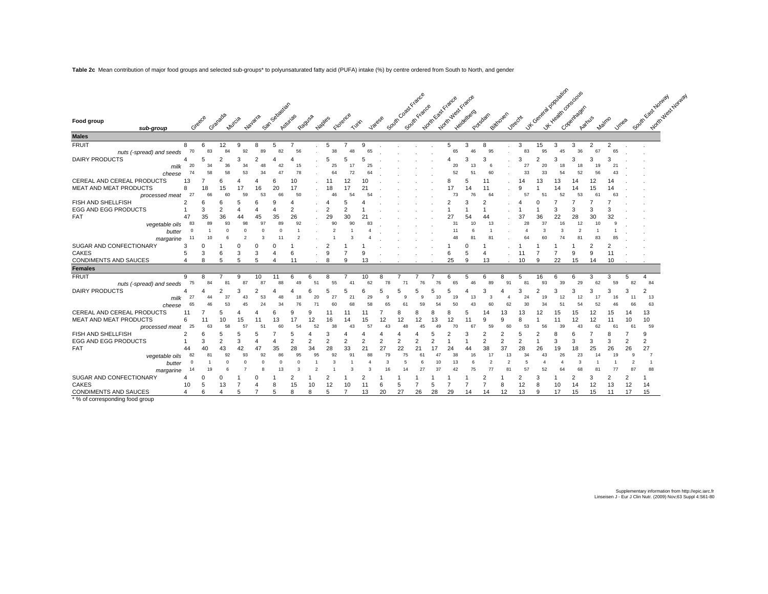**Table 2c** Mean contribution of major food groups and selected sub-groups* to polyunsaturated fatty acid (PUFA) intake (%) by centre ordered from South to North, and gender

| Food group / *sub-group* | Greece | Granada | Murcia | Navarra | San Sebastian | Asturias | Ragusa | Naples | Florence | Turin | Varese | South Coast France | South France | North East France | North West France | Heidelberg | Potsdam | Bilthoven | Utrecht | UK General population | UK Health conscious | Copenhagen | Aarhus | Malmo | Umea | South East Norway | North West Norway |
|---|---|---|---|---|---|---|---|---|---|---|---|---|---|---|---|---|---|---|---|---|---|---|---|---|---|---|---|
| **Males** | | | | | | | | | | | | | | | | | | | | | | | | | | | |
| FRUIT | 8 | 6 | 12 | 9 | 8 | 5 | 7 | . | 5 | 7 | 9 | . | . | . | . | 5 | 3 | 8 | . | 3 | 15 | 3 | 3 | 2 | 2 | . | . |
| *nuts (-spread) and seeds* | 70 | 83 | 84 | 92 | 89 | 82 | 56 | . | 38 | 48 | 65 | . | . | . | . | 65 | 46 | 95 | . | 83 | 95 | 45 | 36 | 67 | 65 | . | . |
| DAIRY PRODUCTS | 4 | 5 | 2 | 3 | 2 | 4 | 4 | . | 5 | 5 | 5 | . | . | . | . | 4 | 3 | 3 | . | 3 | 2 | 3 | 3 | 3 | 3 | . | . |
| *milk* | 20 | 34 | 36 | 34 | 48 | 42 | 15 | . | 25 | 17 | 25 | . | . | . | . | 20 | 13 | 6 | . | 27 | 20 | 18 | 18 | 19 | 21 | . | . |
| *cheese* | 74 | 58 | 58 | 53 | 34 | 47 | 78 | . | 64 | 72 | 64 | . | . | . | . | 52 | 51 | 60 | . | 33 | 33 | 54 | 52 | 56 | 43 | . | . |
| CEREAL AND CEREAL PRODUCTS | 13 | 7 | 6 | 4 | 4 | 6 | 10 | . | 11 | 12 | 10 | . | . | . | . | 8 | 5 | 11 | . | 14 | 13 | 13 | 14 | 12 | 14 | . | . |
| MEAT AND MEAT PRODUCTS | 8 | 18 | 15 | 17 | 16 | 20 | 17 | . | 18 | 17 | 21 | . | . | . | . | 17 | 14 | 11 | . | 9 | 1 | 14 | 14 | 15 | 14 | . | . |
| *processed meat* | 27 | 66 | 60 | 59 | 53 | 66 | 50 | . | 46 | 54 | 54 | . | . | . | . | 73 | 76 | 64 | . | 57 | 51 | 52 | 53 | 61 | 63 | . | . |
| FISH AND SHELLFISH | 2 | 6 | 6 | 5 | 6 | 9 | 4 | . | 4 | 5 | 4 | . | . | . | . | 2 | 3 | 2 | . | 4 | 0 | 7 | 7 | 7 | 7 | . | . |
| EGG AND EGG PRODUCTS | 1 | 3 | 2 | 4 | 4 | 4 | 2 | . | 2 | 2 | 1 | . | . | . | . | 1 | 1 | 1 | . | 1 | 1 | 3 | 3 | 3 | 3 | . | . |
| FAT | 47 | 35 | 36 | 44 | 45 | 35 | 26 | . | 29 | 30 | 21 | . | . | . | . | 27 | 54 | 44 | . | 37 | 36 | 22 | 28 | 30 | 32 | . | . |
| *vegetable oils* | 83 | 89 | 93 | 98 | 97 | 89 | 92 | . | 90 | 90 | 83 | . | . | . | . | 31 | 10 | 13 | . | 28 | 37 | 16 | 12 | 10 | 9 | . | . |
| *butter* | 0 | 1 | 0 | 0 | 0 | 0 | 1 | . | 2 | 1 | 4 | . | . | . | . | 11 | 6 | 1 | . | 4 | 3 | 3 | 2 | 1 | 1 | . | . |
| *margarine* | 11 | 10 | 6 | 2 | 3 | 11 | 2 | . | 1 | 3 | 4 | . | . | . | . | 48 | 81 | 81 | . | 64 | 60 | 74 | 81 | 83 | 85 | . | . |
| SUGAR AND CONFECTIONARY | 3 | 0 | 1 | 0 | 0 | 0 | 1 | . | 2 | 1 | 1 | . | . | . | . | 1 | 0 | 1 | . | 1 | 1 | 1 | 1 | 2 | 2 | . | . |
| CAKES | 5 | 3 | 6 | 3 | 3 | 4 | 6 | . | 9 | 7 | 9 | . | . | . | . | 6 | 5 | 4 | . | 11 | 7 | 7 | 9 | 9 | 11 | . | . |
| CONDIMENTS AND SAUCES | 4 | 8 | 5 | 5 | 5 | 4 | 11 | . | 8 | 9 | 13 | . | . | . | . | 25 | 9 | 13 | . | 10 | 9 | 22 | 15 | 14 | 10 | . | . |
| **Females** | | | | | | | | | | | | | | | | | | | | | | | | | | | |
| FRUIT | 9 | 8 | 7 | 9 | 10 | 11 | 6 | 6 | 8 | 7 | 10 | 8 | 7 | 7 | 7 | 6 | 5 | 6 | 8 | 5 | 16 | 6 | 6 | 3 | 3 | 5 | 4 |
| *nuts (-spread) and seeds* | 75 | 84 | 81 | 87 | 87 | 88 | 49 | 51 | 55 | 41 | 62 | 78 | 71 | 76 | 76 | 65 | 46 | 89 | 91 | 81 | 93 | 39 | 29 | 62 | 59 | 82 | 84 |
| DAIRY PRODUCTS | 4 | 4 | 2 | 3 | 2 | 4 | 4 | 6 | 5 | 5 | 6 | 5 | 5 | 5 | 5 | 5 | 4 | 3 | 4 | 3 | 2 | 3 | 3 | 3 | 3 | 3 | 2 |
| *milk* | 27 | 44 | 37 | 43 | 53 | 48 | 18 | 20 | 27 | 21 | 29 | 9 | 9 | 9 | 10 | 19 | 13 | 3 | 4 | 24 | 19 | 12 | 12 | 17 | 16 | 11 | 13 |
| *cheese* | 65 | 46 | 53 | 45 | 24 | 34 | 76 | 71 | 60 | 68 | 58 | 65 | 61 | 59 | 54 | 50 | 43 | 60 | 62 | 30 | 34 | 51 | 54 | 52 | 46 | 66 | 63 |
| CEREAL AND CEREAL PRODUCTS | 11 | 7 | 5 | 4 | 4 | 6 | 9 | 9 | 11 | 11 | 11 | 7 | 8 | 8 | 8 | 8 | 5 | 14 | 13 | 13 | 12 | 15 | 15 | 12 | 15 | 14 | 13 |
| MEAT AND MEAT PRODUCTS | 6 | 11 | 10 | 15 | 11 | 13 | 17 | 12 | 16 | 14 | 15 | 12 | 12 | 12 | 13 | 12 | 11 | 9 | 9 | 8 | 1 | 11 | 12 | 12 | 11 | 10 | 10 |
| *processed meat* | 25 | 63 | 58 | 57 | 51 | 60 | 54 | 52 | 38 | 43 | 57 | 43 | 48 | 45 | 49 | 70 | 67 | 59 | 60 | 53 | 56 | 39 | 43 | 62 | 61 | 61 | 59 |
| FISH AND SHELLFISH | 2 | 6 | 5 | 5 | 5 | 7 | 5 | 4 | 3 | 4 | 4 | 4 | 4 | 4 | 5 | 2 | 3 | 2 | 2 | 5 | 2 | 8 | 6 | 7 | 8 | 7 | 9 |
| EGG AND EGG PRODUCTS | 1 | 3 | 2 | 3 | 4 | 4 | 2 | 2 | 2 | 2 | 2 | 2 | 2 | 2 | 2 | 1 | 1 | 2 | 2 | 2 | 1 | 3 | 3 | 3 | 3 | 2 | 2 |
| FAT | 44 | 40 | 43 | 42 | 47 | 35 | 28 | 34 | 28 | 33 | 21 | 27 | 22 | 21 | 17 | 24 | 44 | 38 | 37 | 28 | 26 | 19 | 18 | 25 | 26 | 26 | 27 |
| *vegetable oils* | 82 | 81 | 92 | 93 | 92 | 86 | 95 | 95 | 92 | 91 | 88 | 79 | 75 | 61 | 47 | 38 | 16 | 17 | 13 | 34 | 43 | 26 | 23 | 14 | 19 | 9 | 7 |
| *butter* | 0 | 1 | 0 | 0 | 0 | 0 | 0 | 1 | 3 | 1 | 4 | 3 | 5 | 6 | 10 | 13 | 6 | 2 | 2 | 5 | 4 | 4 | 3 | 1 | 1 | 2 | 1 |
| *margarine* | 14 | 19 | 6 | 7 | 8 | 13 | 3 | 2 | 1 | 3 | 3 | 16 | 14 | 27 | 37 | 42 | 75 | 77 | 81 | 57 | 52 | 64 | 68 | 81 | 77 | 87 | 88 |
| SUGAR AND CONFECTIONARY | 4 | 0 | 0 | 1 | 0 | 1 | 2 | 1 | 2 | 1 | 2 | 1 | 1 | 1 | 1 | 1 | 1 | 2 | 1 | 2 | 3 | 1 | 2 | 3 | 2 | 2 | 1 |
| CAKES | 10 | 5 | 13 | 7 | 4 | 8 | 15 | 10 | 12 | 10 | 11 | 6 | 5 | 7 | 5 | 7 | 7 | 7 | 8 | 12 | 8 | 10 | 14 | 12 | 13 | 12 | 14 |
| CONDIMENTS AND SAUCES | 4 | 6 | 4 | 5 | 7 | 5 | 8 | 8 | 5 | 7 | 13 | 20 | 27 | 26 | 28 | 29 | 14 | 14 | 12 | 13 | 9 | 17 | 15 | 15 | 11 | 17 | 15 |

\* % of corresponding food group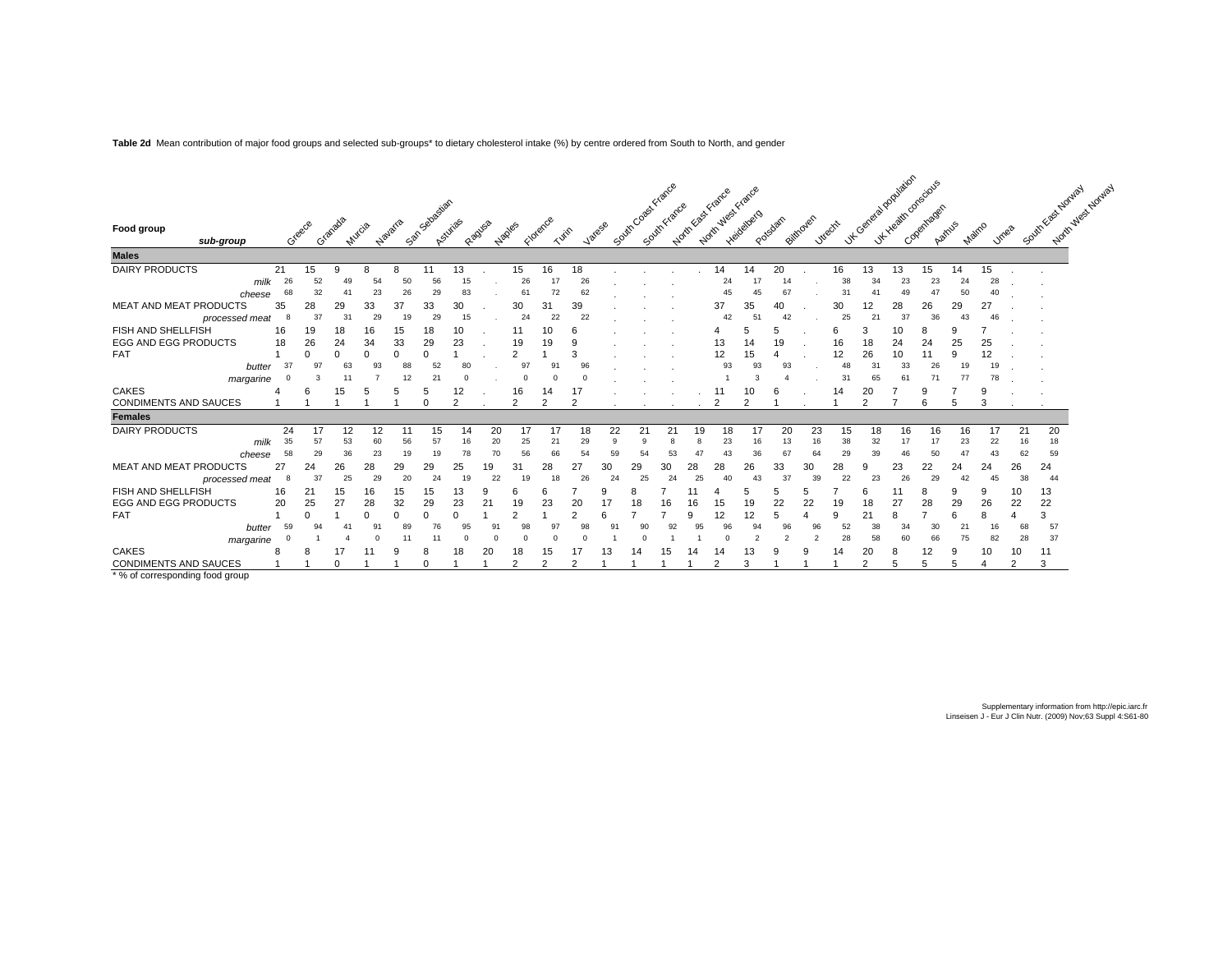**Table 2d** Mean contribution of major food groups and selected sub-groups* to dietary cholesterol intake (%) by centre ordered from South to North, and gender

| Food group / *sub-group* | Greece | Granada | Murcia | Navarra | San Sebastian | Asturias | Ragusa | Naples | Florence | Turin | Varese | South Coast France | South France | North East France | North West France | Heidelberg | Potsdam | Bilthoven | Utrecht | UK General population | UK Health conscious | Copenhagen | Aarhus | Malmo | Umea | South East Norway | North West Norway |
|---|---|---|---|---|---|---|---|---|---|---|---|---|---|---|---|---|---|---|---|---|---|---|---|---|---|---|---|
| **Males** | | | | | | | | | | | | | | | | | | | | | | | | | | | |
| DAIRY PRODUCTS | 21 | 15 | 9 | 8 | 8 | 11 | 13 | . | 15 | 16 | 18 | . | . | . | . | 14 | 14 | 20 | . | 16 | 13 | 13 | 15 | 14 | 15 | . | . |
| *milk* | 26 | 52 | 49 | 54 | 50 | 56 | 15 | . | 26 | 17 | 26 | . | . | . | | 24 | 17 | 14 | . | 38 | 34 | 23 | 23 | 24 | 28 | . | . |
| *cheese* | 68 | 32 | 41 | 23 | 26 | 29 | 83 | . | 61 | 72 | 62 | . | . | . | | 45 | 45 | 67 | . | 31 | 41 | 49 | 47 | 50 | 40 | . | . |
| MEAT AND MEAT PRODUCTS | 35 | 28 | 29 | 33 | 37 | 33 | 30 | . | 30 | 31 | 39 | . | . | . | | 37 | 35 | 40 | . | 30 | 12 | 28 | 26 | 29 | 27 | . | . |
| *processed meat* | 8 | 37 | 31 | 29 | 19 | 29 | 15 | . | 24 | 22 | 22 | . | . | . | | 42 | 51 | 42 | . | 25 | 21 | 37 | 36 | 43 | 46 | . | . |
| FISH AND SHELLFISH | 16 | 19 | 18 | 16 | 15 | 18 | 10 | . | 11 | 10 | 6 | . | . | . | | 4 | 5 | 5 | . | 6 | 3 | 10 | 8 | 9 | 7 | . | . |
| EGG AND EGG PRODUCTS | 18 | 26 | 24 | 34 | 33 | 29 | 23 | . | 19 | 19 | 9 | . | . | . | | 13 | 14 | 19 | . | 16 | 18 | 24 | 24 | 25 | 25 | . | . |
| FAT | 1 | 0 | 0 | 0 | 0 | 0 | 1 | . | 2 | 1 | 3 | . | . | . | | 12 | 15 | 4 | . | 12 | 26 | 10 | 11 | 9 | 12 | . | . |
| *butter* | 37 | 97 | 63 | 93 | 88 | 52 | 80 | . | 97 | 91 | 96 | . | . | . | | 93 | 93 | 93 | . | 48 | 31 | 33 | 26 | 19 | 19 | . | . |
| *margarine* | 0 | 3 | 11 | 7 | 12 | 21 | 0 | . | 0 | 0 | 0 | . | . | . | | 1 | 3 | 4 | . | 31 | 65 | 61 | 71 | 77 | 78 | . | . |
| CAKES | 4 | 6 | 15 | 5 | 5 | 5 | 12 | . | 16 | 14 | 17 | . | . | . | . | 11 | 10 | 6 | . | 14 | 20 | 7 | 9 | 7 | 9 | . | . |
| CONDIMENTS AND SAUCES | 1 | 1 | 1 | 1 | 1 | 0 | 2 | . | 2 | 2 | 2 | . | . | . | . | 2 | 2 | 1 | . | 1 | 2 | 7 | 6 | 5 | 3 | . | . |
| **Females** | | | | | | | | | | | | | | | | | | | | | | | | | | | |
| DAIRY PRODUCTS | 24 | 17 | 12 | 12 | 11 | 15 | 14 | 20 | 17 | 17 | 18 | 22 | 21 | 21 | 19 | 18 | 17 | 20 | 23 | 15 | 18 | 16 | 16 | 16 | 17 | 21 | 20 |
| *milk* | 35 | 57 | 53 | 60 | 56 | 57 | 16 | 20 | 25 | 21 | 29 | 9 | 9 | 8 | 8 | 23 | 16 | 13 | 16 | 38 | 32 | 17 | 17 | 23 | 22 | 16 | 18 |
| *cheese* | 58 | 29 | 36 | 23 | 19 | 19 | 78 | 70 | 56 | 66 | 54 | 59 | 54 | 53 | 47 | 43 | 36 | 67 | 64 | 29 | 39 | 46 | 50 | 47 | 43 | 62 | 59 |
| MEAT AND MEAT PRODUCTS | 27 | 24 | 26 | 28 | 29 | 29 | 25 | 19 | 31 | 28 | 27 | 30 | 29 | 30 | 28 | 28 | 26 | 33 | 30 | 28 | 9 | 23 | 22 | 24 | 24 | 26 | 24 |
| *processed meat* | 8 | 37 | 25 | 29 | 20 | 24 | 19 | 22 | 19 | 18 | 26 | 24 | 25 | 24 | 25 | 40 | 43 | 37 | 39 | 22 | 23 | 26 | 29 | 42 | 45 | 38 | 44 |
| FISH AND SHELLFISH | 16 | 21 | 15 | 16 | 15 | 15 | 13 | 9 | 6 | 6 | 7 | 9 | 8 | 7 | 11 | 4 | 5 | 5 | 5 | 7 | 6 | 11 | 8 | 9 | 9 | 10 | 13 |
| EGG AND EGG PRODUCTS | 20 | 25 | 27 | 28 | 32 | 29 | 23 | 21 | 19 | 23 | 20 | 17 | 18 | 16 | 16 | 15 | 19 | 22 | 22 | 19 | 18 | 27 | 28 | 29 | 26 | 22 | 22 |
| FAT | 1 | 0 | 1 | 0 | 0 | 0 | 0 | 1 | 2 | 1 | 2 | 6 | 7 | 7 | 9 | 12 | 12 | 5 | 4 | 9 | 21 | 8 | 7 | 6 | 8 | 4 | 3 |
| *butter* | 59 | 94 | 41 | 91 | 89 | 76 | 95 | 91 | 98 | 97 | 98 | 91 | 90 | 92 | 95 | 96 | 94 | 96 | 96 | 52 | 38 | 34 | 30 | 21 | 16 | 68 | 57 |
| *margarine* | 0 | 1 | 4 | 0 | 11 | 11 | 0 | 0 | 0 | 0 | 0 | 1 | 0 | 1 | 1 | 0 | 2 | 2 | 2 | 28 | 58 | 60 | 66 | 75 | 82 | 28 | 37 |
| CAKES | 8 | 8 | 17 | 11 | 9 | 8 | 18 | 20 | 18 | 15 | 17 | 13 | 14 | 15 | 14 | 14 | 13 | 9 | 9 | 14 | 20 | 8 | 12 | 9 | 10 | 10 | 11 |
| CONDIMENTS AND SAUCES | 1 | 1 | 0 | 1 | 1 | 0 | 1 | 1 | 2 | 2 | 2 | 1 | 1 | 1 | 1 | 2 | 3 | 1 | 1 | 1 | 2 | 5 | 5 | 5 | 4 | 2 | 3 |

* % of corresponding food group

Supplementary information from http://epic.iarc.fr
Linseisen J - Eur J Clin Nutr. (2009) Nov;63 Suppl 4:S61-80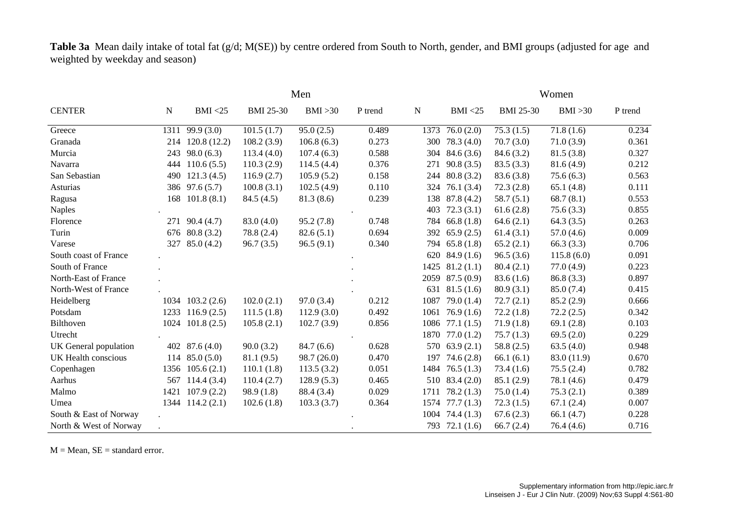**Table 3a** Mean daily intake of total fat (g/d; M(SE)) by centre ordered from South to North, gender, and BMI groups (adjusted for age and weighted by weekday and season)

| | Men | | | | | Women | | | | |
|---|---|---|---|---|---|---|---|---|---|---|
| CENTER | N | BMI <25 | BMI 25-30 | BMI >30 | P trend | N | BMI <25 | BMI 25-30 | BMI >30 | P trend |
| Greece | 1311 | 99.9 (3.0) | 101.5 (1.7) | 95.0 (2.5) | 0.489 | 1373 | 76.0 (2.0) | 75.3 (1.5) | 71.8 (1.6) | 0.234 |
| Granada | 214 | 120.8 (12.2) | 108.2 (3.9) | 106.8 (6.3) | 0.273 | 300 | 78.3 (4.0) | 70.7 (3.0) | 71.0 (3.9) | 0.361 |
| Murcia | 243 | 98.0 (6.3) | 113.4 (4.0) | 107.4 (6.3) | 0.588 | 304 | 84.6 (3.6) | 84.6 (3.2) | 81.5 (3.8) | 0.327 |
| Navarra | 444 | 110.6 (5.5) | 110.3 (2.9) | 114.5 (4.4) | 0.376 | 271 | 90.8 (3.5) | 83.5 (3.3) | 81.6 (4.9) | 0.212 |
| San Sebastian | 490 | 121.3 (4.5) | 116.9 (2.7) | 105.9 (5.2) | 0.158 | 244 | 80.8 (3.2) | 83.6 (3.8) | 75.6 (6.3) | 0.563 |
| Asturias | 386 | 97.6 (5.7) | 100.8 (3.1) | 102.5 (4.9) | 0.110 | 324 | 76.1 (3.4) | 72.3 (2.8) | 65.1 (4.8) | 0.111 |
| Ragusa | 168 | 101.8 (8.1) | 84.5 (4.5) | 81.3 (8.6) | 0.239 | 138 | 87.8 (4.2) | 58.7 (5.1) | 68.7 (8.1) | 0.553 |
| Naples | . | | | | . | 403 | 72.3 (3.1) | 61.6 (2.8) | 75.6 (3.3) | 0.855 |
| Florence | 271 | 90.4 (4.7) | 83.0 (4.0) | 95.2 (7.8) | 0.748 | 784 | 66.8 (1.8) | 64.6 (2.1) | 64.3 (3.5) | 0.263 |
| Turin | 676 | 80.8 (3.2) | 78.8 (2.4) | 82.6 (5.1) | 0.694 | 392 | 65.9 (2.5) | 61.4 (3.1) | 57.0 (4.6) | 0.009 |
| Varese | 327 | 85.0 (4.2) | 96.7 (3.5) | 96.5 (9.1) | 0.340 | 794 | 65.8 (1.8) | 65.2 (2.1) | 66.3 (3.3) | 0.706 |
| South coast of France | . | | | | . | 620 | 84.9 (1.6) | 96.5 (3.6) | 115.8 (6.0) | 0.091 |
| South of France | . | | | | . | 1425 | 81.2 (1.1) | 80.4 (2.1) | 77.0 (4.9) | 0.223 |
| North-East of France | . | | | | . | 2059 | 87.5 (0.9) | 83.6 (1.6) | 86.8 (3.3) | 0.897 |
| North-West of France | . | | | | . | 631 | 81.5 (1.6) | 80.9 (3.1) | 85.0 (7.4) | 0.415 |
| Heidelberg | 1034 | 103.2 (2.6) | 102.0 (2.1) | 97.0 (3.4) | 0.212 | 1087 | 79.0 (1.4) | 72.7 (2.1) | 85.2 (2.9) | 0.666 |
| Potsdam | 1233 | 116.9 (2.5) | 111.5 (1.8) | 112.9 (3.0) | 0.492 | 1061 | 76.9 (1.6) | 72.2 (1.8) | 72.2 (2.5) | 0.342 |
| Bilthoven | 1024 | 101.8 (2.5) | 105.8 (2.1) | 102.7 (3.9) | 0.856 | 1086 | 77.1 (1.5) | 71.9 (1.8) | 69.1 (2.8) | 0.103 |
| Utrecht | . | | | | . | 1870 | 77.0 (1.2) | 75.7 (1.3) | 69.5 (2.0) | 0.229 |
| UK General population | 402 | 87.6 (4.0) | 90.0 (3.2) | 84.7 (6.6) | 0.628 | 570 | 63.9 (2.1) | 58.8 (2.5) | 63.5 (4.0) | 0.948 |
| UK Health conscious | 114 | 85.0 (5.0) | 81.1 (9.5) | 98.7 (26.0) | 0.470 | 197 | 74.6 (2.8) | 66.1 (6.1) | 83.0 (11.9) | 0.670 |
| Copenhagen | 1356 | 105.6 (2.1) | 110.1 (1.8) | 113.5 (3.2) | 0.051 | 1484 | 76.5 (1.3) | 73.4 (1.6) | 75.5 (2.4) | 0.782 |
| Aarhus | 567 | 114.4 (3.4) | 110.4 (2.7) | 128.9 (5.3) | 0.465 | 510 | 83.4 (2.0) | 85.1 (2.9) | 78.1 (4.6) | 0.479 |
| Malmo | 1421 | 107.9 (2.2) | 98.9 (1.8) | 88.4 (3.4) | 0.029 | 1711 | 78.2 (1.3) | 75.0 (1.4) | 75.3 (2.1) | 0.389 |
| Umea | 1344 | 114.2 (2.1) | 102.6 (1.8) | 103.3 (3.7) | 0.364 | 1574 | 77.7 (1.3) | 72.3 (1.5) | 67.1 (2.4) | 0.007 |
| South & East of Norway | . | | | | . | 1004 | 74.4 (1.3) | 67.6 (2.3) | 66.1 (4.7) | 0.228 |
| North & West of Norway | . | | | | . | 793 | 72.1 (1.6) | 66.7 (2.4) | 76.4 (4.6) | 0.716 |

M = Mean, SE = standard error.

Supplementary information from http://epic.iarc.fr
Linseisen J - Eur J Clin Nutr. (2009) Nov;63 Suppl 4:S61-80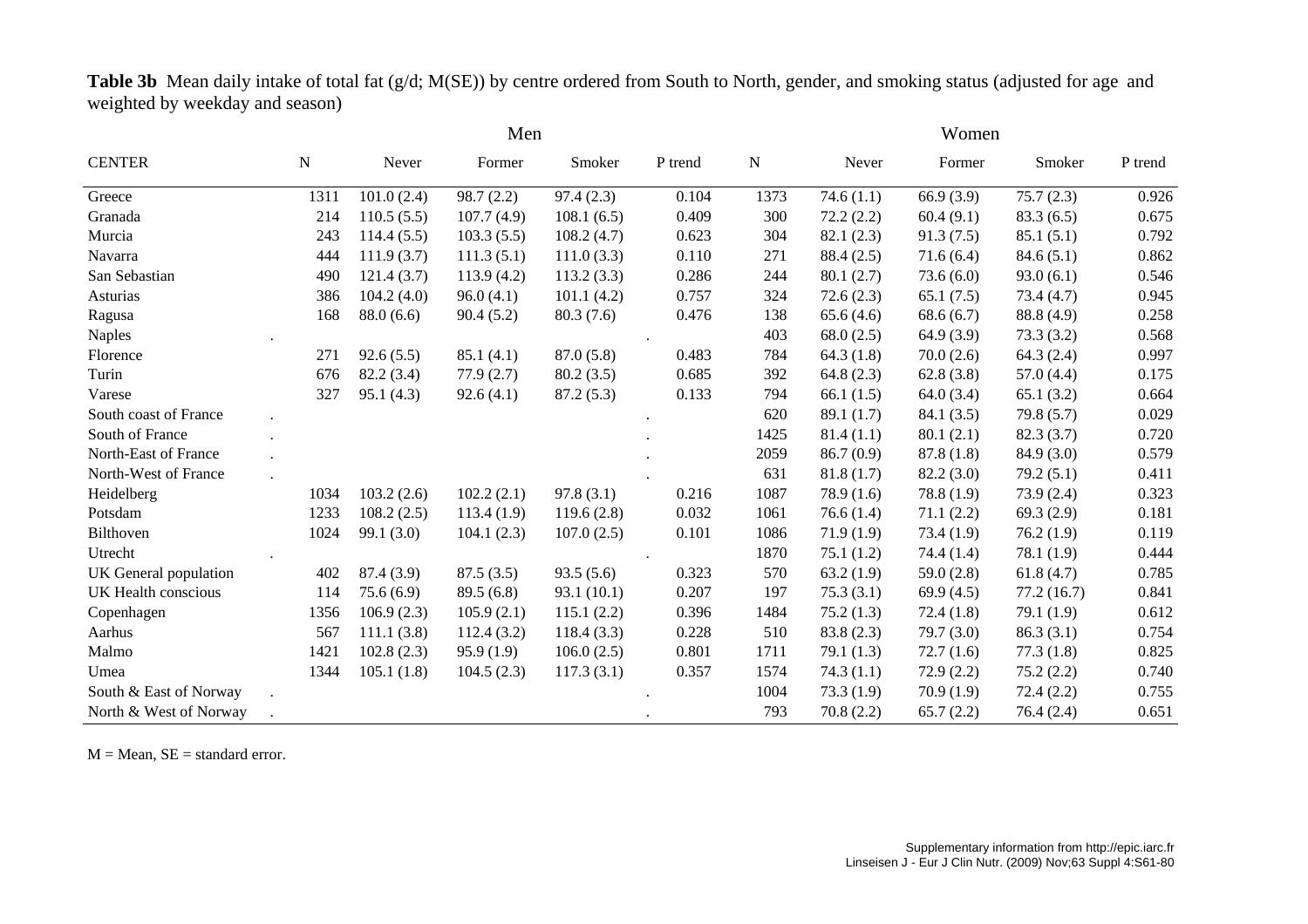**Table 3b** Mean daily intake of total fat (g/d; M(SE)) by centre ordered from South to North, gender, and smoking status (adjusted for age and weighted by weekday and season)

| | Men | | | | | Women | | | | |
|---|---|---|---|---|---|---|---|---|---|---|
| CENTER | N | Never | Former | Smoker | P trend | N | Never | Former | Smoker | P trend |
| Greece | 1311 | 101.0 (2.4) | 98.7 (2.2) | 97.4 (2.3) | 0.104 | 1373 | 74.6 (1.1) | 66.9 (3.9) | 75.7 (2.3) | 0.926 |
| Granada | 214 | 110.5 (5.5) | 107.7 (4.9) | 108.1 (6.5) | 0.409 | 300 | 72.2 (2.2) | 60.4 (9.1) | 83.3 (6.5) | 0.675 |
| Murcia | 243 | 114.4 (5.5) | 103.3 (5.5) | 108.2 (4.7) | 0.623 | 304 | 82.1 (2.3) | 91.3 (7.5) | 85.1 (5.1) | 0.792 |
| Navarra | 444 | 111.9 (3.7) | 111.3 (5.1) | 111.0 (3.3) | 0.110 | 271 | 88.4 (2.5) | 71.6 (6.4) | 84.6 (5.1) | 0.862 |
| San Sebastian | 490 | 121.4 (3.7) | 113.9 (4.2) | 113.2 (3.3) | 0.286 | 244 | 80.1 (2.7) | 73.6 (6.0) | 93.0 (6.1) | 0.546 |
| Asturias | 386 | 104.2 (4.0) | 96.0 (4.1) | 101.1 (4.2) | 0.757 | 324 | 72.6 (2.3) | 65.1 (7.5) | 73.4 (4.7) | 0.945 |
| Ragusa | 168 | 88.0 (6.6) | 90.4 (5.2) | 80.3 (7.6) | 0.476 | 138 | 65.6 (4.6) | 68.6 (6.7) | 88.8 (4.9) | 0.258 |
| Naples | . | | | | . | 403 | 68.0 (2.5) | 64.9 (3.9) | 73.3 (3.2) | 0.568 |
| Florence | 271 | 92.6 (5.5) | 85.1 (4.1) | 87.0 (5.8) | 0.483 | 784 | 64.3 (1.8) | 70.0 (2.6) | 64.3 (2.4) | 0.997 |
| Turin | 676 | 82.2 (3.4) | 77.9 (2.7) | 80.2 (3.5) | 0.685 | 392 | 64.8 (2.3) | 62.8 (3.8) | 57.0 (4.4) | 0.175 |
| Varese | 327 | 95.1 (4.3) | 92.6 (4.1) | 87.2 (5.3) | 0.133 | 794 | 66.1 (1.5) | 64.0 (3.4) | 65.1 (3.2) | 0.664 |
| South coast of France | . | | | | . | 620 | 89.1 (1.7) | 84.1 (3.5) | 79.8 (5.7) | 0.029 |
| South of France | . | | | | . | 1425 | 81.4 (1.1) | 80.1 (2.1) | 82.3 (3.7) | 0.720 |
| North-East of France | . | | | | . | 2059 | 86.7 (0.9) | 87.8 (1.8) | 84.9 (3.0) | 0.579 |
| North-West of France | . | | | | . | 631 | 81.8 (1.7) | 82.2 (3.0) | 79.2 (5.1) | 0.411 |
| Heidelberg | 1034 | 103.2 (2.6) | 102.2 (2.1) | 97.8 (3.1) | 0.216 | 1087 | 78.9 (1.6) | 78.8 (1.9) | 73.9 (2.4) | 0.323 |
| Potsdam | 1233 | 108.2 (2.5) | 113.4 (1.9) | 119.6 (2.8) | 0.032 | 1061 | 76.6 (1.4) | 71.1 (2.2) | 69.3 (2.9) | 0.181 |
| Bilthoven | 1024 | 99.1 (3.0) | 104.1 (2.3) | 107.0 (2.5) | 0.101 | 1086 | 71.9 (1.9) | 73.4 (1.9) | 76.2 (1.9) | 0.119 |
| Utrecht | . | | | | . | 1870 | 75.1 (1.2) | 74.4 (1.4) | 78.1 (1.9) | 0.444 |
| UK General population | 402 | 87.4 (3.9) | 87.5 (3.5) | 93.5 (5.6) | 0.323 | 570 | 63.2 (1.9) | 59.0 (2.8) | 61.8 (4.7) | 0.785 |
| UK Health conscious | 114 | 75.6 (6.9) | 89.5 (6.8) | 93.1 (10.1) | 0.207 | 197 | 75.3 (3.1) | 69.9 (4.5) | 77.2 (16.7) | 0.841 |
| Copenhagen | 1356 | 106.9 (2.3) | 105.9 (2.1) | 115.1 (2.2) | 0.396 | 1484 | 75.2 (1.3) | 72.4 (1.8) | 79.1 (1.9) | 0.612 |
| Aarhus | 567 | 111.1 (3.8) | 112.4 (3.2) | 118.4 (3.3) | 0.228 | 510 | 83.8 (2.3) | 79.7 (3.0) | 86.3 (3.1) | 0.754 |
| Malmo | 1421 | 102.8 (2.3) | 95.9 (1.9) | 106.0 (2.5) | 0.801 | 1711 | 79.1 (1.3) | 72.7 (1.6) | 77.3 (1.8) | 0.825 |
| Umea | 1344 | 105.1 (1.8) | 104.5 (2.3) | 117.3 (3.1) | 0.357 | 1574 | 74.3 (1.1) | 72.9 (2.2) | 75.2 (2.2) | 0.740 |
| South & East of Norway | . | | | | . | 1004 | 73.3 (1.9) | 70.9 (1.9) | 72.4 (2.2) | 0.755 |
| North & West of Norway | . | | | | . | 793 | 70.8 (2.2) | 65.7 (2.2) | 76.4 (2.4) | 0.651 |

M = Mean, SE = standard error.

Supplementary information from http://epic.iarc.fr
Linseisen J - Eur J Clin Nutr. (2009) Nov;63 Suppl 4:S61-80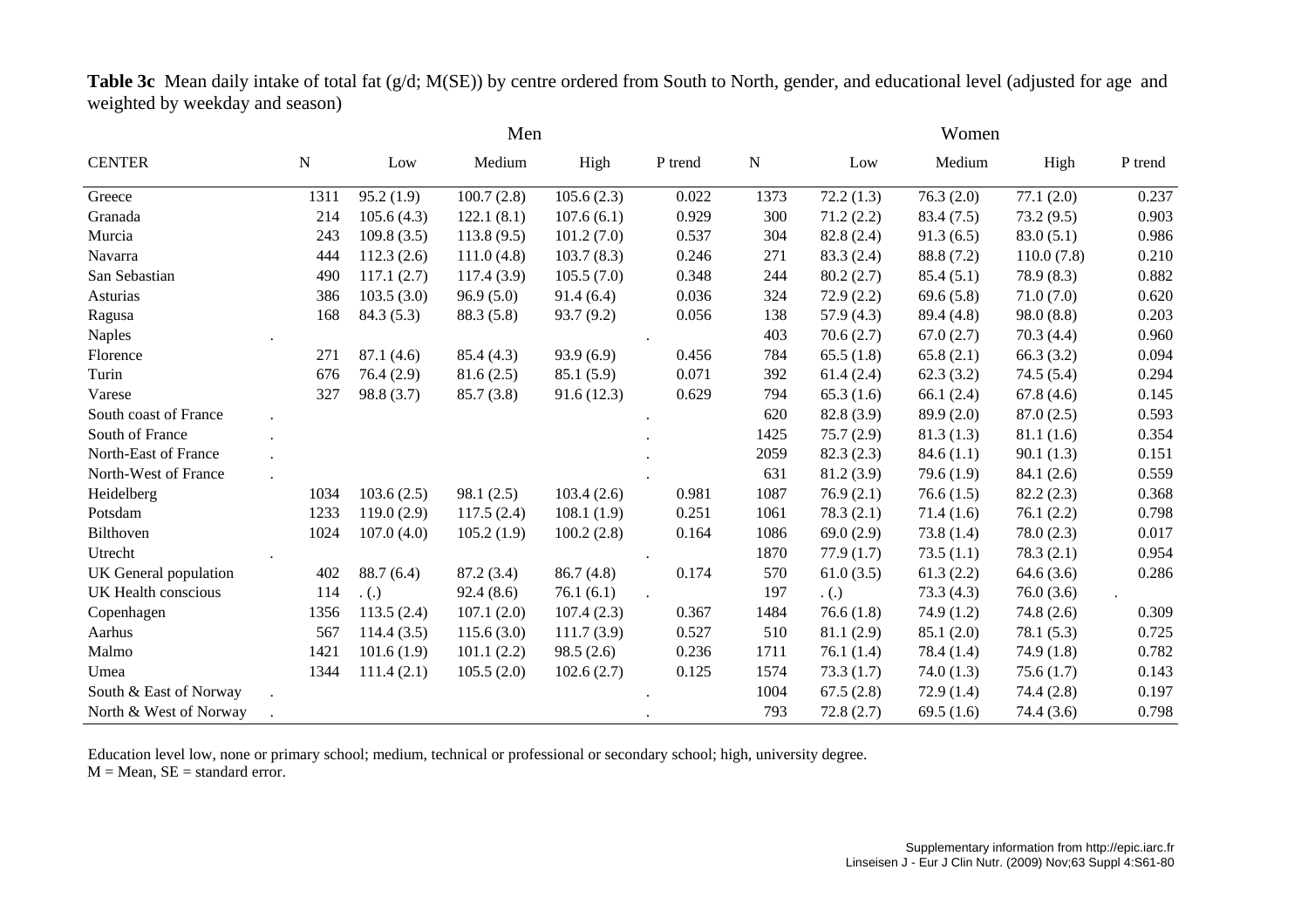**Table 3c** Mean daily intake of total fat (g/d; M(SE)) by centre ordered from South to North, gender, and educational level (adjusted for age and weighted by weekday and season)

| | Men | | | | | Women | | | | |
|---|---|---|---|---|---|---|---|---|---|---|
| CENTER | N | Low | Medium | High | P trend | N | Low | Medium | High | P trend |
| Greece | 1311 | 95.2 (1.9) | 100.7 (2.8) | 105.6 (2.3) | 0.022 | 1373 | 72.2 (1.3) | 76.3 (2.0) | 77.1 (2.0) | 0.237 |
| Granada | 214 | 105.6 (4.3) | 122.1 (8.1) | 107.6 (6.1) | 0.929 | 300 | 71.2 (2.2) | 83.4 (7.5) | 73.2 (9.5) | 0.903 |
| Murcia | 243 | 109.8 (3.5) | 113.8 (9.5) | 101.2 (7.0) | 0.537 | 304 | 82.8 (2.4) | 91.3 (6.5) | 83.0 (5.1) | 0.986 |
| Navarra | 444 | 112.3 (2.6) | 111.0 (4.8) | 103.7 (8.3) | 0.246 | 271 | 83.3 (2.4) | 88.8 (7.2) | 110.0 (7.8) | 0.210 |
| San Sebastian | 490 | 117.1 (2.7) | 117.4 (3.9) | 105.5 (7.0) | 0.348 | 244 | 80.2 (2.7) | 85.4 (5.1) | 78.9 (8.3) | 0.882 |
| Asturias | 386 | 103.5 (3.0) | 96.9 (5.0) | 91.4 (6.4) | 0.036 | 324 | 72.9 (2.2) | 69.6 (5.8) | 71.0 (7.0) | 0.620 |
| Ragusa | 168 | 84.3 (5.3) | 88.3 (5.8) | 93.7 (9.2) | 0.056 | 138 | 57.9 (4.3) | 89.4 (4.8) | 98.0 (8.8) | 0.203 |
| Naples | . | | | | . | 403 | 70.6 (2.7) | 67.0 (2.7) | 70.3 (4.4) | 0.960 |
| Florence | 271 | 87.1 (4.6) | 85.4 (4.3) | 93.9 (6.9) | 0.456 | 784 | 65.5 (1.8) | 65.8 (2.1) | 66.3 (3.2) | 0.094 |
| Turin | 676 | 76.4 (2.9) | 81.6 (2.5) | 85.1 (5.9) | 0.071 | 392 | 61.4 (2.4) | 62.3 (3.2) | 74.5 (5.4) | 0.294 |
| Varese | 327 | 98.8 (3.7) | 85.7 (3.8) | 91.6 (12.3) | 0.629 | 794 | 65.3 (1.6) | 66.1 (2.4) | 67.8 (4.6) | 0.145 |
| South coast of France | . | | | | . | 620 | 82.8 (3.9) | 89.9 (2.0) | 87.0 (2.5) | 0.593 |
| South of France | . | | | | . | 1425 | 75.7 (2.9) | 81.3 (1.3) | 81.1 (1.6) | 0.354 |
| North-East of France | . | | | | . | 2059 | 82.3 (2.3) | 84.6 (1.1) | 90.1 (1.3) | 0.151 |
| North-West of France | . | | | | . | 631 | 81.2 (3.9) | 79.6 (1.9) | 84.1 (2.6) | 0.559 |
| Heidelberg | 1034 | 103.6 (2.5) | 98.1 (2.5) | 103.4 (2.6) | 0.981 | 1087 | 76.9 (2.1) | 76.6 (1.5) | 82.2 (2.3) | 0.368 |
| Potsdam | 1233 | 119.0 (2.9) | 117.5 (2.4) | 108.1 (1.9) | 0.251 | 1061 | 78.3 (2.1) | 71.4 (1.6) | 76.1 (2.2) | 0.798 |
| Bilthoven | 1024 | 107.0 (4.0) | 105.2 (1.9) | 100.2 (2.8) | 0.164 | 1086 | 69.0 (2.9) | 73.8 (1.4) | 78.0 (2.3) | 0.017 |
| Utrecht | . | | | | . | 1870 | 77.9 (1.7) | 73.5 (1.1) | 78.3 (2.1) | 0.954 |
| UK General population | 402 | 88.7 (6.4) | 87.2 (3.4) | 86.7 (4.8) | 0.174 | 570 | 61.0 (3.5) | 61.3 (2.2) | 64.6 (3.6) | 0.286 |
| UK Health conscious | 114 | . (.) | 92.4 (8.6) | 76.1 (6.1) | . | 197 | . (.) | 73.3 (4.3) | 76.0 (3.6) | . |
| Copenhagen | 1356 | 113.5 (2.4) | 107.1 (2.0) | 107.4 (2.3) | 0.367 | 1484 | 76.6 (1.8) | 74.9 (1.2) | 74.8 (2.6) | 0.309 |
| Aarhus | 567 | 114.4 (3.5) | 115.6 (3.0) | 111.7 (3.9) | 0.527 | 510 | 81.1 (2.9) | 85.1 (2.0) | 78.1 (5.3) | 0.725 |
| Malmo | 1421 | 101.6 (1.9) | 101.1 (2.2) | 98.5 (2.6) | 0.236 | 1711 | 76.1 (1.4) | 78.4 (1.4) | 74.9 (1.8) | 0.782 |
| Umea | 1344 | 111.4 (2.1) | 105.5 (2.0) | 102.6 (2.7) | 0.125 | 1574 | 73.3 (1.7) | 74.0 (1.3) | 75.6 (1.7) | 0.143 |
| South & East of Norway | . | | | | . | 1004 | 67.5 (2.8) | 72.9 (1.4) | 74.4 (2.8) | 0.197 |
| North & West of Norway | . | | | | . | 793 | 72.8 (2.7) | 69.5 (1.6) | 74.4 (3.6) | 0.798 |

Education level low, none or primary school; medium, technical or professional or secondary school; high, university degree.
M = Mean, SE = standard error.

Supplementary information from http://epic.iarc.fr
Linseisen J - Eur J Clin Nutr. (2009) Nov;63 Suppl 4:S61-80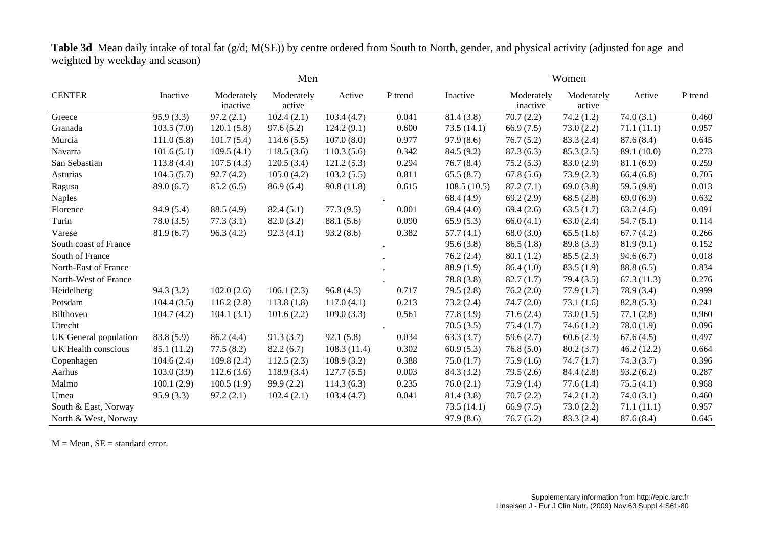**Table 3d** Mean daily intake of total fat (g/d; M(SE)) by centre ordered from South to North, gender, and physical activity (adjusted for age and weighted by weekday and season)

| | Men | | | | | Women | | | | |
|---|---|---|---|---|---|---|---|---|---|---|
| CENTER | Inactive | Moderately inactive | Moderately active | Active | P trend | Inactive | Moderately inactive | Moderately active | Active | P trend |
| Greece | 95.9 (3.3) | 97.2 (2.1) | 102.4 (2.1) | 103.4 (4.7) | 0.041 | 81.4 (3.8) | 70.7 (2.2) | 74.2 (1.2) | 74.0 (3.1) | 0.460 |
| Granada | 103.5 (7.0) | 120.1 (5.8) | 97.6 (5.2) | 124.2 (9.1) | 0.600 | 73.5 (14.1) | 66.9 (7.5) | 73.0 (2.2) | 71.1 (11.1) | 0.957 |
| Murcia | 111.0 (5.8) | 101.7 (5.4) | 114.6 (5.5) | 107.0 (8.0) | 0.977 | 97.9 (8.6) | 76.7 (5.2) | 83.3 (2.4) | 87.6 (8.4) | 0.645 |
| Navarra | 101.6 (5.1) | 109.5 (4.1) | 118.5 (3.6) | 110.3 (5.6) | 0.342 | 84.5 (9.2) | 87.3 (6.3) | 85.3 (2.5) | 89.1 (10.0) | 0.273 |
| San Sebastian | 113.8 (4.4) | 107.5 (4.3) | 120.5 (3.4) | 121.2 (5.3) | 0.294 | 76.7 (8.4) | 75.2 (5.3) | 83.0 (2.9) | 81.1 (6.9) | 0.259 |
| Asturias | 104.5 (5.7) | 92.7 (4.2) | 105.0 (4.2) | 103.2 (5.5) | 0.811 | 65.5 (8.7) | 67.8 (5.6) | 73.9 (2.3) | 66.4 (6.8) | 0.705 |
| Ragusa | 89.0 (6.7) | 85.2 (6.5) | 86.9 (6.4) | 90.8 (11.8) | 0.615 | 108.5 (10.5) | 87.2 (7.1) | 69.0 (3.8) | 59.5 (9.9) | 0.013 |
| Naples | | | | | . | 68.4 (4.9) | 69.2 (2.9) | 68.5 (2.8) | 69.0 (6.9) | 0.632 |
| Florence | 94.9 (5.4) | 88.5 (4.9) | 82.4 (5.1) | 77.3 (9.5) | 0.001 | 69.4 (4.0) | 69.4 (2.6) | 63.5 (1.7) | 63.2 (4.6) | 0.091 |
| Turin | 78.0 (3.5) | 77.3 (3.1) | 82.0 (3.2) | 88.1 (5.6) | 0.090 | 65.9 (5.3) | 66.0 (4.1) | 63.0 (2.4) | 54.7 (5.1) | 0.114 |
| Varese | 81.9 (6.7) | 96.3 (4.2) | 92.3 (4.1) | 93.2 (8.6) | 0.382 | 57.7 (4.1) | 68.0 (3.0) | 65.5 (1.6) | 67.7 (4.2) | 0.266 |
| South coast of France | | | | | . | 95.6 (3.8) | 86.5 (1.8) | 89.8 (3.3) | 81.9 (9.1) | 0.152 |
| South of France | | | | | . | 76.2 (2.4) | 80.1 (1.2) | 85.5 (2.3) | 94.6 (6.7) | 0.018 |
| North-East of France | | | | | . | 88.9 (1.9) | 86.4 (1.0) | 83.5 (1.9) | 88.8 (6.5) | 0.834 |
| North-West of France | | | | | . | 78.8 (3.8) | 82.7 (1.7) | 79.4 (3.5) | 67.3 (11.3) | 0.276 |
| Heidelberg | 94.3 (3.2) | 102.0 (2.6) | 106.1 (2.3) | 96.8 (4.5) | 0.717 | 79.5 (2.8) | 76.2 (2.0) | 77.9 (1.7) | 78.9 (3.4) | 0.999 |
| Potsdam | 104.4 (3.5) | 116.2 (2.8) | 113.8 (1.8) | 117.0 (4.1) | 0.213 | 73.2 (2.4) | 74.7 (2.0) | 73.1 (1.6) | 82.8 (5.3) | 0.241 |
| Bilthoven | 104.7 (4.2) | 104.1 (3.1) | 101.6 (2.2) | 109.0 (3.3) | 0.561 | 77.8 (3.9) | 71.6 (2.4) | 73.0 (1.5) | 77.1 (2.8) | 0.960 |
| Utrecht | | | | | . | 70.5 (3.5) | 75.4 (1.7) | 74.6 (1.2) | 78.0 (1.9) | 0.096 |
| UK General population | 83.8 (5.9) | 86.2 (4.4) | 91.3 (3.7) | 92.1 (5.8) | 0.034 | 63.3 (3.7) | 59.6 (2.7) | 60.6 (2.3) | 67.6 (4.5) | 0.497 |
| UK Health conscious | 85.1 (11.2) | 77.5 (8.2) | 82.2 (6.7) | 108.3 (11.4) | 0.302 | 60.9 (5.3) | 76.8 (5.0) | 80.2 (3.7) | 46.2 (12.2) | 0.664 |
| Copenhagen | 104.6 (2.4) | 109.8 (2.4) | 112.5 (2.3) | 108.9 (3.2) | 0.388 | 75.0 (1.7) | 75.9 (1.6) | 74.7 (1.7) | 74.3 (3.7) | 0.396 |
| Aarhus | 103.0 (3.9) | 112.6 (3.6) | 118.9 (3.4) | 127.7 (5.5) | 0.003 | 84.3 (3.2) | 79.5 (2.6) | 84.4 (2.8) | 93.2 (6.2) | 0.287 |
| Malmo | 100.1 (2.9) | 100.5 (1.9) | 99.9 (2.2) | 114.3 (6.3) | 0.235 | 76.0 (2.1) | 75.9 (1.4) | 77.6 (1.4) | 75.5 (4.1) | 0.968 |
| Umea | 95.9 (3.3) | 97.2 (2.1) | 102.4 (2.1) | 103.4 (4.7) | 0.041 | 81.4 (3.8) | 70.7 (2.2) | 74.2 (1.2) | 74.0 (3.1) | 0.460 |
| South & East, Norway | | | | | | 73.5 (14.1) | 66.9 (7.5) | 73.0 (2.2) | 71.1 (11.1) | 0.957 |
| North & West, Norway | | | | | | 97.9 (8.6) | 76.7 (5.2) | 83.3 (2.4) | 87.6 (8.4) | 0.645 |

M = Mean, SE = standard error.

Supplementary information from http://epic.iarc.fr
Linseisen J - Eur J Clin Nutr. (2009) Nov;63 Suppl 4:S61-80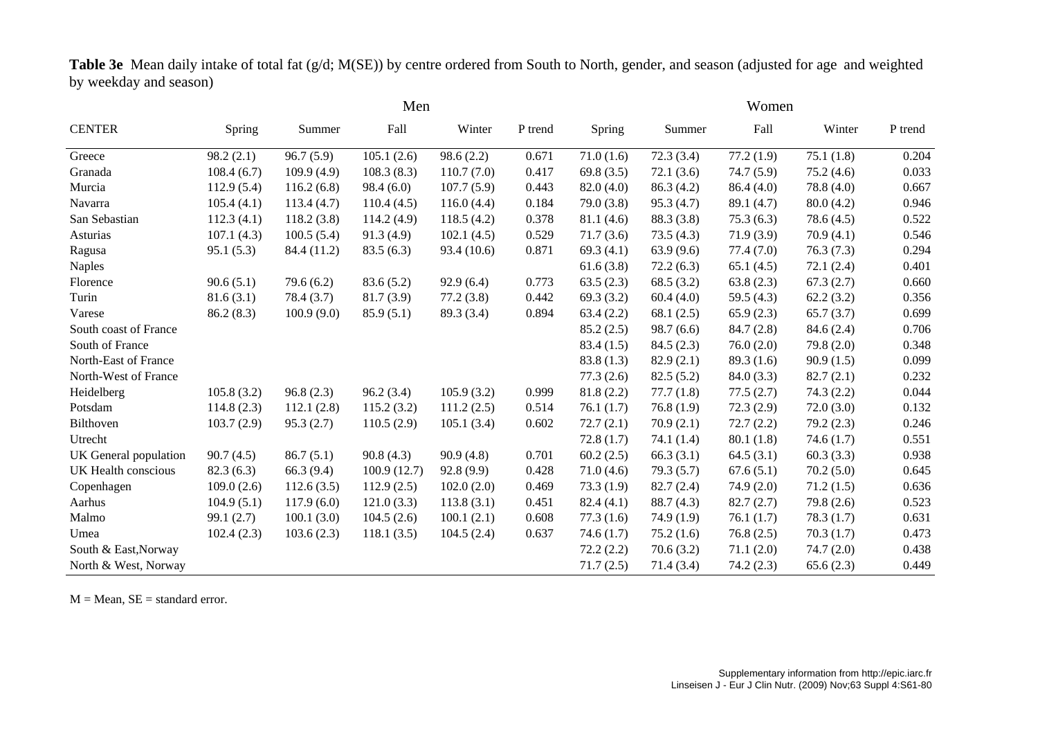**Table 3e** Mean daily intake of total fat (g/d; M(SE)) by centre ordered from South to North, gender, and season (adjusted for age and weighted by weekday and season)

| | Men | | | | | Women | | | | |
|---|---|---|---|---|---|---|---|---|---|---|
| CENTER | Spring | Summer | Fall | Winter | P trend | Spring | Summer | Fall | Winter | P trend |
| Greece | 98.2 (2.1) | 96.7 (5.9) | 105.1 (2.6) | 98.6 (2.2) | 0.671 | 71.0 (1.6) | 72.3 (3.4) | 77.2 (1.9) | 75.1 (1.8) | 0.204 |
| Granada | 108.4 (6.7) | 109.9 (4.9) | 108.3 (8.3) | 110.7 (7.0) | 0.417 | 69.8 (3.5) | 72.1 (3.6) | 74.7 (5.9) | 75.2 (4.6) | 0.033 |
| Murcia | 112.9 (5.4) | 116.2 (6.8) | 98.4 (6.0) | 107.7 (5.9) | 0.443 | 82.0 (4.0) | 86.3 (4.2) | 86.4 (4.0) | 78.8 (4.0) | 0.667 |
| Navarra | 105.4 (4.1) | 113.4 (4.7) | 110.4 (4.5) | 116.0 (4.4) | 0.184 | 79.0 (3.8) | 95.3 (4.7) | 89.1 (4.7) | 80.0 (4.2) | 0.946 |
| San Sebastian | 112.3 (4.1) | 118.2 (3.8) | 114.2 (4.9) | 118.5 (4.2) | 0.378 | 81.1 (4.6) | 88.3 (3.8) | 75.3 (6.3) | 78.6 (4.5) | 0.522 |
| Asturias | 107.1 (4.3) | 100.5 (5.4) | 91.3 (4.9) | 102.1 (4.5) | 0.529 | 71.7 (3.6) | 73.5 (4.3) | 71.9 (3.9) | 70.9 (4.1) | 0.546 |
| Ragusa | 95.1 (5.3) | 84.4 (11.2) | 83.5 (6.3) | 93.4 (10.6) | 0.871 | 69.3 (4.1) | 63.9 (9.6) | 77.4 (7.0) | 76.3 (7.3) | 0.294 |
| Naples | | | | | | 61.6 (3.8) | 72.2 (6.3) | 65.1 (4.5) | 72.1 (2.4) | 0.401 |
| Florence | 90.6 (5.1) | 79.6 (6.2) | 83.6 (5.2) | 92.9 (6.4) | 0.773 | 63.5 (2.3) | 68.5 (3.2) | 63.8 (2.3) | 67.3 (2.7) | 0.660 |
| Turin | 81.6 (3.1) | 78.4 (3.7) | 81.7 (3.9) | 77.2 (3.8) | 0.442 | 69.3 (3.2) | 60.4 (4.0) | 59.5 (4.3) | 62.2 (3.2) | 0.356 |
| Varese | 86.2 (8.3) | 100.9 (9.0) | 85.9 (5.1) | 89.3 (3.4) | 0.894 | 63.4 (2.2) | 68.1 (2.5) | 65.9 (2.3) | 65.7 (3.7) | 0.699 |
| South coast of France | | | | | | 85.2 (2.5) | 98.7 (6.6) | 84.7 (2.8) | 84.6 (2.4) | 0.706 |
| South of France | | | | | | 83.4 (1.5) | 84.5 (2.3) | 76.0 (2.0) | 79.8 (2.0) | 0.348 |
| North-East of France | | | | | | 83.8 (1.3) | 82.9 (2.1) | 89.3 (1.6) | 90.9 (1.5) | 0.099 |
| North-West of France | | | | | | 77.3 (2.6) | 82.5 (5.2) | 84.0 (3.3) | 82.7 (2.1) | 0.232 |
| Heidelberg | 105.8 (3.2) | 96.8 (2.3) | 96.2 (3.4) | 105.9 (3.2) | 0.999 | 81.8 (2.2) | 77.7 (1.8) | 77.5 (2.7) | 74.3 (2.2) | 0.044 |
| Potsdam | 114.8 (2.3) | 112.1 (2.8) | 115.2 (3.2) | 111.2 (2.5) | 0.514 | 76.1 (1.7) | 76.8 (1.9) | 72.3 (2.9) | 72.0 (3.0) | 0.132 |
| Bilthoven | 103.7 (2.9) | 95.3 (2.7) | 110.5 (2.9) | 105.1 (3.4) | 0.602 | 72.7 (2.1) | 70.9 (2.1) | 72.7 (2.2) | 79.2 (2.3) | 0.246 |
| Utrecht | | | | | | 72.8 (1.7) | 74.1 (1.4) | 80.1 (1.8) | 74.6 (1.7) | 0.551 |
| UK General population | 90.7 (4.5) | 86.7 (5.1) | 90.8 (4.3) | 90.9 (4.8) | 0.701 | 60.2 (2.5) | 66.3 (3.1) | 64.5 (3.1) | 60.3 (3.3) | 0.938 |
| UK Health conscious | 82.3 (6.3) | 66.3 (9.4) | 100.9 (12.7) | 92.8 (9.9) | 0.428 | 71.0 (4.6) | 79.3 (5.7) | 67.6 (5.1) | 70.2 (5.0) | 0.645 |
| Copenhagen | 109.0 (2.6) | 112.6 (3.5) | 112.9 (2.5) | 102.0 (2.0) | 0.469 | 73.3 (1.9) | 82.7 (2.4) | 74.9 (2.0) | 71.2 (1.5) | 0.636 |
| Aarhus | 104.9 (5.1) | 117.9 (6.0) | 121.0 (3.3) | 113.8 (3.1) | 0.451 | 82.4 (4.1) | 88.7 (4.3) | 82.7 (2.7) | 79.8 (2.6) | 0.523 |
| Malmo | 99.1 (2.7) | 100.1 (3.0) | 104.5 (2.6) | 100.1 (2.1) | 0.608 | 77.3 (1.6) | 74.9 (1.9) | 76.1 (1.7) | 78.3 (1.7) | 0.631 |
| Umea | 102.4 (2.3) | 103.6 (2.3) | 118.1 (3.5) | 104.5 (2.4) | 0.637 | 74.6 (1.7) | 75.2 (1.6) | 76.8 (2.5) | 70.3 (1.7) | 0.473 |
| South & East,Norway | | | | | | 72.2 (2.2) | 70.6 (3.2) | 71.1 (2.0) | 74.7 (2.0) | 0.438 |
| North & West, Norway | | | | | | 71.7 (2.5) | 71.4 (3.4) | 74.2 (2.3) | 65.6 (2.3) | 0.449 |

M = Mean, SE = standard error.

Supplementary information from http://epic.iarc.fr
Linseisen J - Eur J Clin Nutr. (2009) Nov;63 Suppl 4:S61-80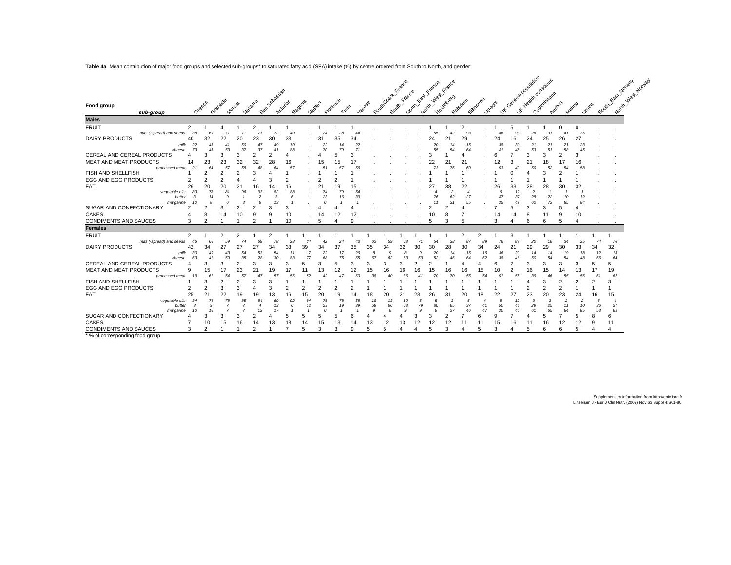**Table 4a** Mean contribution of major food groups and selected sub-groups* to saturated fatty acid (SFA) intake (%) by centre ordered from South to North, and gender

| Food group / *sub-group* | Greece | Granada | Murcia | Navarra | San Sebastian | Asturias | Ragusa | Naples | Florence | Turin | Varese | SouthCoast_France | South_France | North_East_France | North_West_France | Heidelberg | Potsdam | Bilthoven | Utrecht | UK General population | UK Health conscious | Copenhagen | Aarhus | Malmo | Umea | South_East_Norway | North_West_Norway |
|---|---|---|---|---|---|---|---|---|---|---|---|---|---|---|---|---|---|---|---|---|---|---|---|---|---|---|---|
| **Males** | | | | | | | | | | | | | | | | | | | | | | | | | | | |
| FRUIT | 2 | 1 | 4 | 1 | 2 | 1 | 1 | . | 1 | 1 | 1 | . | . | . | . | 1 | 1 | 2 | . | 1 | 5 | 1 | 1 | 0 | 0 | . | . |
| *nuts (-spread) and seeds* | *38* | *69* | *71* | *71* | *71* | *72* | *40* | . | *24* | *28* | *44* | . | . | . | . | *55* | *42* | *93* | . | *86* | *93* | *26* | *31* | *41* | *35* | . | . |
| DAIRY PRODUCTS | 40 | 32 | 22 | 20 | 23 | 30 | 33 | . | 31 | 35 | 34 | . | . | . | . | 24 | 21 | 29 | . | 24 | 16 | 24 | 25 | 26 | 27 | . | . |
| *milk* | *22* | *45* | *41* | *50* | *47* | *49* | *10* | . | *22* | *14* | *22* | . | . | . | . | *20* | *14* | *15* | . | *38* | *30* | *21* | *21* | *21* | *23* | . | . |
| *cheese* | *73* | *46* | *53* | *37* | *37* | *41* | *88* | . | *70* | *79* | *71* | . | . | . | . | *55* | *54* | *64* | . | *41* | *48* | *53* | *51* | *58* | *45* | . | . |
| CEREAL AND CEREAL PRODUCTS | 4 | 3 | 3 | 3 | 2 | 2 | 4 | . | 4 | 5 | 3 | . | . | . | . | 3 | 1 | 4 | . | 6 | 7 | 3 | 3 | 2 | 3 | . | . |
| MEAT AND MEAT PRODUCTS | 14 | 23 | 23 | 32 | 32 | 28 | 16 | . | 15 | 15 | 17 | . | . | . | . | 22 | 21 | 21 | . | 12 | 3 | 21 | 18 | 17 | 16 | . | . |
| *processed meat* | *21* | *64* | *57* | *58* | *48* | *64* | *57* | . | *51* | *57* | *56* | . | . | . | . | *73* | *76* | *60* | . | *53* | *49* | *50* | *52* | *54* | *58* | . | . |
| FISH AND SHELLFISH | 1 | 2 | 2 | 2 | 3 | 4 | 1 | . | 1 | 1 | 1 | . | . | . | . | 1 | 1 | 1 | . | 1 | 0 | 4 | 3 | 2 | 1 | . | . |
| EGG AND EGG PRODUCTS | 2 | 2 | 2 | 4 | 4 | 3 | 2 | . | 2 | 2 | 1 | . | . | . | . | 1 | 1 | 1 | . | 1 | 1 | 1 | 1 | 1 | 1 | . | . |
| FAT | 26 | 20 | 20 | 21 | 16 | 14 | 16 | . | 21 | 19 | 15 | . | . | . | . | 27 | 38 | 22 | . | 26 | 33 | 28 | 28 | 30 | 32 | . | . |
| *vegetable oils* | *83* | *78* | *81* | *96* | *93* | *82* | *88* | . | *74* | *79* | *54* | . | . | . | . | *4* | *2* | *4* | . | *6* | *12* | *2* | *1* | *1* | *1* | . | . |
| *butter* | *3* | *14* | *9* | *1* | *2* | *3* | *6* | . | *23* | *16* | *39* | . | . | . | . | *76* | *62* | *27* | . | *47* | *37* | *28* | *22* | *10* | *12* | . | . |
| *margarine* | *10* | *8* | *6* | *3* | *6* | *13* | *1* | . | *0* | *1* | *1* | . | . | . | . | *11* | *31* | *55* | . | *35* | *49* | *62* | *72* | *85* | *84* | . | . |
| SUGAR AND CONFECTIONARY | 2 | 2 | 3 | 2 | 2 | 3 | 3 | . | 4 | 4 | 4 | . | . | . | . | 2 | 2 | 4 | . | 7 | 5 | 3 | 3 | 5 | 4 | . | . |
| CAKES | 4 | 8 | 14 | 10 | 9 | 9 | 10 | . | 14 | 12 | 12 | . | . | . | . | 10 | 8 | 7 | . | 14 | 14 | 8 | 11 | 9 | 10 | . | . |
| CONDIMENTS AND SAUCES | 3 | 2 | 1 | 1 | 2 | 1 | 10 | . | 5 | 4 | 9 | . | . | . | . | 5 | 3 | 5 | . | 3 | 4 | 6 | 6 | 5 | 4 | . | . |
| **Females** | | | | | | | | | | | | | | | | | | | | | | | | | | | |
| FRUIT | 2 | 1 | 2 | 2 | 1 | 2 | 1 | 1 | 1 | 1 | 1 | 1 | 1 | 1 | 1 | 1 | 1 | 2 | 2 | 1 | 3 | 1 | 1 | 1 | 1 | 1 | 1 |
| *nuts (-spread) and seeds* | *46* | *66* | *59* | *74* | *69* | *78* | *28* | *34* | *42* | *24* | *43* | *62* | *59* | *68* | *71* | *54* | *38* | *87* | *89* | *76* | *87* | *20* | *16* | *34* | *25* | *74* | *76* |
| DAIRY PRODUCTS | 42 | 34 | 27 | 27 | 27 | 34 | 33 | 39 | 34 | 37 | 35 | 35 | 34 | 32 | 30 | 30 | 28 | 30 | 34 | 24 | 21 | 29 | 29 | 30 | 33 | 34 | 32 |
| *milk* | *30* | *49* | *43* | *54* | *53* | *54* | *11* | *17* | *22* | *17* | *26* | *8* | *9* | *8* | *9* | *20* | *14* | *15* | *16* | *36* | *29* | *14* | *14* | *19* | *18* | *12* | *13* |
| *cheese* | *63* | *41* | *50* | *35* | *28* | *30* | *83* | *77* | *68* | *75* | *65* | *67* | *62* | *63* | *59* | *52* | *46* | *64* | *62* | *38* | *46* | *50* | *54* | *54* | *48* | *66* | *64* |
| CEREAL AND CEREAL PRODUCTS | 4 | 3 | 3 | 2 | 3 | 3 | 3 | 5 | 3 | 5 | 3 | 3 | 3 | 3 | 2 | 2 | 1 | 4 | 4 | 6 | 7 | 3 | 3 | 3 | 3 | 5 | 5 |
| MEAT AND MEAT PRODUCTS | 9 | 15 | 17 | 23 | 21 | 19 | 17 | 11 | 13 | 12 | 12 | 15 | 16 | 16 | 16 | 15 | 16 | 16 | 15 | 10 | 2 | 16 | 15 | 14 | 13 | 17 | 19 |
| *processed meat* | *19* | *61* | *54* | *57* | *47* | *57* | *56* | *52* | *42* | *47* | *60* | *38* | *40* | *36* | *41* | *70* | *70* | *55* | *54* | *51* | *55* | *39* | *46* | *55* | *56* | *61* | *62* |
| FISH AND SHELLFISH | 1 | 3 | 2 | 2 | 3 | 3 | 1 | 1 | 1 | 1 | 1 | 1 | 1 | 1 | 1 | 1 | 1 | 1 | 1 | 1 | 1 | 4 | 3 | 2 | 2 | 2 | 3 |
| EGG AND EGG PRODUCTS | 2 | 2 | 3 | 3 | 4 | 3 | 2 | 2 | 2 | 2 | 2 | 1 | 1 | 1 | 1 | 1 | 1 | 1 | 1 | 1 | 1 | 2 | 2 | 2 | 1 | 1 | 1 |
| FAT | 25 | 21 | 22 | 19 | 19 | 13 | 16 | 15 | 20 | 19 | 14 | 18 | 20 | 21 | 23 | 26 | 31 | 20 | 18 | 22 | 27 | 23 | 20 | 23 | 24 | 16 | 15 |
| *vegetable oils* | *84* | *74* | *78* | *85* | *84* | *69* | *92* | *84* | *75* | *78* | *58* | *18* | *13* | *10* | *5* | *5* | *3* | *5* | *4* | *8* | *12* | *3* | *3* | *2* | *2* | *6* | *4* |
| *butter* | *3* | *9* | *7* | *7* | *4* | *13* | *6* | *12* | *23* | *19* | *39* | *59* | *66* | *68* | *79* | *80* | *65* | *37* | *41* | *50* | *46* | *29* | *25* | *11* | *10* | *36* | *27* |
| *margarine* | *10* | *16* | *7* | *7* | *12* | *17* | *1* | *1* | *0* | *1* | *1* | *9* | *6* | *9* | *9* | *9* | *27* | *46* | *47* | *30* | *40* | *61* | *65* | *84* | *85* | *53* | *63* |
| SUGAR AND CONFECTIONARY | 4 | 3 | 3 | 3 | 2 | 4 | 5 | 5 | 5 | 5 | 6 | 4 | 4 | 4 | 3 | 3 | 2 | 7 | 6 | 9 | 7 | 4 | 5 | 7 | 5 | 8 | 6 |
| CAKES | 7 | 10 | 15 | 16 | 14 | 13 | 13 | 14 | 15 | 13 | 14 | 13 | 12 | 13 | 12 | 12 | 12 | 11 | 11 | 15 | 16 | 11 | 16 | 12 | 12 | 9 | 11 |
| CONDIMENTS AND SAUCES | 3 | 2 | 1 | 1 | 2 | 1 | 7 | 5 | 3 | 3 | 9 | 5 | 5 | 4 | 4 | 5 | 3 | 4 | 5 | 3 | 4 | 5 | 6 | 6 | 5 | 4 | 4 |

\* % of corresponding food group

Supplementary information from http://epic.iarc.fr
Linseisen J - Eur J Clin Nutr. (2009) Nov;63 Suppl 4:S61-80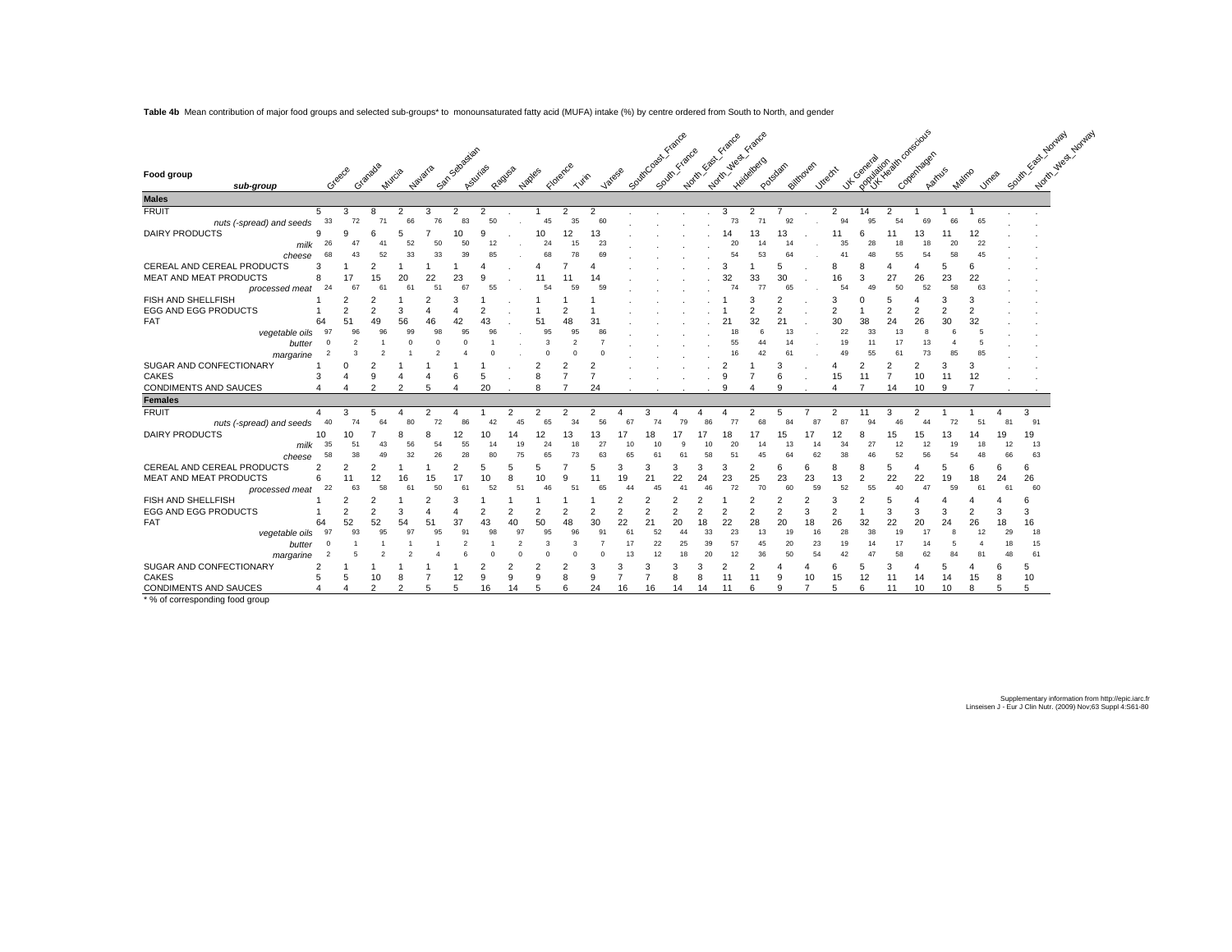**Table 4b** Mean contribution of major food groups and selected sub-groups* to monounsaturated fatty acid (MUFA) intake (%) by centre ordered from South to North, and gender

| Food group / *sub-group* | Greece | Granada | Murcia | Navarra | San Sebastian | Asturias | Ragusa | Naples | Florence | Turin | Varese | SouthCoast_France | South_France | North_East_France | North_West_France | Heidelberg | Potsdam | Bilthoven | Utrecht | UK General population | UK Health conscious | Copenhagen | Aarhus | Malmo | Umea | South_East_Norway | North_West_Norway |
|---|---|---|---|---|---|---|---|---|---|---|---|---|---|---|---|---|---|---|---|---|---|---|---|---|---|---|---|
| **Males** | | | | | | | | | | | | | | | | | | | | | | | | | | | |
| FRUIT | 5 | 3 | 8 | 2 | 3 | 2 | 2 | . | 1 | 2 | 2 | . | . | . | . | 3 | 2 | 7 | . | 2 | 14 | 2 | 1 | 1 | 1 | . | . |
| *nuts (-spread) and seeds* | 33 | 72 | 71 | 66 | 76 | 83 | 50 | . | 45 | 35 | 60 | . | . | . | . | 73 | 71 | 92 | . | 94 | 95 | 54 | 69 | 66 | 65 | . | . |
| DAIRY PRODUCTS | 9 | 9 | 6 | 5 | 7 | 10 | 9 | . | 10 | 12 | 13 | . | . | . | . | 14 | 13 | 13 | . | 11 | 6 | 11 | 13 | 11 | 12 | . | . |
| *milk* | 26 | 47 | 41 | 52 | 50 | 50 | 12 | . | 24 | 15 | 23 | . | . | . | . | 20 | 14 | 14 | . | 35 | 28 | 18 | 18 | 20 | 22 | . | . |
| *cheese* | 68 | 43 | 52 | 33 | 33 | 39 | 85 | . | 68 | 78 | 69 | . | . | . | . | 54 | 53 | 64 | . | 41 | 48 | 55 | 54 | 58 | 45 | . | . |
| CEREAL AND CEREAL PRODUCTS | 3 | 1 | 2 | 1 | 1 | 1 | 4 | . | 4 | 7 | 4 | . | . | . | . | 3 | 1 | 5 | . | 8 | 8 | 4 | 4 | 5 | 6 | . | . |
| MEAT AND MEAT PRODUCTS | 8 | 17 | 15 | 20 | 22 | 23 | 9 | . | 11 | 11 | 14 | . | . | . | . | 32 | 33 | 30 | . | 16 | 3 | 27 | 26 | 23 | 22 | . | . |
| *processed meat* | 24 | 67 | 61 | 61 | 51 | 67 | 55 | . | 54 | 59 | 59 | . | . | . | . | 74 | 77 | 65 | . | 54 | 49 | 50 | 52 | 58 | 63 | . | . |
| FISH AND SHELLFISH | 1 | 2 | 2 | 1 | 2 | 3 | 1 | . | 1 | 1 | 1 | . | . | . | . | 1 | 3 | 2 | . | 3 | 0 | 5 | 4 | 3 | 3 | . | . |
| EGG AND EGG PRODUCTS | 1 | 2 | 2 | 3 | 4 | 4 | 2 | . | 1 | 2 | 1 | . | . | . | . | 1 | 2 | 2 | . | 2 | 1 | 2 | 2 | 2 | 2 | . | . |
| FAT | 64 | 51 | 49 | 56 | 46 | 42 | 43 | . | 51 | 48 | 31 | . | . | . | . | 21 | 32 | 21 | . | 30 | 38 | 24 | 26 | 30 | 32 | . | . |
| *vegetable oils* | 97 | 96 | 96 | 99 | 98 | 95 | 96 | . | 95 | 95 | 86 | . | . | . | . | 18 | 6 | 13 | . | 22 | 33 | 13 | 8 | 6 | 5 | . | . |
| *butter* | 0 | 2 | 1 | 0 | 0 | 0 | 1 | . | 3 | 2 | 7 | . | . | . | . | 55 | 44 | 14 | . | 19 | 11 | 17 | 13 | 4 | 5 | . | . |
| *margarine* | 2 | 3 | 2 | 1 | 2 | 4 | 0 | . | 0 | 0 | 0 | . | . | . | . | 16 | 42 | 61 | . | 49 | 55 | 61 | 73 | 85 | 85 | . | . |
| SUGAR AND CONFECTIONARY | 1 | 0 | 2 | 1 | 1 | 1 | 1 | . | 2 | 2 | 2 | . | . | . | . | 2 | 1 | 3 | . | 4 | 2 | 2 | 2 | 3 | 3 | . | . |
| CAKES | 3 | 4 | 9 | 4 | 4 | 6 | 5 | . | 8 | 7 | 7 | . | . | . | . | 9 | 7 | 6 | . | 15 | 11 | 7 | 10 | 11 | 12 | . | . |
| CONDIMENTS AND SAUCES | 4 | 4 | 2 | 2 | 5 | 4 | 20 | . | 8 | 7 | 24 | . | . | . | . | 9 | 4 | 9 | . | 4 | 7 | 14 | 10 | 9 | 7 | . | . |
| **Females** | | | | | | | | | | | | | | | | | | | | | | | | | | | |
| FRUIT | 4 | 3 | 5 | 4 | 2 | 4 | 1 | 2 | 2 | 2 | 2 | 4 | 3 | 4 | 4 | 4 | 2 | 5 | 7 | 2 | 11 | 3 | 2 | 1 | 1 | 4 | 3 |
| *nuts (-spread) and seeds* | 40 | 74 | 64 | 80 | 72 | 86 | 42 | 45 | 65 | 34 | 56 | 67 | 74 | 79 | 86 | 77 | 68 | 84 | 87 | 87 | 94 | 46 | 44 | 72 | 51 | 81 | 91 |
| DAIRY PRODUCTS | 10 | 10 | 7 | 8 | 8 | 12 | 10 | 14 | 12 | 13 | 13 | 17 | 18 | 17 | 17 | 18 | 17 | 15 | 17 | 12 | 8 | 15 | 15 | 13 | 14 | 19 | 19 |
| *milk* | 35 | 51 | 43 | 56 | 54 | 55 | 14 | 19 | 24 | 18 | 27 | 10 | 10 | 9 | 10 | 20 | 14 | 13 | 14 | 34 | 27 | 12 | 12 | 19 | 18 | 12 | 13 |
| *cheese* | 58 | 38 | 49 | 32 | 26 | 28 | 80 | 75 | 65 | 73 | 63 | 65 | 61 | 61 | 58 | 51 | 45 | 64 | 62 | 38 | 46 | 52 | 56 | 54 | 48 | 66 | 63 |
| CEREAL AND CEREAL PRODUCTS | 2 | 2 | 2 | 1 | 1 | 2 | 5 | 5 | 5 | 7 | 5 | 3 | 3 | 3 | 3 | 3 | 2 | 6 | 6 | 8 | 8 | 5 | 4 | 5 | 6 | 6 | 6 |
| MEAT AND MEAT PRODUCTS | 6 | 11 | 12 | 16 | 15 | 17 | 10 | 8 | 10 | 9 | 11 | 19 | 21 | 22 | 24 | 23 | 25 | 23 | 23 | 13 | 2 | 22 | 22 | 19 | 18 | 24 | 26 |
| *processed meat* | 22 | 63 | 58 | 61 | 50 | 61 | 52 | 51 | 46 | 51 | 65 | 44 | 45 | 41 | 46 | 72 | 70 | 60 | 59 | 52 | 55 | 40 | 47 | 59 | 61 | 61 | 60 |
| FISH AND SHELLFISH | 1 | 2 | 2 | 1 | 2 | 3 | 1 | 1 | 1 | 1 | 1 | 2 | 2 | 2 | 2 | 1 | 2 | 2 | 2 | 3 | 2 | 5 | 4 | 4 | 4 | 4 | 6 |
| EGG AND EGG PRODUCTS | 1 | 2 | 2 | 3 | 4 | 4 | 2 | 2 | 2 | 2 | 2 | 2 | 2 | 2 | 2 | 2 | 2 | 2 | 3 | 2 | 1 | 3 | 3 | 3 | 2 | 3 | 3 |
| FAT | 64 | 52 | 52 | 54 | 51 | 37 | 43 | 40 | 50 | 48 | 30 | 22 | 21 | 20 | 18 | 22 | 28 | 20 | 18 | 26 | 32 | 22 | 20 | 24 | 26 | 18 | 16 |
| *vegetable oils* | 97 | 93 | 95 | 97 | 95 | 91 | 98 | 97 | 95 | 96 | 91 | 61 | 52 | 44 | 33 | 23 | 13 | 19 | 16 | 28 | 38 | 19 | 17 | 8 | 12 | 29 | 18 |
| *butter* | 0 | 1 | 1 | 1 | 1 | 2 | 1 | 2 | 3 | 3 | 7 | 17 | 22 | 25 | 39 | 57 | 45 | 20 | 23 | 19 | 14 | 17 | 14 | 5 | 4 | 18 | 15 |
| *margarine* | 2 | 5 | 2 | 2 | 4 | 6 | 0 | 0 | 0 | 0 | 0 | 13 | 12 | 18 | 20 | 12 | 36 | 50 | 54 | 42 | 47 | 58 | 62 | 84 | 81 | 48 | 61 |
| SUGAR AND CONFECTIONARY | 2 | 1 | 1 | 1 | 1 | 1 | 2 | 2 | 2 | 2 | 3 | 3 | 3 | 3 | 3 | 2 | 2 | 4 | 4 | 6 | 5 | 3 | 4 | 5 | 4 | 6 | 5 |
| CAKES | 5 | 5 | 10 | 8 | 7 | 12 | 9 | 9 | 9 | 8 | 9 | 7 | 7 | 8 | 8 | 11 | 11 | 9 | 10 | 15 | 12 | 11 | 14 | 14 | 15 | 8 | 10 |
| CONDIMENTS AND SAUCES | 4 | 4 | 2 | 2 | 5 | 5 | 16 | 14 | 5 | 6 | 24 | 16 | 16 | 14 | 14 | 11 | 6 | 9 | 7 | 5 | 6 | 11 | 10 | 10 | 8 | 5 | 5 |

* % of corresponding food group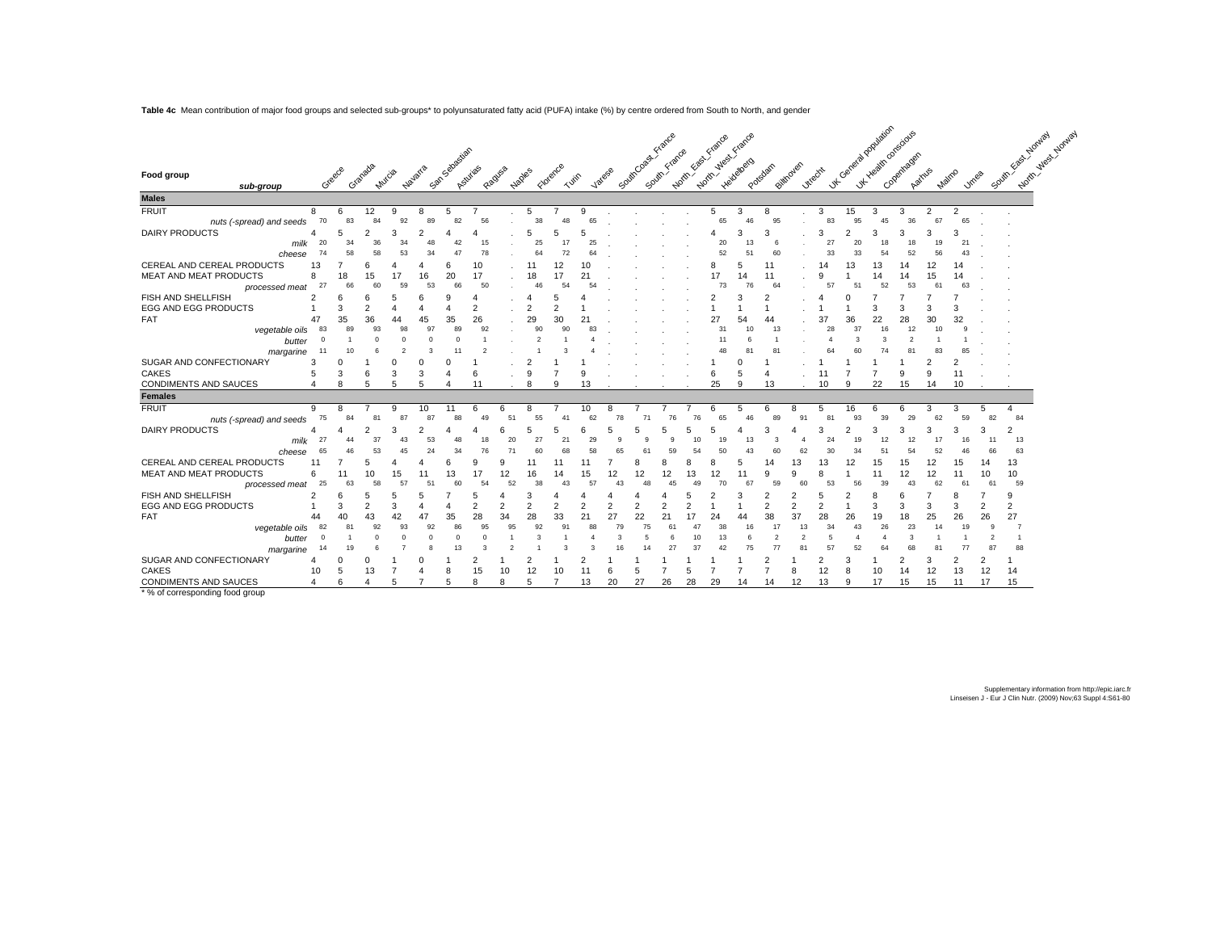**Table 4c** Mean contribution of major food groups and selected sub-groups* to polyunsaturated fatty acid (PUFA) intake (%) by centre ordered from South to North, and gender

| Food group / *sub-group* | Greece | Granada | Murcia | Navarra | San Sebastian | Asturias | Ragusa | Naples | Florence | Turin | Varese | SouthCoast_France | South_France | North_East_France | North_West_France | Heidelberg | Potsdam | Bilthoven | Utrecht | UK General population | UK Health conscious | Copenhagen | Aarhus | Malmo | Umea | South_East_Norway | North_West_Norway |
|---|---|---|---|---|---|---|---|---|---|---|---|---|---|---|---|---|---|---|---|---|---|---|---|---|---|---|---|
| **Males** | | | | | | | | | | | | | | | | | | | | | | | | | | | |
| FRUIT | 8 | 6 | 12 | 9 | 8 | 5 | 7 | . | 5 | 7 | 9 | . | . | . | . | 5 | 3 | 8 | . | 3 | 15 | 3 | 3 | 2 | 2 | . | . |
| *nuts (-spread) and seeds* | 70 | 83 | 84 | 92 | 89 | 82 | 56 | . | 38 | 48 | 65 | . | . | . | . | 65 | 46 | 95 | . | 83 | 95 | 45 | 36 | 67 | 65 | . | . |
| DAIRY PRODUCTS | 4 | 5 | 2 | 3 | 2 | 4 | 4 | . | 5 | 5 | 5 | . | . | . | . | 4 | 3 | 3 | . | 3 | 2 | 3 | 3 | 3 | 3 | . | . |
| *milk* | 20 | 34 | 36 | 34 | 48 | 42 | 15 | . | 25 | 17 | 25 | . | . | . | . | 20 | 13 | 6 | . | 27 | 20 | 18 | 18 | 19 | 21 | . | . |
| *cheese* | 74 | 58 | 58 | 53 | 34 | 47 | 78 | . | 64 | 72 | 64 | . | . | . | . | 52 | 51 | 60 | . | 33 | 33 | 54 | 52 | 56 | 43 | . | . |
| CEREAL AND CEREAL PRODUCTS | 13 | 7 | 6 | 4 | 4 | 6 | 10 | . | 11 | 12 | 10 | . | . | . | . | 8 | 5 | 11 | . | 14 | 13 | 13 | 14 | 12 | 14 | . | . |
| MEAT AND MEAT PRODUCTS | 8 | 18 | 15 | 17 | 16 | 20 | 17 | . | 18 | 17 | 21 | . | . | . | . | 17 | 14 | 11 | . | 9 | 1 | 14 | 14 | 15 | 14 | . | . |
| *processed meat* | 27 | 66 | 60 | 59 | 53 | 66 | 50 | . | 46 | 54 | 54 | . | . | . | . | 73 | 76 | 64 | . | 57 | 51 | 52 | 53 | 61 | 63 | . | . |
| FISH AND SHELLFISH | 2 | 6 | 6 | 5 | 6 | 9 | 4 | . | 4 | 5 | 4 | . | . | . | . | 2 | 3 | 2 | . | 4 | 0 | 7 | 7 | 7 | 7 | . | . |
| EGG AND EGG PRODUCTS | 1 | 3 | 2 | 4 | 4 | 4 | 2 | . | 2 | 2 | 1 | . | . | . | . | 1 | 1 | 1 | . | 1 | 1 | 3 | 3 | 3 | 3 | . | . |
| FAT | 47 | 35 | 36 | 44 | 45 | 35 | 26 | . | 29 | 30 | 21 | . | . | . | . | 27 | 54 | 44 | . | 37 | 36 | 22 | 28 | 30 | 32 | . | . |
| *vegetable oils* | 83 | 89 | 93 | 98 | 97 | 89 | 92 | . | 90 | 90 | 83 | . | . | . | . | 31 | 10 | 13 | . | 28 | 37 | 16 | 12 | 10 | 9 | . | . |
| *butter* | 0 | 1 | 0 | 0 | 0 | 0 | 1 | . | 2 | 1 | 4 | . | . | . | . | 11 | 6 | 1 | . | 4 | 3 | 3 | 2 | 1 | 1 | . | . |
| *margarine* | 11 | 10 | 6 | 2 | 3 | 11 | 2 | . | 1 | 3 | 4 | . | . | . | . | 48 | 81 | 81 | . | 64 | 60 | 74 | 81 | 83 | 85 | . | . |
| SUGAR AND CONFECTIONARY | 3 | 0 | 1 | 0 | 0 | 0 | 1 | . | 2 | 1 | 1 | . | . | . | . | 1 | 0 | 1 | . | 1 | 1 | 1 | 1 | 2 | 2 | . | . |
| CAKES | 5 | 3 | 6 | 3 | 3 | 4 | 6 | . | 9 | 7 | 9 | . | . | . | . | 6 | 5 | 4 | . | 11 | 7 | 7 | 9 | 9 | 11 | . | . |
| CONDIMENTS AND SAUCES | 4 | 8 | 5 | 5 | 5 | 4 | 11 | . | 8 | 9 | 13 | . | . | . | . | 25 | 9 | 13 | . | 10 | 9 | 22 | 15 | 14 | 10 | . | . |
| **Females** | | | | | | | | | | | | | | | | | | | | | | | | | | | |
| FRUIT | 9 | 8 | 7 | 9 | 10 | 11 | 6 | 6 | 8 | 7 | 10 | 8 | 7 | 7 | 7 | 6 | 5 | 6 | 8 | 5 | 16 | 6 | 6 | 3 | 3 | 5 | 4 |
| *nuts (-spread) and seeds* | 75 | 84 | 81 | 87 | 87 | 88 | 49 | 51 | 55 | 41 | 62 | 78 | 71 | 76 | 76 | 65 | 46 | 89 | 91 | 81 | 93 | 39 | 29 | 62 | 59 | 82 | 84 |
| DAIRY PRODUCTS | 4 | 4 | 2 | 3 | 2 | 4 | 4 | 6 | 5 | 5 | 6 | 5 | 5 | 5 | 5 | 5 | 4 | 3 | 4 | 3 | 2 | 3 | 3 | 3 | 3 | 3 | 2 |
| *milk* | 27 | 44 | 37 | 43 | 53 | 48 | 18 | 20 | 27 | 21 | 29 | 9 | 9 | 9 | 10 | 19 | 13 | 3 | 4 | 24 | 19 | 12 | 12 | 17 | 16 | 11 | 13 |
| *cheese* | 65 | 46 | 53 | 45 | 24 | 34 | 76 | 71 | 60 | 68 | 58 | 65 | 61 | 59 | 54 | 50 | 43 | 60 | 62 | 30 | 34 | 51 | 54 | 52 | 46 | 66 | 63 |
| CEREAL AND CEREAL PRODUCTS | 11 | 7 | 5 | 4 | 4 | 6 | 9 | 9 | 11 | 11 | 11 | 7 | 8 | 8 | 8 | 8 | 5 | 14 | 13 | 13 | 12 | 15 | 15 | 12 | 15 | 14 | 13 |
| MEAT AND MEAT PRODUCTS | 6 | 11 | 10 | 15 | 11 | 13 | 17 | 12 | 16 | 14 | 15 | 12 | 12 | 12 | 13 | 12 | 11 | 9 | 9 | 8 | 1 | 11 | 12 | 12 | 11 | 10 | 10 |
| *processed meat* | 25 | 63 | 58 | 57 | 51 | 60 | 54 | 52 | 38 | 43 | 57 | 43 | 48 | 45 | 49 | 70 | 67 | 59 | 60 | 53 | 56 | 39 | 43 | 62 | 61 | 61 | 59 |
| FISH AND SHELLFISH | 2 | 6 | 5 | 5 | 5 | 7 | 5 | 4 | 3 | 4 | 4 | 4 | 4 | 4 | 5 | 2 | 3 | 2 | 2 | 5 | 2 | 8 | 6 | 7 | 8 | 7 | 9 |
| EGG AND EGG PRODUCTS | 1 | 3 | 2 | 3 | 4 | 4 | 2 | 2 | 2 | 2 | 2 | 2 | 2 | 2 | 2 | 1 | 1 | 2 | 2 | 2 | 1 | 3 | 3 | 3 | 3 | 2 | 2 |
| FAT | 44 | 40 | 43 | 42 | 47 | 35 | 28 | 34 | 28 | 33 | 21 | 27 | 22 | 21 | 17 | 24 | 44 | 38 | 37 | 28 | 26 | 19 | 18 | 25 | 26 | 26 | 27 |
| *vegetable oils* | 82 | 81 | 92 | 93 | 92 | 86 | 95 | 95 | 92 | 91 | 88 | 79 | 75 | 61 | 47 | 38 | 16 | 17 | 13 | 34 | 43 | 26 | 23 | 14 | 19 | 9 | 7 |
| *butter* | 0 | 1 | 0 | 0 | 0 | 0 | 0 | 1 | 3 | 1 | 4 | 3 | 5 | 6 | 10 | 13 | 6 | 2 | 2 | 5 | 4 | 4 | 3 | 1 | 1 | 2 | 1 |
| *margarine* | 14 | 19 | 6 | 7 | 8 | 13 | 3 | 2 | 1 | 3 | 3 | 16 | 14 | 27 | 37 | 42 | 75 | 77 | 81 | 57 | 52 | 64 | 68 | 81 | 77 | 87 | 88 |
| SUGAR AND CONFECTIONARY | 4 | 0 | 0 | 1 | 0 | 1 | 2 | 1 | 2 | 1 | 2 | 1 | 1 | 1 | 1 | 1 | 1 | 2 | 1 | 2 | 3 | 1 | 2 | 3 | 2 | 2 | 1 |
| CAKES | 10 | 5 | 13 | 7 | 4 | 8 | 15 | 10 | 12 | 10 | 11 | 6 | 5 | 7 | 5 | 7 | 7 | 7 | 8 | 12 | 8 | 10 | 14 | 12 | 13 | 12 | 14 |
| CONDIMENTS AND SAUCES | 4 | 6 | 4 | 5 | 7 | 5 | 8 | 8 | 5 | 7 | 13 | 20 | 27 | 26 | 28 | 29 | 14 | 14 | 12 | 13 | 9 | 17 | 15 | 15 | 11 | 17 | 15 |

\* % of corresponding food group

Supplementary information from http://epic.iarc.fr
Linseisen J - Eur J Clin Nutr. (2009) Nov;63 Suppl 4:S61-80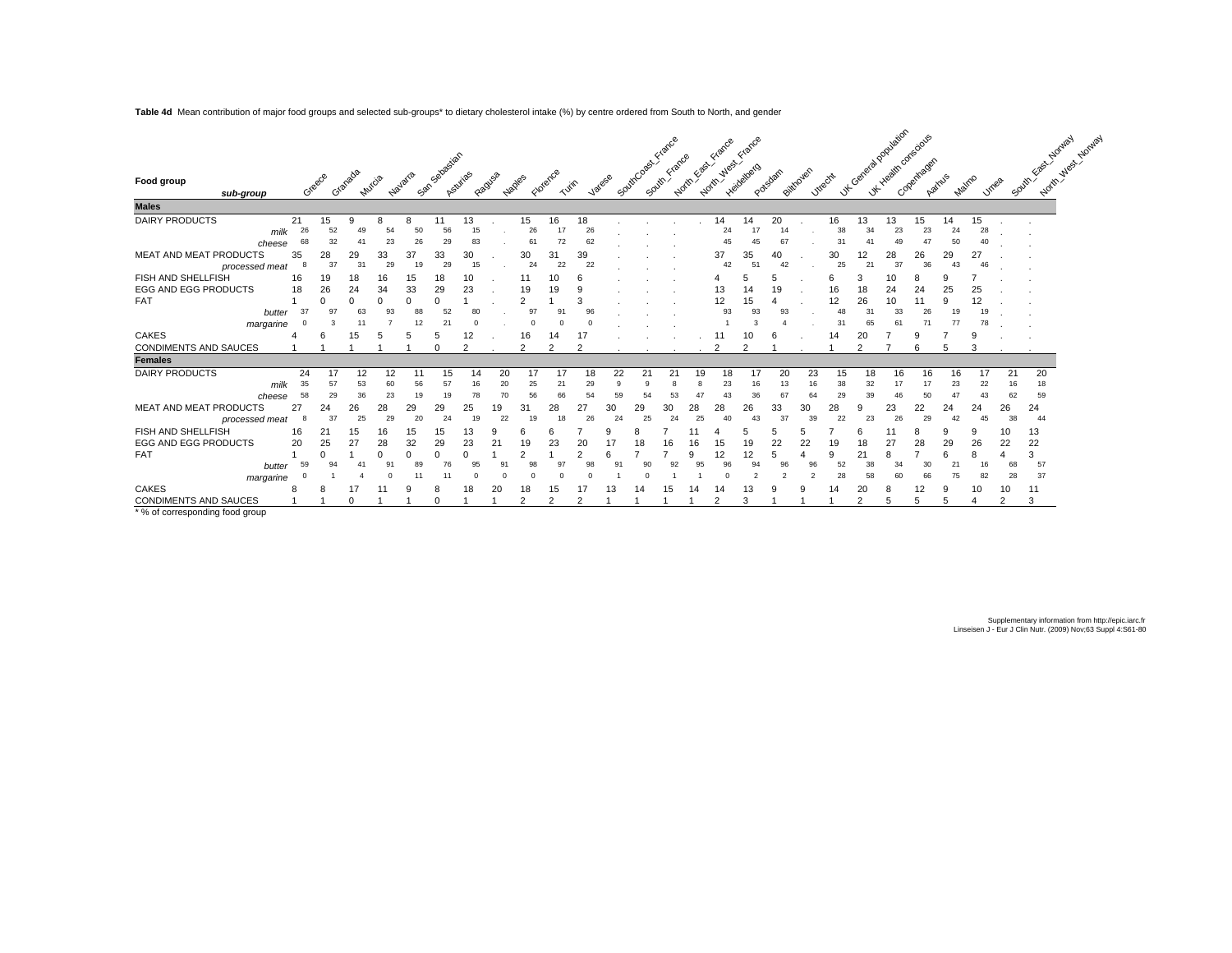**Table 4d** Mean contribution of major food groups and selected sub-groups* to dietary cholesterol intake (%) by centre ordered from South to North, and gender

| Food group / *sub-group* | Greece | Granada | Murcia | Navarra | San Sebastian | Asturias | Ragusa | Naples | Florence | Turin | Varese | SouthCoast_France | South_France | North_East_France | North_West_France | Heidelberg | Potsdam | Bilthoven | Utrecht | UK General population | UK Health conscious | Copenhagen | Aarhus | Malmo | Umea | South_East_Norway | North_West_Norway |
|---|---|---|---|---|---|---|---|---|---|---|---|---|---|---|---|---|---|---|---|---|---|---|---|---|---|---|---|
| **Males** | | | | | | | | | | | | | | | | | | | | | | | | | | | |
| DAIRY PRODUCTS | 21 | 15 | 9 | 8 | 8 | 11 | 13 | . | 15 | 16 | 18 | . | . | . | . | 14 | 14 | 20 | . | 16 | 13 | 13 | 15 | 14 | 15 | . | . |
| *milk* | 26 | 52 | 49 | 54 | 50 | 56 | 15 | . | 26 | 17 | 26 | . | . | . | . | 24 | 17 | 14 | . | 38 | 34 | 23 | 23 | 24 | 28 | . | . |
| *cheese* | 68 | 32 | 41 | 23 | 26 | 29 | 83 | . | 61 | 72 | 62 | . | . | . | . | 45 | 45 | 67 | . | 31 | 41 | 49 | 47 | 50 | 40 | . | . |
| MEAT AND MEAT PRODUCTS | 35 | 28 | 29 | 33 | 37 | 33 | 30 | . | 30 | 31 | 39 | . | . | . | . | 37 | 35 | 40 | . | 30 | 12 | 28 | 26 | 29 | 27 | . | . |
| *processed meat* | 8 | 37 | 31 | 29 | 19 | 29 | 15 | . | 24 | 22 | 22 | . | . | . | . | 42 | 51 | 42 | . | 25 | 21 | 37 | 36 | 43 | 46 | . | . |
| FISH AND SHELLFISH | 16 | 19 | 18 | 16 | 15 | 18 | 10 | . | 11 | 10 | 6 | . | . | . | . | 4 | 5 | 5 | . | 6 | 3 | 10 | 8 | 9 | 7 | . | . |
| EGG AND EGG PRODUCTS | 18 | 26 | 24 | 34 | 33 | 29 | 23 | . | 19 | 19 | 9 | . | . | . | . | 13 | 14 | 19 | . | 16 | 18 | 24 | 24 | 25 | 25 | . | . |
| FAT | 1 | 0 | 0 | 0 | 0 | 0 | 1 | . | 2 | 1 | 3 | . | . | . | . | 12 | 15 | 4 | . | 12 | 26 | 10 | 11 | 9 | 12 | . | . |
| *butter* | 37 | 97 | 63 | 93 | 88 | 52 | 80 | . | 97 | 91 | 96 | . | . | . | . | 93 | 93 | 93 | . | 48 | 31 | 33 | 26 | 19 | 19 | . | . |
| *margarine* | 0 | 3 | 11 | 7 | 12 | 21 | 0 | . | 0 | 0 | 0 | . | . | . | . | 1 | 3 | 4 | . | 31 | 65 | 61 | 71 | 77 | 78 | . | . |
| CAKES | 4 | 6 | 15 | 5 | 5 | 5 | 12 | . | 16 | 14 | 17 | . | . | . | . | 11 | 10 | 6 | . | 14 | 20 | 7 | 9 | 7 | 9 | . | . |
| CONDIMENTS AND SAUCES | 1 | 1 | 1 | 1 | 1 | 0 | 2 | . | 2 | 2 | 2 | . | . | . | . | 2 | 2 | 1 | . | 1 | 2 | 7 | 6 | 5 | 3 | . | . |
| **Females** | | | | | | | | | | | | | | | | | | | | | | | | | | | |
| DAIRY PRODUCTS | 24 | 17 | 12 | 12 | 11 | 15 | 14 | 20 | 17 | 17 | 18 | 22 | 21 | 21 | 19 | 18 | 17 | 20 | 23 | 15 | 18 | 16 | 16 | 16 | 17 | 21 | 20 |
| *milk* | 35 | 57 | 53 | 60 | 56 | 57 | 16 | 20 | 25 | 21 | 29 | 9 | 9 | 8 | 8 | 23 | 16 | 13 | 16 | 38 | 32 | 17 | 17 | 23 | 22 | 16 | 18 |
| *cheese* | 58 | 29 | 36 | 23 | 19 | 19 | 78 | 70 | 56 | 66 | 54 | 59 | 54 | 53 | 47 | 43 | 36 | 67 | 64 | 29 | 39 | 46 | 50 | 47 | 43 | 62 | 59 |
| MEAT AND MEAT PRODUCTS | 27 | 24 | 26 | 28 | 29 | 29 | 25 | 19 | 31 | 28 | 27 | 30 | 29 | 30 | 28 | 28 | 26 | 33 | 30 | 28 | 9 | 23 | 22 | 24 | 24 | 26 | 24 |
| *processed meat* | 8 | 37 | 25 | 29 | 20 | 24 | 19 | 22 | 19 | 18 | 26 | 24 | 25 | 24 | 25 | 40 | 43 | 37 | 39 | 22 | 23 | 26 | 29 | 42 | 45 | 38 | 44 |
| FISH AND SHELLFISH | 16 | 21 | 15 | 16 | 15 | 15 | 13 | 9 | 6 | 6 | 7 | 9 | 8 | 7 | 11 | 4 | 5 | 5 | 5 | 7 | 6 | 11 | 8 | 9 | 9 | 10 | 13 |
| EGG AND EGG PRODUCTS | 20 | 25 | 27 | 28 | 32 | 29 | 23 | 21 | 19 | 23 | 20 | 17 | 18 | 16 | 16 | 15 | 19 | 22 | 22 | 19 | 18 | 27 | 28 | 29 | 26 | 22 | 22 |
| FAT | 1 | 0 | 1 | 0 | 0 | 0 | 0 | 1 | 2 | 1 | 2 | 6 | 7 | 7 | 9 | 12 | 12 | 5 | 4 | 9 | 21 | 8 | 7 | 6 | 8 | 4 | 3 |
| *butter* | 59 | 94 | 41 | 91 | 89 | 76 | 95 | 91 | 98 | 97 | 98 | 91 | 90 | 92 | 95 | 96 | 94 | 96 | 96 | 52 | 38 | 34 | 30 | 21 | 16 | 68 | 57 |
| *margarine* | 0 | 1 | 4 | 0 | 11 | 11 | 0 | 0 | 0 | 0 | 0 | 1 | 0 | 1 | 1 | 0 | 2 | 2 | 2 | 28 | 58 | 60 | 66 | 75 | 82 | 28 | 37 |
| CAKES | 8 | 8 | 17 | 11 | 9 | 8 | 18 | 20 | 18 | 15 | 17 | 13 | 14 | 15 | 14 | 14 | 13 | 9 | 9 | 14 | 20 | 8 | 12 | 9 | 10 | 10 | 11 |
| CONDIMENTS AND SAUCES | 1 | 1 | 0 | 1 | 1 | 0 | 1 | 1 | 2 | 2 | 2 | 1 | 1 | 1 | 1 | 2 | 3 | 1 | 1 | 1 | 2 | 5 | 5 | 5 | 4 | 2 | 3 |

* % of corresponding food group